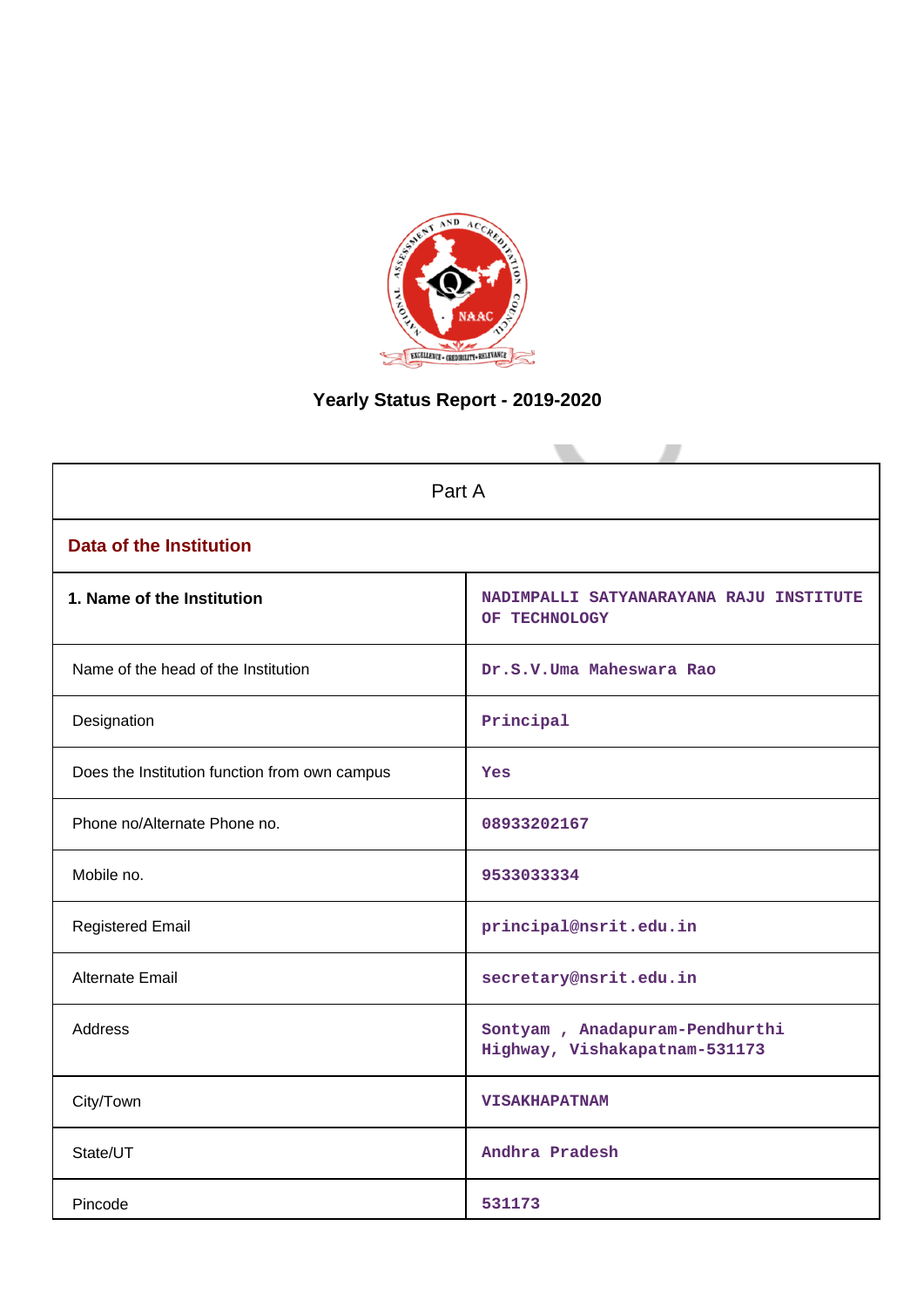# Yearly Status Report - 2019-2020

| Part A | |
|---|---|
| **Data of the Institution** | |
| **1. Name of the Institution** | NADIMPALLI SATYANARAYANA RAJU INSTITUTE OF TECHNOLOGY |
| Name of the head of the Institution | Dr.S.V.Uma Maheswara Rao |
| Designation | Principal |
| Does the Institution function from own campus | Yes |
| Phone no/Alternate Phone no. | 08933202167 |
| Mobile no. | 9533033334 |
| Registered Email | principal@nsrit.edu.in |
| Alternate Email | secretary@nsrit.edu.in |
| Address | Sontyam , Anadapuram-Pendhurthi Highway, Vishakapatnam-531173 |
| City/Town | VISAKHAPATNAM |
| State/UT | Andhra Pradesh |
| Pincode | 531173 |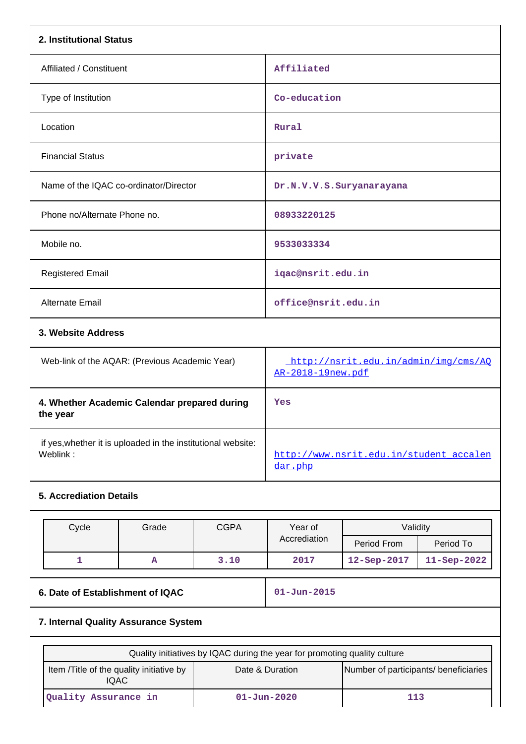## 2. Institutional Status

| | |
|---|---|
| Affiliated / Constituent | Affiliated |
| Type of Institution | Co-education |
| Location | Rural |
| Financial Status | private |
| Name of the IQAC co-ordinator/Director | Dr.N.V.V.S.Suryanarayana |
| Phone no/Alternate Phone no. | 08933220125 |
| Mobile no. | 9533033334 |
| Registered Email | iqac@nsrit.edu.in |
| Alternate Email | office@nsrit.edu.in |

## 3. Website Address

| | |
|---|---|
| Web-link of the AQAR: (Previous Academic Year) | http://nsrit.edu.in/admin/img/cms/AQAR-2018-19new.pdf |
| **4. Whether Academic Calendar prepared during the year** | Yes |
| if yes,whether it is uploaded in the institutional website: Weblink : | http://www.nsrit.edu.in/student_accalendar.php |

## 5. Accrediation Details

| Cycle | Grade | CGPA | Year of Accrediation | Validity | |
|---|---|---|---|---|---|
| | | | | Period From | Period To |
| 1 | A | 3.10 | 2017 | 12-Sep-2017 | 11-Sep-2022 |

| | |
|---|---|
| **6. Date of Establishment of IQAC** | 01-Jun-2015 |

## 7. Internal Quality Assurance System

| Quality initiatives by IQAC during the year for promoting quality culture | | |
|---|---|---|
| Item /Title of the quality initiative by IQAC | Date & Duration | Number of participants/ beneficiaries |
| Quality Assurance in | 01-Jun-2020 | 113 |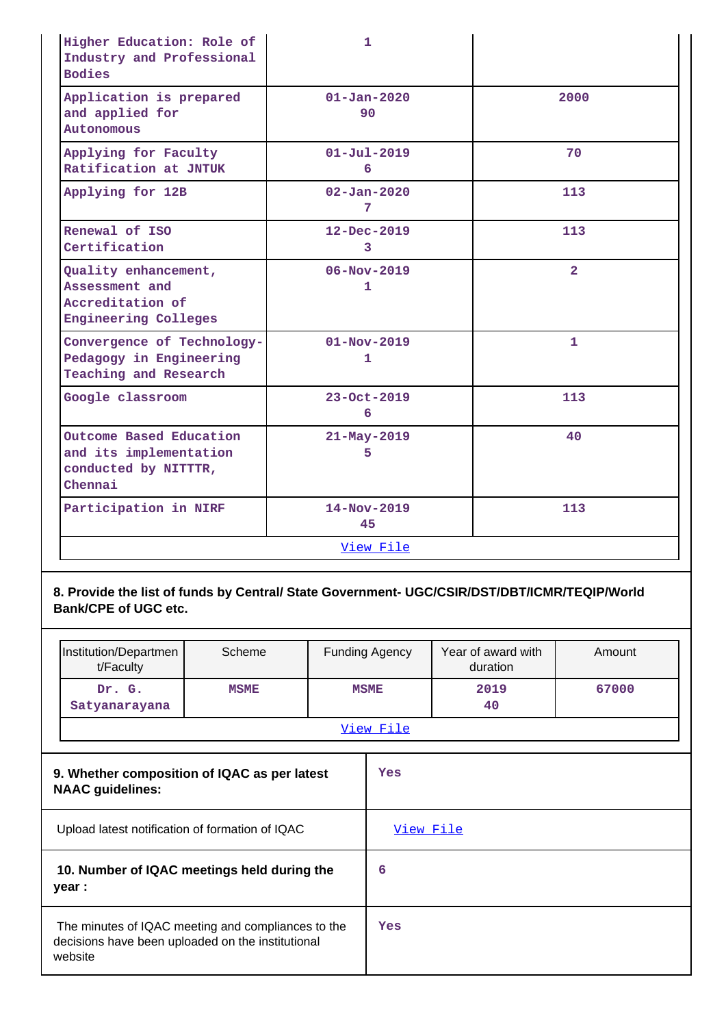| | | |
|---|---|---|
| Higher Education: Role of Industry and Professional Bodies | 1 | |
| Application is prepared and applied for Autonomous | 01-Jan-2020<br>90 | 2000 |
| Applying for Faculty Ratification at JNTUK | 01-Jul-2019<br>6 | 70 |
| Applying for 12B | 02-Jan-2020<br>7 | 113 |
| Renewal of ISO Certification | 12-Dec-2019<br>3 | 113 |
| Quality enhancement, Assessment and Accreditation of Engineering Colleges | 06-Nov-2019<br>1 | 2 |
| Convergence of Technology-Pedagogy in Engineering Teaching and Research | 01-Nov-2019<br>1 | 1 |
| Google classroom | 23-Oct-2019<br>6 | 113 |
| Outcome Based Education and its implementation conducted by NITTTR, Chennai | 21-May-2019<br>5 | 40 |
| Participation in NIRF | 14-Nov-2019<br>45 | 113 |
| View File | | |

**8. Provide the list of funds by Central/ State Government- UGC/CSIR/DST/DBT/ICMR/TEQIP/World Bank/CPE of UGC etc.**

| Institution/Department/Faculty | Scheme | Funding Agency | Year of award with duration | Amount |
|---|---|---|---|---|
| Dr. G. Satyanarayana | MSME | MSME | 2019<br>40 | 67000 |
| View File | | | | |

| | |
|---|---|
| **9. Whether composition of IQAC as per latest NAAC guidelines:** | Yes |
| Upload latest notification of formation of IQAC | View File |
| **10. Number of IQAC meetings held during the year :** | 6 |
| The minutes of IQAC meeting and compliances to the decisions have been uploaded on the institutional website | Yes |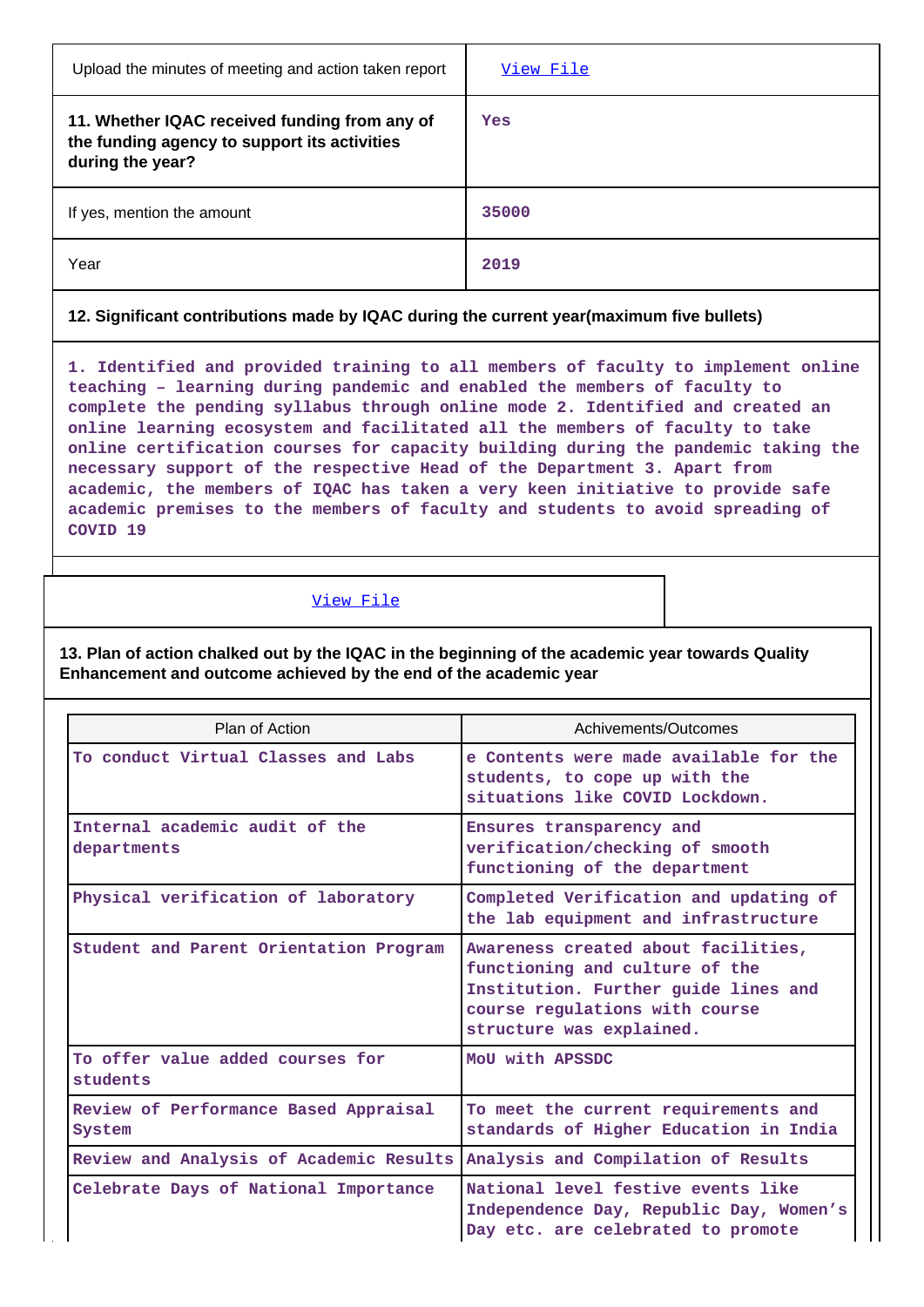| Upload the minutes of meeting and action taken report | View File |
|---|---|
| **11. Whether IQAC received funding from any of the funding agency to support its activities during the year?** | Yes |
| If yes, mention the amount | 35000 |
| Year | 2019 |

**12. Significant contributions made by IQAC during the current year(maximum five bullets)**

1. Identified and provided training to all members of faculty to implement online teaching – learning during pandemic and enabled the members of faculty to complete the pending syllabus through online mode 2. Identified and created an online learning ecosystem and facilitated all the members of faculty to take online certification courses for capacity building during the pandemic taking the necessary support of the respective Head of the Department 3. Apart from academic, the members of IQAC has taken a very keen initiative to provide safe academic premises to the members of faculty and students to avoid spreading of COVID 19

View File

**13. Plan of action chalked out by the IQAC in the beginning of the academic year towards Quality Enhancement and outcome achieved by the end of the academic year**

| Plan of Action | Achivements/Outcomes |
|---|---|
| To conduct Virtual Classes and Labs | e Contents were made available for the students, to cope up with the situations like COVID Lockdown. |
| Internal academic audit of the departments | Ensures transparency and verification/checking of smooth functioning of the department |
| Physical verification of laboratory | Completed Verification and updating of the lab equipment and infrastructure |
| Student and Parent Orientation Program | Awareness created about facilities, functioning and culture of the Institution. Further guide lines and course regulations with course structure was explained. |
| To offer value added courses for students | MoU with APSSDC |
| Review of Performance Based Appraisal System | To meet the current requirements and standards of Higher Education in India |
| Review and Analysis of Academic Results | Analysis and Compilation of Results |
| Celebrate Days of National Importance | National level festive events like Independence Day, Republic Day, Women's Day etc. are celebrated to promote |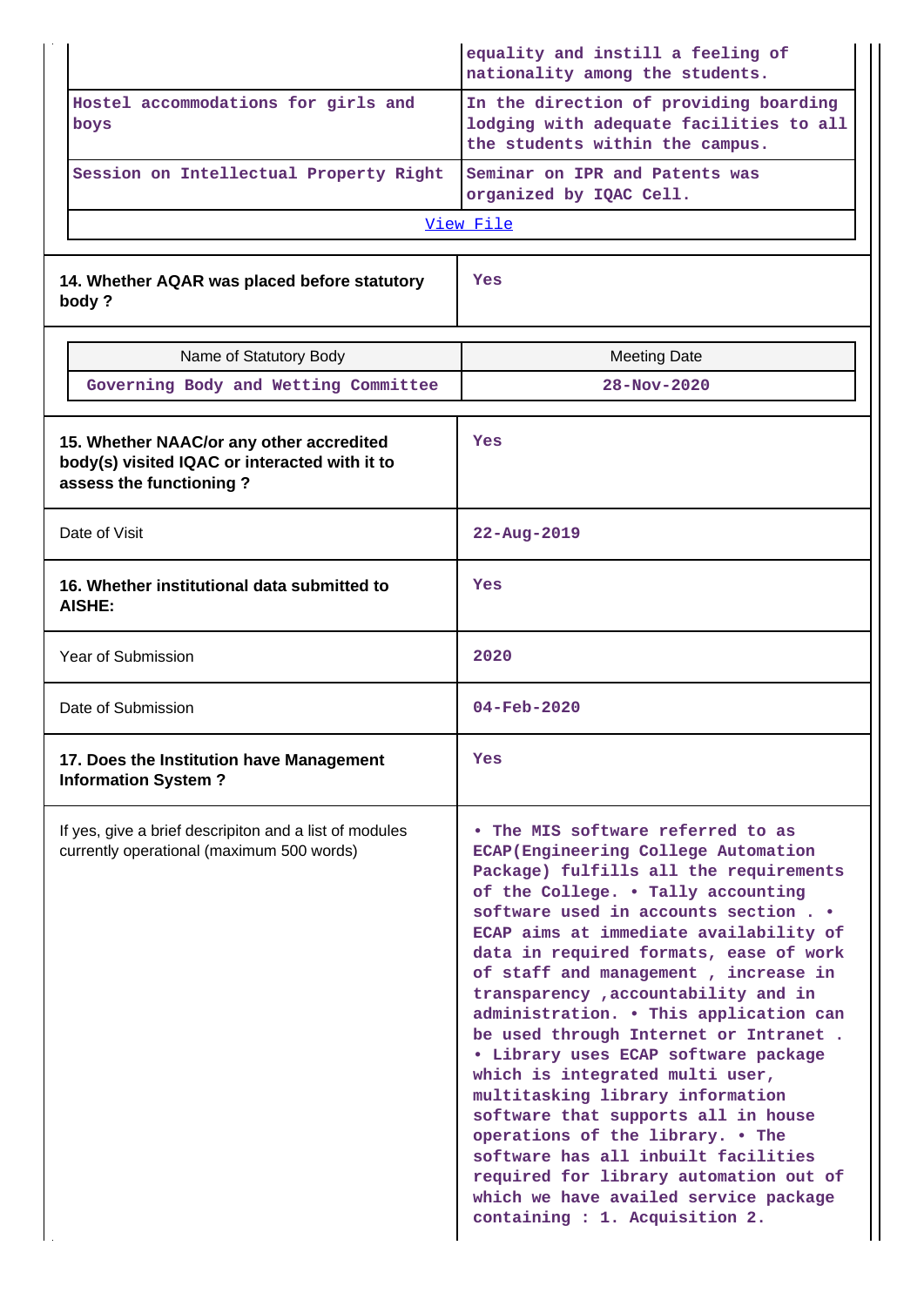| | |
|---|---|
| | equality and instill a feeling of nationality among the students. |
| Hostel accommodations for girls and boys | In the direction of providing boarding lodging with adequate facilities to all the students within the campus. |
| Session on Intellectual Property Right | Seminar on IPR and Patents was organized by IQAC Cell. |

View File

| | |
|---|---|
| **14. Whether AQAR was placed before statutory body ?** | Yes |

| Name of Statutory Body | Meeting Date |
|---|---|
| Governing Body and Wetting Committee | 28-Nov-2020 |

| | |
|---|---|
| **15. Whether NAAC/or any other accredited body(s) visited IQAC or interacted with it to assess the functioning ?** | Yes |
| Date of Visit | 22-Aug-2019 |
| **16. Whether institutional data submitted to AISHE:** | Yes |
| Year of Submission | 2020 |
| Date of Submission | 04-Feb-2020 |
| **17. Does the Institution have Management Information System ?** | Yes |
| If yes, give a brief descripiton and a list of modules currently operational (maximum 500 words) | • The MIS software referred to as ECAP(Engineering College Automation Package) fulfills all the requirements of the College. • Tally accounting software used in accounts section . • ECAP aims at immediate availability of data in required formats, ease of work of staff and management , increase in transparency ,accountability and in administration. • This application can be used through Internet or Intranet . • Library uses ECAP software package which is integrated multi user, multitasking library information software that supports all in house operations of the library. • The software has all inbuilt facilities required for library automation out of which we have availed service package containing : 1. Acquisition 2. |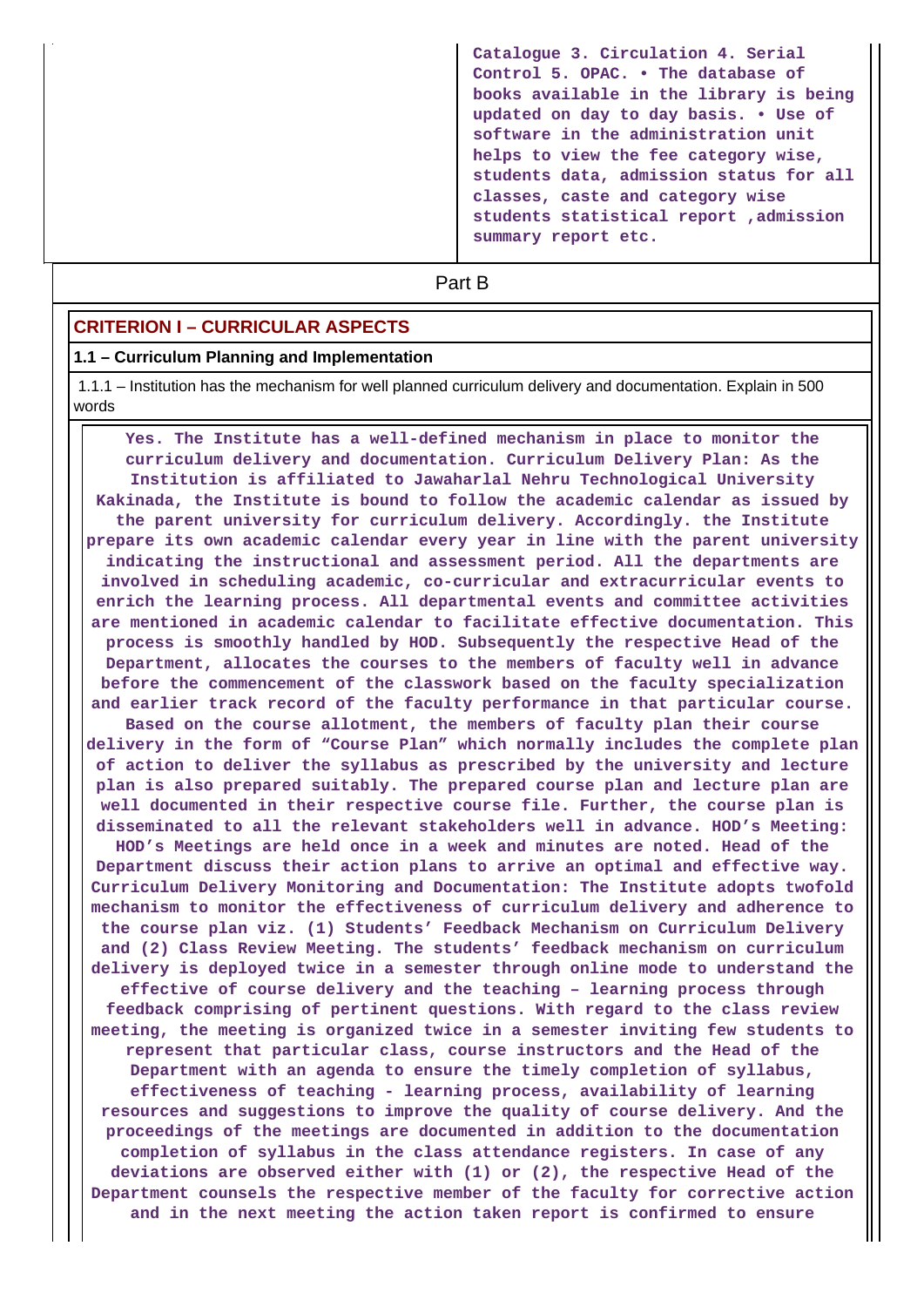| | Catalogue 3. Circulation 4. Serial Control 5. OPAC. • The database of books available in the library is being updated on day to day basis. • Use of software in the administration unit helps to view the fee category wise, students data, admission status for all classes, caste and category wise students statistical report ,admission summary report etc. |
|---|---|

## Part B

### CRITERION I – CURRICULAR ASPECTS

#### 1.1 – Curriculum Planning and Implementation

1.1.1 – Institution has the mechanism for well planned curriculum delivery and documentation. Explain in 500 words

**Yes. The Institute has a well-defined mechanism in place to monitor the curriculum delivery and documentation. Curriculum Delivery Plan: As the Institution is affiliated to Jawaharlal Nehru Technological University Kakinada, the Institute is bound to follow the academic calendar as issued by the parent university for curriculum delivery. Accordingly. the Institute prepare its own academic calendar every year in line with the parent university indicating the instructional and assessment period. All the departments are involved in scheduling academic, co-curricular and extracurricular events to enrich the learning process. All departmental events and committee activities are mentioned in academic calendar to facilitate effective documentation. This process is smoothly handled by HOD. Subsequently the respective Head of the Department, allocates the courses to the members of faculty well in advance before the commencement of the classwork based on the faculty specialization and earlier track record of the faculty performance in that particular course. Based on the course allotment, the members of faculty plan their course delivery in the form of "Course Plan" which normally includes the complete plan of action to deliver the syllabus as prescribed by the university and lecture plan is also prepared suitably. The prepared course plan and lecture plan are well documented in their respective course file. Further, the course plan is disseminated to all the relevant stakeholders well in advance. HOD's Meeting: HOD's Meetings are held once in a week and minutes are noted. Head of the Department discuss their action plans to arrive an optimal and effective way. Curriculum Delivery Monitoring and Documentation: The Institute adopts twofold mechanism to monitor the effectiveness of curriculum delivery and adherence to the course plan viz. (1) Students' Feedback Mechanism on Curriculum Delivery and (2) Class Review Meeting. The students' feedback mechanism on curriculum delivery is deployed twice in a semester through online mode to understand the effective of course delivery and the teaching – learning process through feedback comprising of pertinent questions. With regard to the class review meeting, the meeting is organized twice in a semester inviting few students to represent that particular class, course instructors and the Head of the Department with an agenda to ensure the timely completion of syllabus, effectiveness of teaching - learning process, availability of learning resources and suggestions to improve the quality of course delivery. And the proceedings of the meetings are documented in addition to the documentation completion of syllabus in the class attendance registers. In case of any deviations are observed either with (1) or (2), the respective Head of the Department counsels the respective member of the faculty for corrective action and in the next meeting the action taken report is confirmed to ensure**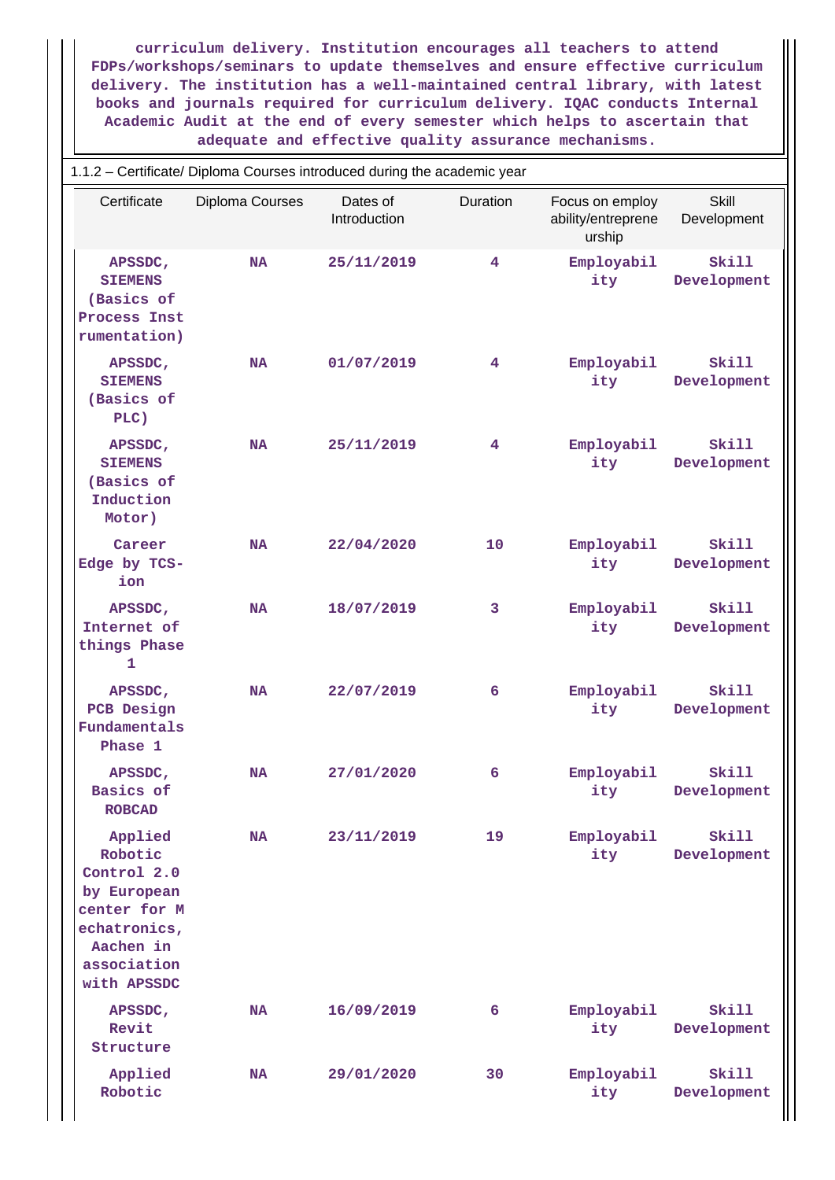curriculum delivery. Institution encourages all teachers to attend FDPs/workshops/seminars to update themselves and ensure effective curriculum delivery. The institution has a well-maintained central library, with latest books and journals required for curriculum delivery. IQAC conducts Internal Academic Audit at the end of every semester which helps to ascertain that adequate and effective quality assurance mechanisms.

1.1.2 – Certificate/ Diploma Courses introduced during the academic year

| Certificate | Diploma Courses | Dates of Introduction | Duration | Focus on employ ability/entreprene urship | Skill Development |
|---|---|---|---|---|---|
| APSSDC, SIEMENS (Basics of Process Instrumentation) | NA | 25/11/2019 | 4 | Employability | Skill Development |
| APSSDC, SIEMENS (Basics of PLC) | NA | 01/07/2019 | 4 | Employability | Skill Development |
| APSSDC, SIEMENS (Basics of Induction Motor) | NA | 25/11/2019 | 4 | Employability | Skill Development |
| Career Edge by TCS-ion | NA | 22/04/2020 | 10 | Employability | Skill Development |
| APSSDC, Internet of things Phase 1 | NA | 18/07/2019 | 3 | Employability | Skill Development |
| APSSDC, PCB Design Fundamentals Phase 1 | NA | 22/07/2019 | 6 | Employability | Skill Development |
| APSSDC, Basics of ROBCAD | NA | 27/01/2020 | 6 | Employability | Skill Development |
| Applied Robotic Control 2.0 by European center for Mechatronics, Aachen in association with APSSDC | NA | 23/11/2019 | 19 | Employability | Skill Development |
| APSSDC, Revit Structure | NA | 16/09/2019 | 6 | Employability | Skill Development |
| Applied Robotic | NA | 29/01/2020 | 30 | Employability | Skill Development |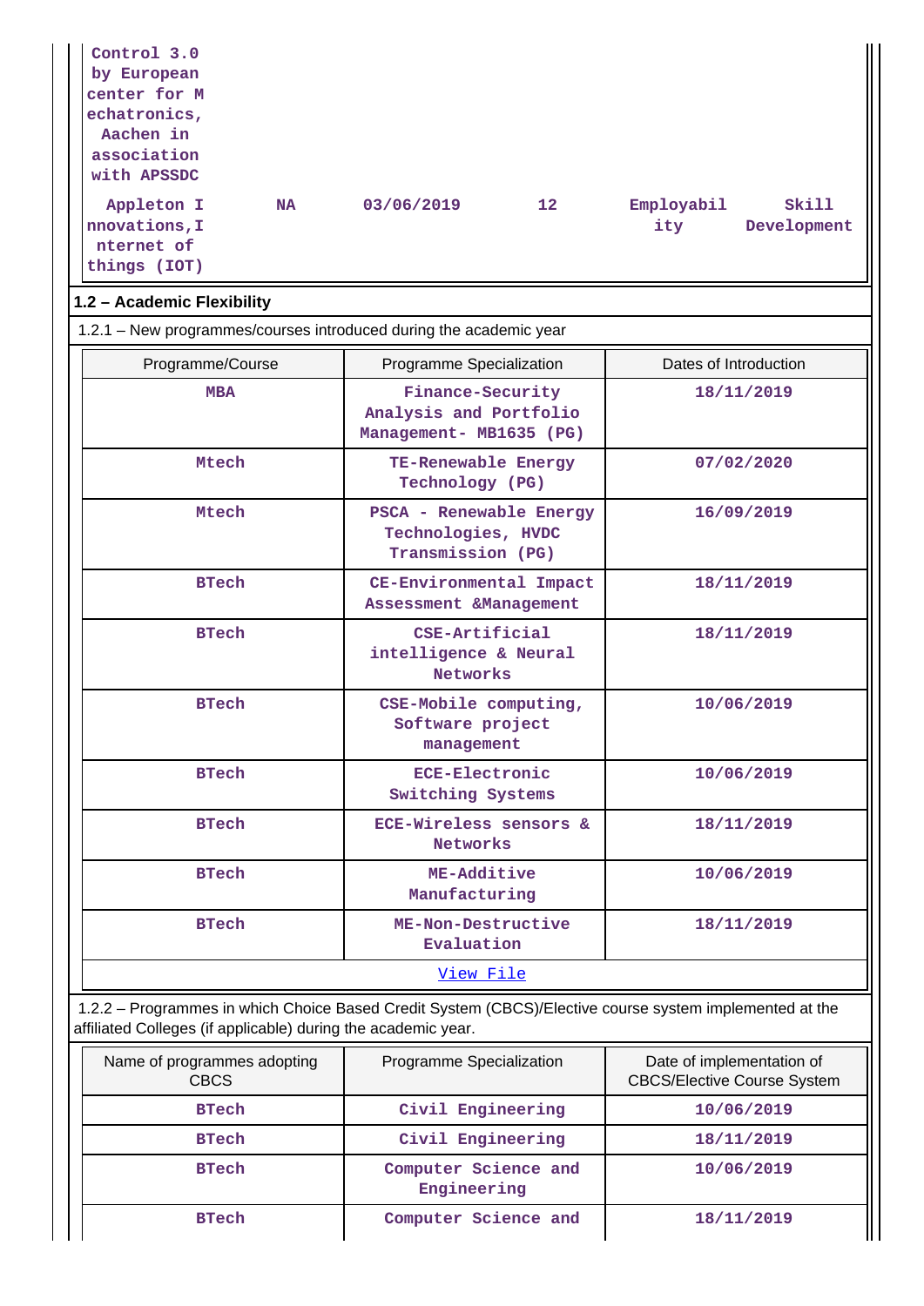| | | | | | |
|---|---|---|---|---|---|
| Control 3.0 by European center for Mechatronics, Aachen in association with APSSDC | | | | | |
| Appleton Innovations, Internet of things (IOT) | NA | 03/06/2019 | 12 | Employability | Skill Development |

## 1.2 – Academic Flexibility

1.2.1 – New programmes/courses introduced during the academic year

| Programme/Course | Programme Specialization | Dates of Introduction |
|---|---|---|
| MBA | Finance-Security Analysis and Portfolio Management- MB1635 (PG) | 18/11/2019 |
| Mtech | TE-Renewable Energy Technology (PG) | 07/02/2020 |
| Mtech | PSCA - Renewable Energy Technologies, HVDC Transmission (PG) | 16/09/2019 |
| BTech | CE-Environmental Impact Assessment &Management | 18/11/2019 |
| BTech | CSE-Artificial intelligence & Neural Networks | 18/11/2019 |
| BTech | CSE-Mobile computing, Software project management | 10/06/2019 |
| BTech | ECE-Electronic Switching Systems | 10/06/2019 |
| BTech | ECE-Wireless sensors & Networks | 18/11/2019 |
| BTech | ME-Additive Manufacturing | 10/06/2019 |
| BTech | ME-Non-Destructive Evaluation | 18/11/2019 |
| View File | | |

1.2.2 – Programmes in which Choice Based Credit System (CBCS)/Elective course system implemented at the affiliated Colleges (if applicable) during the academic year.

| Name of programmes adopting CBCS | Programme Specialization | Date of implementation of CBCS/Elective Course System |
|---|---|---|
| BTech | Civil Engineering | 10/06/2019 |
| BTech | Civil Engineering | 18/11/2019 |
| BTech | Computer Science and Engineering | 10/06/2019 |
| BTech | Computer Science and | 18/11/2019 |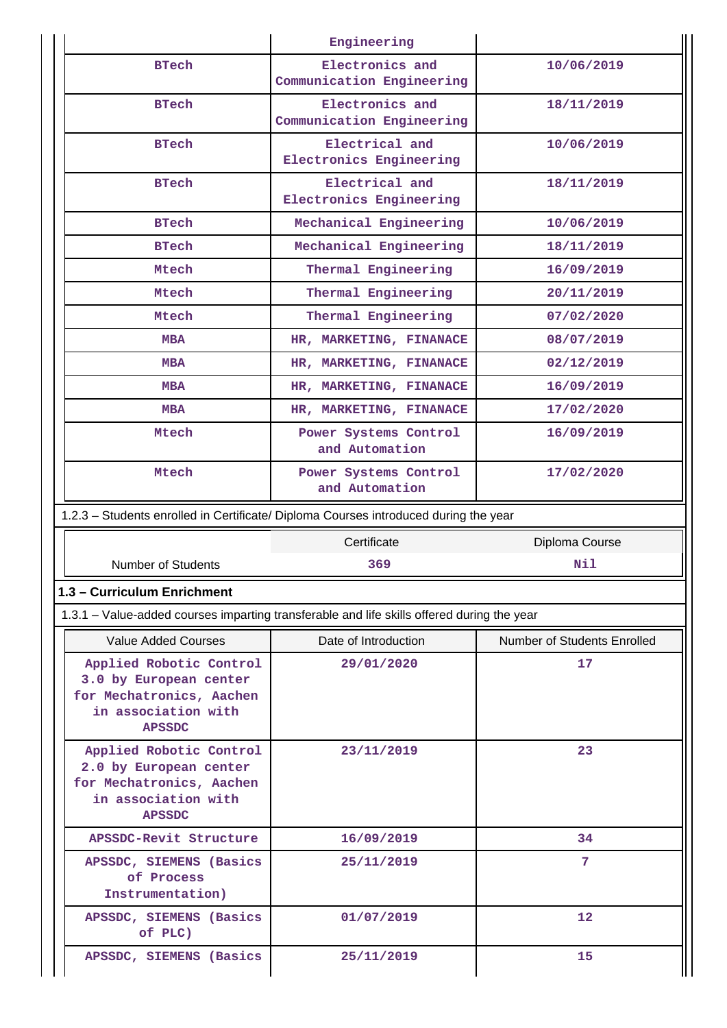|  | Engineering |  |
|---|---|---|
| BTech | Electronics and Communication Engineering | 10/06/2019 |
| BTech | Electronics and Communication Engineering | 18/11/2019 |
| BTech | Electrical and Electronics Engineering | 10/06/2019 |
| BTech | Electrical and Electronics Engineering | 18/11/2019 |
| BTech | Mechanical Engineering | 10/06/2019 |
| BTech | Mechanical Engineering | 18/11/2019 |
| Mtech | Thermal Engineering | 16/09/2019 |
| Mtech | Thermal Engineering | 20/11/2019 |
| Mtech | Thermal Engineering | 07/02/2020 |
| MBA | HR, MARKETING, FINANACE | 08/07/2019 |
| MBA | HR, MARKETING, FINANACE | 02/12/2019 |
| MBA | HR, MARKETING, FINANACE | 16/09/2019 |
| MBA | HR, MARKETING, FINANACE | 17/02/2020 |
| Mtech | Power Systems Control and Automation | 16/09/2019 |
| Mtech | Power Systems Control and Automation | 17/02/2020 |

1.2.3 – Students enrolled in Certificate/ Diploma Courses introduced during the year

|  | Certificate | Diploma Course |
|---|---|---|
| Number of Students | 369 | Nil |

### 1.3 – Curriculum Enrichment

1.3.1 – Value-added courses imparting transferable and life skills offered during the year

| Value Added Courses | Date of Introduction | Number of Students Enrolled |
|---|---|---|
| Applied Robotic Control 3.0 by European center for Mechatronics, Aachen in association with APSSDC | 29/01/2020 | 17 |
| Applied Robotic Control 2.0 by European center for Mechatronics, Aachen in association with APSSDC | 23/11/2019 | 23 |
| APSSDC-Revit Structure | 16/09/2019 | 34 |
| APSSDC, SIEMENS (Basics of Process Instrumentation) | 25/11/2019 | 7 |
| APSSDC, SIEMENS (Basics of PLC) | 01/07/2019 | 12 |
| APSSDC, SIEMENS (Basics | 25/11/2019 | 15 |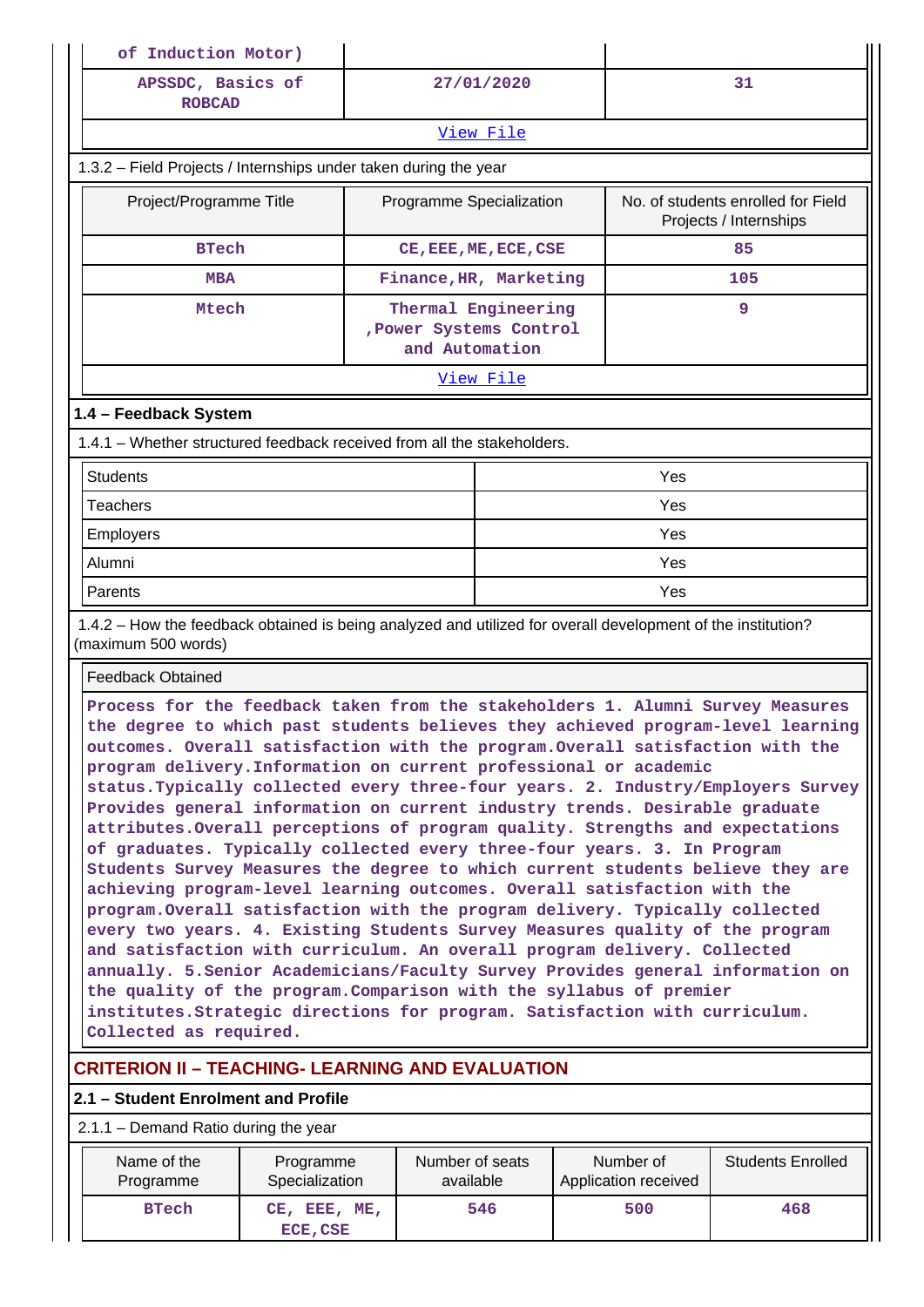| | | |
|---|---|---|
| of Induction Motor) | | |
| APSSDC, Basics of ROBCAD | 27/01/2020 | 31 |
| View File | | |

1.3.2 – Field Projects / Internships under taken during the year

| Project/Programme Title | Programme Specialization | No. of students enrolled for Field Projects / Internships |
|---|---|---|
| BTech | CE,EEE,ME,ECE,CSE | 85 |
| MBA | Finance,HR, Marketing | 105 |
| Mtech | Thermal Engineering ,Power Systems Control and Automation | 9 |
| View File | | |

### 1.4 – Feedback System

1.4.1 – Whether structured feedback received from all the stakeholders.

| | |
|---|---|
| Students | Yes |
| Teachers | Yes |
| Employers | Yes |
| Alumni | Yes |
| Parents | Yes |

1.4.2 – How the feedback obtained is being analyzed and utilized for overall development of the institution? (maximum 500 words)

Feedback Obtained

Process for the feedback taken from the stakeholders 1. Alumni Survey Measures the degree to which past students believes they achieved program-level learning outcomes. Overall satisfaction with the program.Overall satisfaction with the program delivery.Information on current professional or academic status.Typically collected every three-four years. 2. Industry/Employers Survey Provides general information on current industry trends. Desirable graduate attributes.Overall perceptions of program quality. Strengths and expectations of graduates. Typically collected every three-four years. 3. In Program Students Survey Measures the degree to which current students believe they are achieving program-level learning outcomes. Overall satisfaction with the program.Overall satisfaction with the program delivery. Typically collected every two years. 4. Existing Students Survey Measures quality of the program and satisfaction with curriculum. An overall program delivery. Collected annually. 5.Senior Academicians/Faculty Survey Provides general information on the quality of the program.Comparison with the syllabus of premier institutes.Strategic directions for program. Satisfaction with curriculum. Collected as required.

## CRITERION II – TEACHING- LEARNING AND EVALUATION

### 2.1 – Student Enrolment and Profile

2.1.1 – Demand Ratio during the year

| Name of the Programme | Programme Specialization | Number of seats available | Number of Application received | Students Enrolled |
|---|---|---|---|---|
| BTech | CE, EEE, ME, ECE,CSE | 546 | 500 | 468 |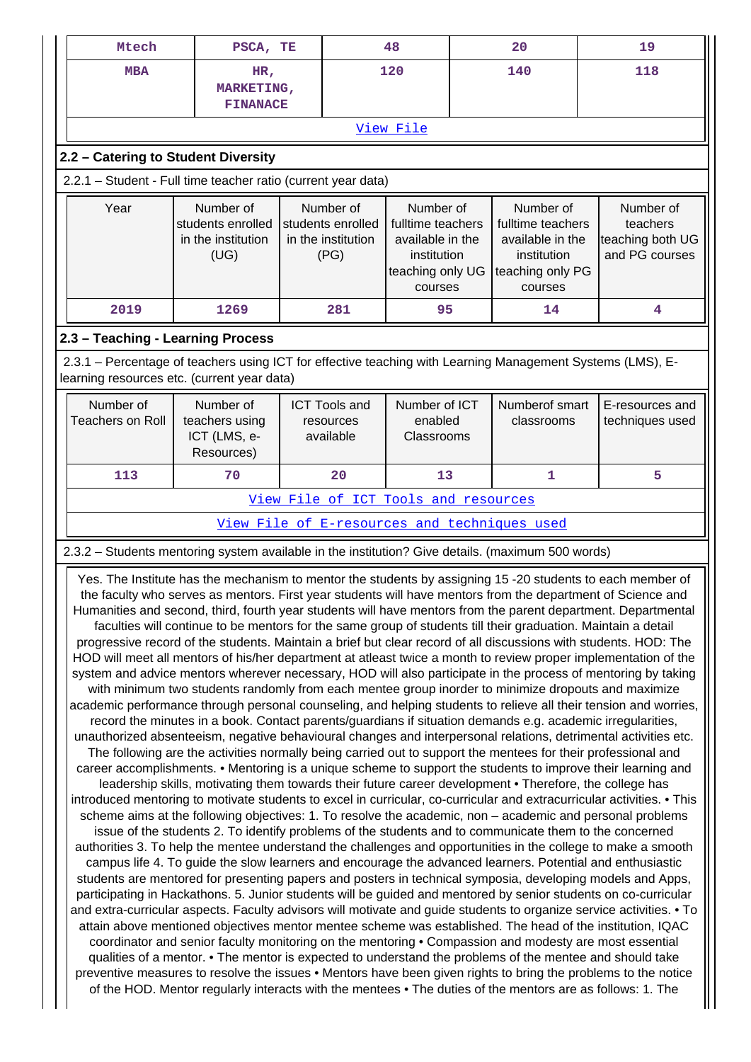| Mtech | PSCA, TE | 48 | 20 | 19 |
|---|---|---|---|---|
| MBA | HR, MARKETING, FINANACE | 120 | 140 | 118 |
| View File | | | | |

## 2.2 – Catering to Student Diversity

2.2.1 – Student - Full time teacher ratio (current year data)

| Year | Number of students enrolled in the institution (UG) | Number of students enrolled in the institution (PG) | Number of fulltime teachers available in the institution teaching only UG courses | Number of fulltime teachers available in the institution teaching only PG courses | Number of teachers teaching both UG and PG courses |
|---|---|---|---|---|---|
| 2019 | 1269 | 281 | 95 | 14 | 4 |

## 2.3 – Teaching - Learning Process

2.3.1 – Percentage of teachers using ICT for effective teaching with Learning Management Systems (LMS), E-learning resources etc. (current year data)

| Number of Teachers on Roll | Number of teachers using ICT (LMS, e-Resources) | ICT Tools and resources available | Number of ICT enabled Classrooms | Numberof smart classrooms | E-resources and techniques used |
|---|---|---|---|---|---|
| 113 | 70 | 20 | 13 | 1 | 5 |
| View File of ICT Tools and resources | | | | | |
| View File of E-resources and techniques used | | | | | |

2.3.2 – Students mentoring system available in the institution? Give details. (maximum 500 words)

Yes. The Institute has the mechanism to mentor the students by assigning 15 -20 students to each member of the faculty who serves as mentors. First year students will have mentors from the department of Science and Humanities and second, third, fourth year students will have mentors from the parent department. Departmental faculties will continue to be mentors for the same group of students till their graduation. Maintain a detail progressive record of the students. Maintain a brief but clear record of all discussions with students. HOD: The HOD will meet all mentors of his/her department at atleast twice a month to review proper implementation of the system and advice mentors wherever necessary, HOD will also participate in the process of mentoring by taking with minimum two students randomly from each mentee group inorder to minimize dropouts and maximize academic performance through personal counseling, and helping students to relieve all their tension and worries, record the minutes in a book. Contact parents/guardians if situation demands e.g. academic irregularities, unauthorized absenteeism, negative behavioural changes and interpersonal relations, detrimental activities etc. The following are the activities normally being carried out to support the mentees for their professional and career accomplishments. • Mentoring is a unique scheme to support the students to improve their learning and leadership skills, motivating them towards their future career development • Therefore, the college has introduced mentoring to motivate students to excel in curricular, co-curricular and extracurricular activities. • This scheme aims at the following objectives: 1. To resolve the academic, non – academic and personal problems issue of the students 2. To identify problems of the students and to communicate them to the concerned authorities 3. To help the mentee understand the challenges and opportunities in the college to make a smooth campus life 4. To guide the slow learners and encourage the advanced learners. Potential and enthusiastic students are mentored for presenting papers and posters in technical symposia, developing models and Apps, participating in Hackathons. 5. Junior students will be guided and mentored by senior students on co-curricular and extra-curricular aspects. Faculty advisors will motivate and guide students to organize service activities. • To attain above mentioned objectives mentor mentee scheme was established. The head of the institution, IQAC coordinator and senior faculty monitoring on the mentoring • Compassion and modesty are most essential qualities of a mentor. • The mentor is expected to understand the problems of the mentee and should take preventive measures to resolve the issues • Mentors have been given rights to bring the problems to the notice of the HOD. Mentor regularly interacts with the mentees • The duties of the mentors are as follows: 1. The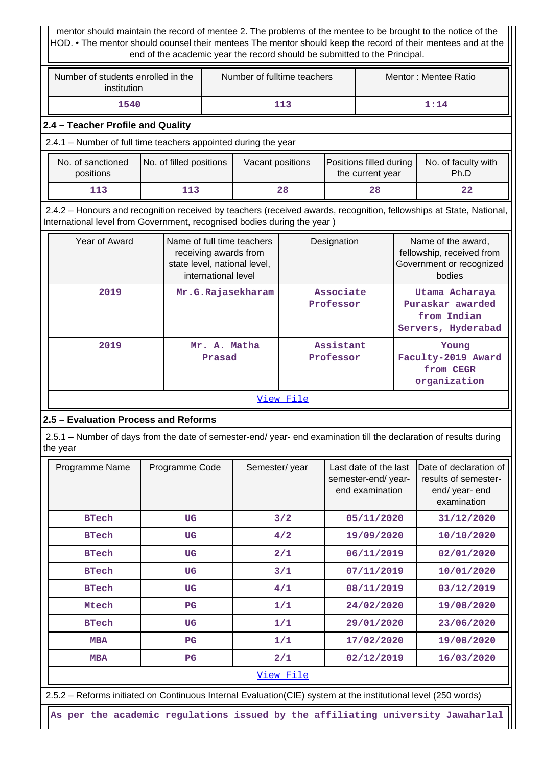mentor should maintain the record of mentee 2. The problems of the mentee to be brought to the notice of the HOD. • The mentor should counsel their mentees The mentor should keep the record of their mentees and at the end of the academic year the record should be submitted to the Principal.

| Number of students enrolled in the institution | Number of fulltime teachers | Mentor : Mentee Ratio |
|---|---|---|
| 1540 | 113 | 1:14 |

### 2.4 – Teacher Profile and Quality

2.4.1 – Number of full time teachers appointed during the year

| No. of sanctioned positions | No. of filled positions | Vacant positions | Positions filled during the current year | No. of faculty with Ph.D |
|---|---|---|---|---|
| 113 | 113 | 28 | 28 | 22 |

2.4.2 – Honours and recognition received by teachers (received awards, recognition, fellowships at State, National, International level from Government, recognised bodies during the year )

| Year of Award | Name of full time teachers receiving awards from state level, national level, international level | Designation | Name of the award, fellowship, received from Government or recognized bodies |
|---|---|---|---|
| 2019 | Mr.G.Rajasekharam | Associate Professor | Utama Acharaya Puraskar awarded from Indian Servers, Hyderabad |
| 2019 | Mr. A. Matha Prasad | Assistant Professor | Young Faculty-2019 Award from CEGR organization |

View File

### 2.5 – Evaluation Process and Reforms

2.5.1 – Number of days from the date of semester-end/ year- end examination till the declaration of results during the year

| Programme Name | Programme Code | Semester/ year | Last date of the last semester-end/ year- end examination | Date of declaration of results of semester- end/ year- end examination |
|---|---|---|---|---|
| BTech | UG | 3/2 | 05/11/2020 | 31/12/2020 |
| BTech | UG | 4/2 | 19/09/2020 | 10/10/2020 |
| BTech | UG | 2/1 | 06/11/2019 | 02/01/2020 |
| BTech | UG | 3/1 | 07/11/2019 | 10/01/2020 |
| BTech | UG | 4/1 | 08/11/2019 | 03/12/2019 |
| Mtech | PG | 1/1 | 24/02/2020 | 19/08/2020 |
| BTech | UG | 1/1 | 29/01/2020 | 23/06/2020 |
| MBA | PG | 1/1 | 17/02/2020 | 19/08/2020 |
| MBA | PG | 2/1 | 02/12/2019 | 16/03/2020 |

View File

2.5.2 – Reforms initiated on Continuous Internal Evaluation(CIE) system at the institutional level (250 words)

As per the academic regulations issued by the affiliating university Jawaharlal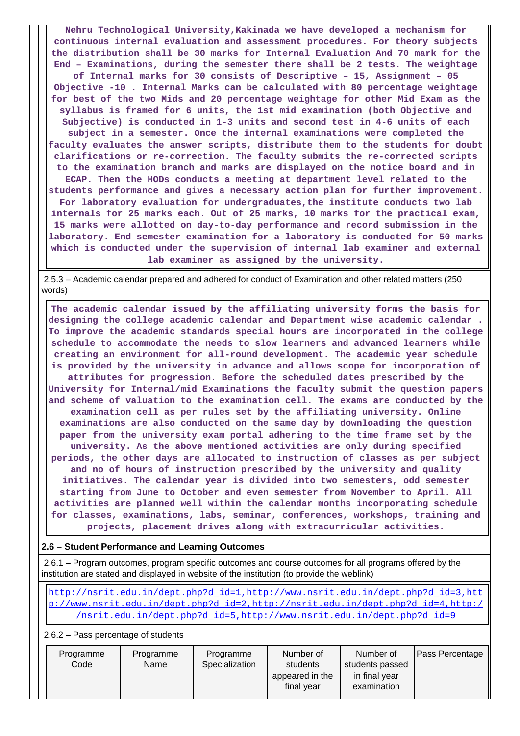**Nehru Technological University,Kakinada we have developed a mechanism for continuous internal evaluation and assessment procedures. For theory subjects the distribution shall be 30 marks for Internal Evaluation And 70 mark for the End – Examinations, during the semester there shall be 2 tests. The weightage of Internal marks for 30 consists of Descriptive – 15, Assignment – 05 Objective -10 . Internal Marks can be calculated with 80 percentage weightage for best of the two Mids and 20 percentage weightage for other Mid Exam as the syllabus is framed for 6 units, the 1st mid examination (both Objective and Subjective) is conducted in 1-3 units and second test in 4-6 units of each subject in a semester. Once the internal examinations were completed the faculty evaluates the answer scripts, distribute them to the students for doubt clarifications or re-correction. The faculty submits the re-corrected scripts to the examination branch and marks are displayed on the notice board and in ECAP. Then the HODs conducts a meeting at department level related to the students performance and gives a necessary action plan for further improvement. For laboratory evaluation for undergraduates,the institute conducts two lab internals for 25 marks each. Out of 25 marks, 10 marks for the practical exam, 15 marks were allotted on day-to-day performance and record submission in the laboratory. End semester examination for a laboratory is conducted for 50 marks which is conducted under the supervision of internal lab examiner and external lab examiner as assigned by the university.**

2.5.3 – Academic calendar prepared and adhered for conduct of Examination and other related matters (250 words)

**The academic calendar issued by the affiliating university forms the basis for designing the college academic calendar and Department wise academic calendar . To improve the academic standards special hours are incorporated in the college schedule to accommodate the needs to slow learners and advanced learners while creating an environment for all-round development. The academic year schedule is provided by the university in advance and allows scope for incorporation of attributes for progression. Before the scheduled dates prescribed by the University for Internal/mid Examinations the faculty submit the question papers and scheme of valuation to the examination cell. The exams are conducted by the examination cell as per rules set by the affiliating university. Online examinations are also conducted on the same day by downloading the question paper from the university exam portal adhering to the time frame set by the university. As the above mentioned activities are only during specified periods, the other days are allocated to instruction of classes as per subject and no of hours of instruction prescribed by the university and quality initiatives. The calendar year is divided into two semesters, odd semester starting from June to October and even semester from November to April. All activities are planned well within the calendar months incorporating schedule for classes, examinations, labs, seminar, conferences, workshops, training and projects, placement drives along with extracurricular activities.**

**2.6 – Student Performance and Learning Outcomes**

2.6.1 – Program outcomes, program specific outcomes and course outcomes for all programs offered by the institution are stated and displayed in website of the institution (to provide the weblink)

http://nsrit.edu.in/dept.php?d_id=1,http://www.nsrit.edu.in/dept.php?d_id=3,http://www.nsrit.edu.in/dept.php?d_id=2,http://nsrit.edu.in/dept.php?d_id=4,http://nsrit.edu.in/dept.php?d_id=5,http://www.nsrit.edu.in/dept.php?d_id=9

2.6.2 – Pass percentage of students

| Programme Code | Programme Name | Programme Specialization | Number of students appeared in the final year | Number of students passed in final year examination | Pass Percentage |
|---|---|---|---|---|---|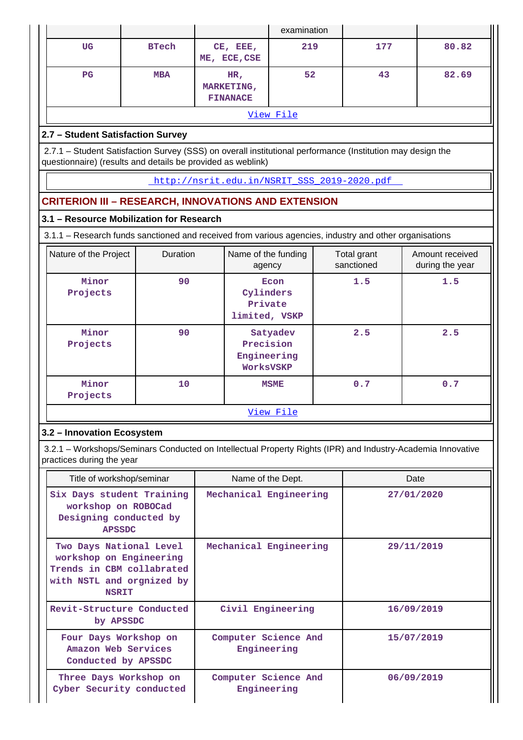|  |  |  | examination |  |  |
|---|---|---|---|---|---|
| UG | BTech | CE, EEE, ME, ECE,CSE | 219 | 177 | 80.82 |
| PG | MBA | HR, MARKETING, FINANACE | 52 | 43 | 82.69 |

View File

### 2.7 – Student Satisfaction Survey

2.7.1 – Student Satisfaction Survey (SSS) on overall institutional performance (Institution may design the questionnaire) (results and details be provided as weblink)

http://nsrit.edu.in/NSRIT_SSS_2019-2020.pdf

## CRITERION III – RESEARCH, INNOVATIONS AND EXTENSION

### 3.1 – Resource Mobilization for Research

3.1.1 – Research funds sanctioned and received from various agencies, industry and other organisations

| Nature of the Project | Duration | Name of the funding agency | Total grant sanctioned | Amount received during the year |
|---|---|---|---|---|
| Minor Projects | 90 | Econ Cylinders Private limited, VSKP | 1.5 | 1.5 |
| Minor Projects | 90 | Satyadev Precision Engineering WorksVSKP | 2.5 | 2.5 |
| Minor Projects | 10 | MSME | 0.7 | 0.7 |

View File

### 3.2 – Innovation Ecosystem

3.2.1 – Workshops/Seminars Conducted on Intellectual Property Rights (IPR) and Industry-Academia Innovative practices during the year

| Title of workshop/seminar | Name of the Dept. | Date |
|---|---|---|
| Six Days student Training workshop on ROBOCad Designing conducted by APSSDC | Mechanical Engineering | 27/01/2020 |
| Two Days National Level workshop on Engineering Trends in CBM collabrated with NSTL and orgnized by NSRIT | Mechanical Engineering | 29/11/2019 |
| Revit-Structure Conducted by APSSDC | Civil Engineering | 16/09/2019 |
| Four Days Workshop on Amazon Web Services Conducted by APSSDC | Computer Science And Engineering | 15/07/2019 |
| Three Days Workshop on Cyber Security conducted | Computer Science And Engineering | 06/09/2019 |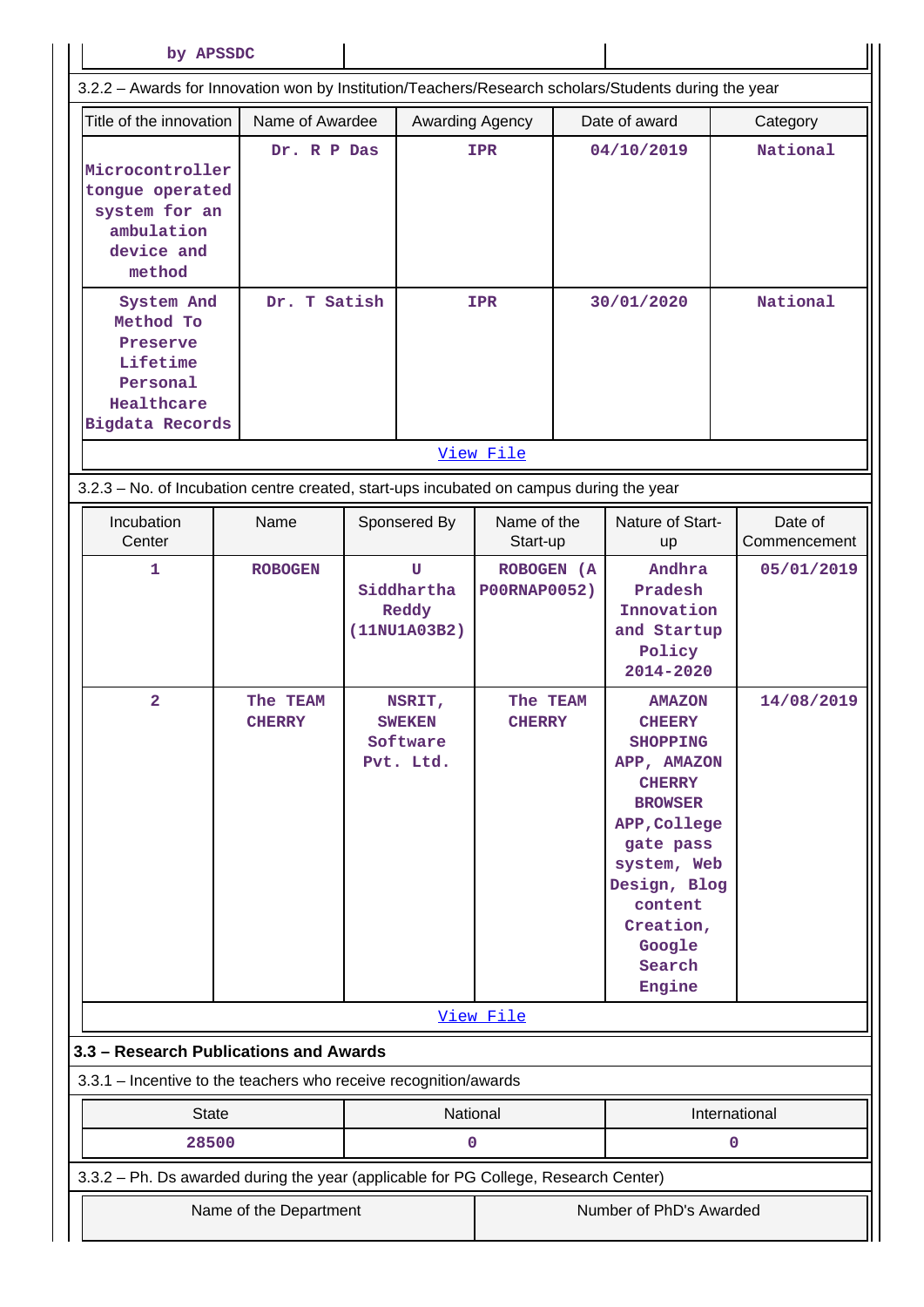| by APSSDC | | |
|---|---|---|

3.2.2 – Awards for Innovation won by Institution/Teachers/Research scholars/Students during the year

| Title of the innovation | Name of Awardee | Awarding Agency | Date of award | Category |
|---|---|---|---|---|
| Microcontroller tongue operated system for an ambulation device and method | Dr. R P Das | IPR | 04/10/2019 | National |
| System And Method To Preserve Lifetime Personal Healthcare Bigdata Records | Dr. T Satish | IPR | 30/01/2020 | National |

View File

3.2.3 – No. of Incubation centre created, start-ups incubated on campus during the year

| Incubation Center | Name | Sponsored By | Name of the Start-up | Nature of Start-up | Date of Commencement |
|---|---|---|---|---|---|
| 1 | ROBOGEN | U Siddhartha Reddy (11NU1A03B2) | ROBOGEN (A P00RNAP0052) | Andhra Pradesh Innovation and Startup Policy 2014-2020 | 05/01/2019 |
| 2 | The TEAM CHERRY | NSRIT, SWEKEN Software Pvt. Ltd. | The TEAM CHERRY | AMAZON CHEERY SHOPPING APP, AMAZON CHERRY BROWSER APP, College gate pass system, Web Design, Blog content Creation, Google Search Engine | 14/08/2019 |

View File

## 3.3 – Research Publications and Awards

3.3.1 – Incentive to the teachers who receive recognition/awards

| State | National | International |
|---|---|---|
| 28500 | 0 | 0 |

3.3.2 – Ph. Ds awarded during the year (applicable for PG College, Research Center)

| Name of the Department | Number of PhD's Awarded |
|---|---|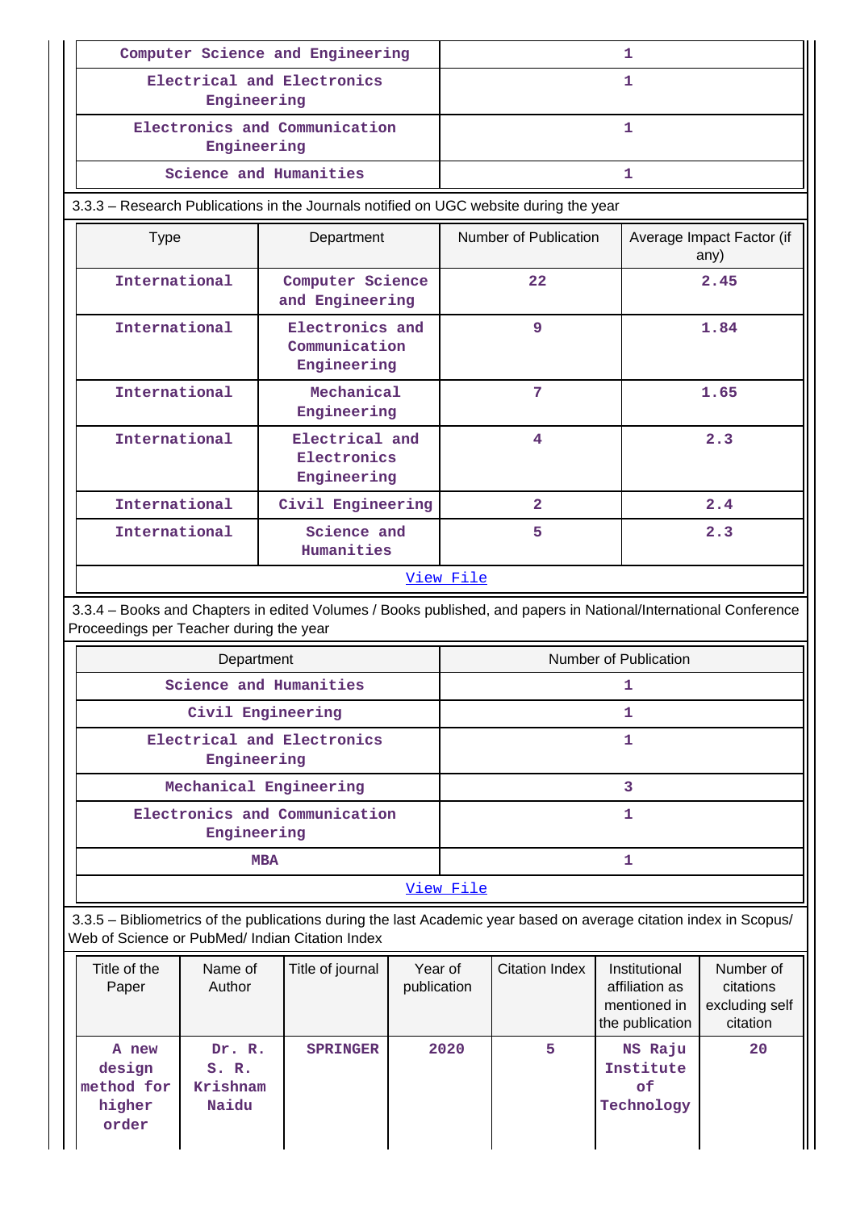| | |
|---|---|
| Computer Science and Engineering | 1 |
| Electrical and Electronics Engineering | 1 |
| Electronics and Communication Engineering | 1 |
| Science and Humanities | 1 |

3.3.3 – Research Publications in the Journals notified on UGC website during the year

| Type | Department | Number of Publication | Average Impact Factor (if any) |
|---|---|---|---|
| International | Computer Science and Engineering | 22 | 2.45 |
| International | Electronics and Communication Engineering | 9 | 1.84 |
| International | Mechanical Engineering | 7 | 1.65 |
| International | Electrical and Electronics Engineering | 4 | 2.3 |
| International | Civil Engineering | 2 | 2.4 |
| International | Science and Humanities | 5 | 2.3 |

View File

3.3.4 – Books and Chapters in edited Volumes / Books published, and papers in National/International Conference Proceedings per Teacher during the year

| Department | Number of Publication |
|---|---|
| Science and Humanities | 1 |
| Civil Engineering | 1 |
| Electrical and Electronics Engineering | 1 |
| Mechanical Engineering | 3 |
| Electronics and Communication Engineering | 1 |
| MBA | 1 |

View File

3.3.5 – Bibliometrics of the publications during the last Academic year based on average citation index in Scopus/ Web of Science or PubMed/ Indian Citation Index

| Title of the Paper | Name of Author | Title of journal | Year of publication | Citation Index | Institutional affiliation as mentioned in the publication | Number of citations excluding self citation |
|---|---|---|---|---|---|---|
| A new design method for higher order | Dr. R. S. R. Krishnam Naidu | SPRINGER | 2020 | 5 | NS Raju Institute of Technology | 20 |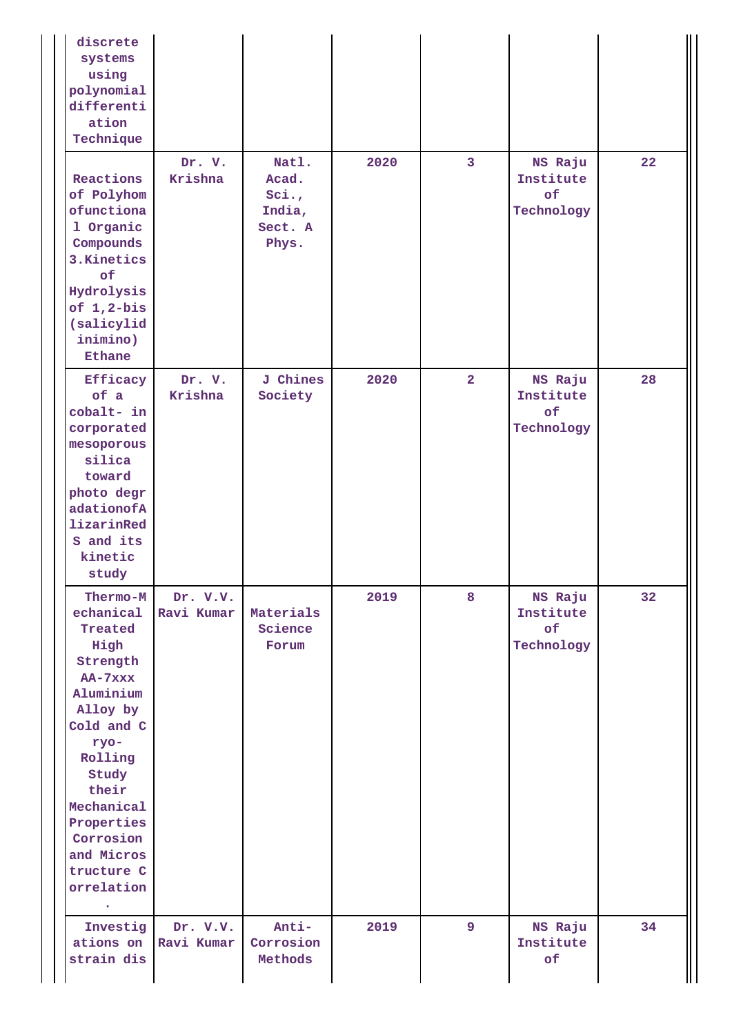| | | | | | | |
|---|---|---|---|---|---|---|
| discrete systems using polynomial differentiation Technique | | | | | | |
| Reactions of Polyhomofunctional Organic Compounds 3.Kinetics of Hydrolysis of 1,2-bis (salicylidinimino) Ethane | Dr. V. Krishna | Natl. Acad. Sci., India, Sect. A Phys. | 2020 | 3 | NS Raju Institute of Technology | 22 |
| Efficacy of a cobalt- incorporated mesoporous silica toward photo degradationofAlizarinRed S and its kinetic study | Dr. V. Krishna | J Chines Society | 2020 | 2 | NS Raju Institute of Technology | 28 |
| Thermo-Mechanical Treated High Strength AA-7xxx Aluminium Alloy by Cold and Cryo-Rolling Study their Mechanical Properties Corrosion and Microstructure Correlation. | Dr. V.V. Ravi Kumar | Materials Science Forum | 2019 | 8 | NS Raju Institute of Technology | 32 |
| Investigations on strain dis | Dr. V.V. Ravi Kumar | Anti-Corrosion Methods | 2019 | 9 | NS Raju Institute of | 34 |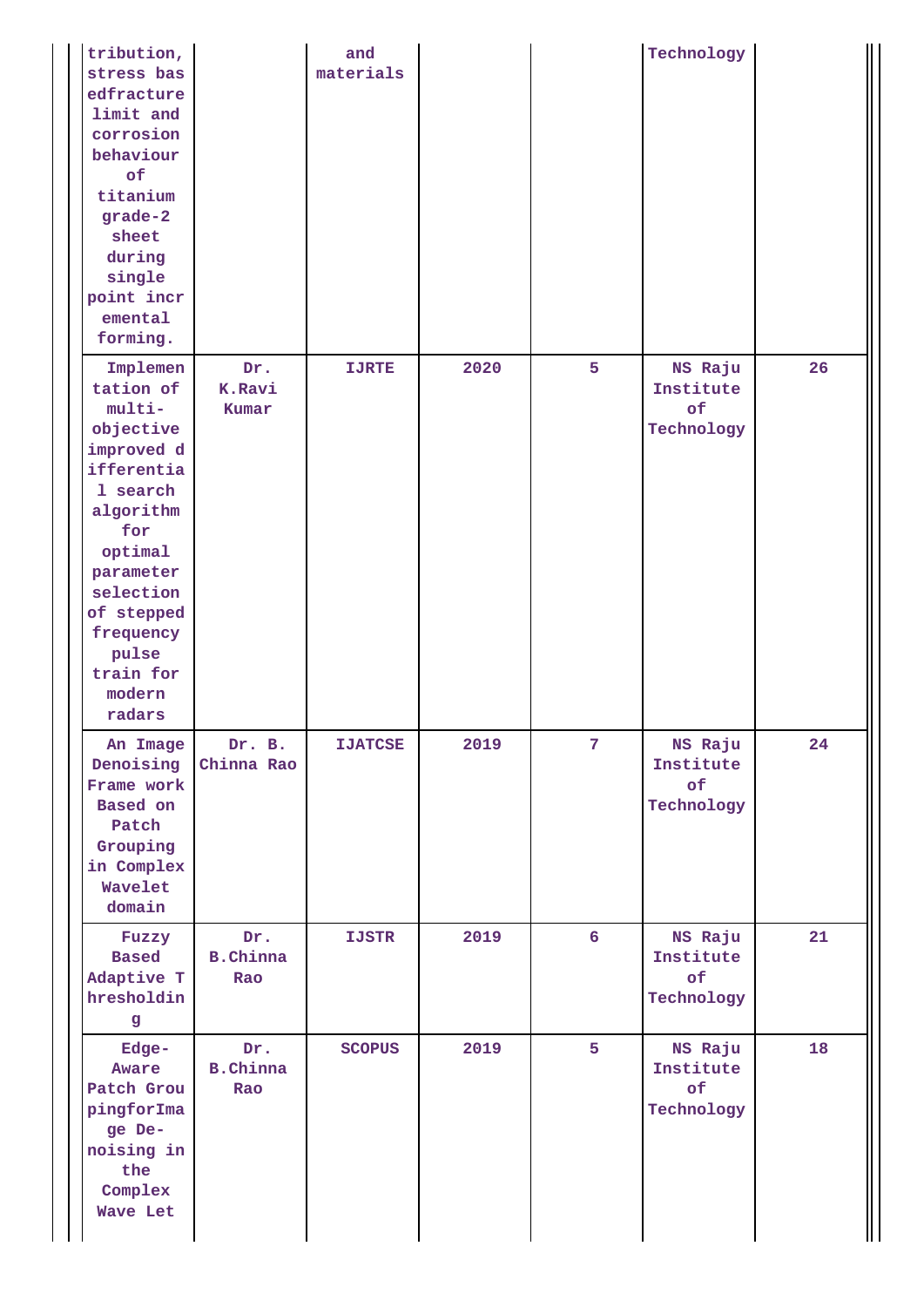| | | | | | | |
|---|---|---|---|---|---|---|
| tribution, stress bas edfracture limit and corrosion behaviour of titanium grade-2 sheet during single point incr emental forming. | | and materials | | | Technology | |
| Implemen tation of multi-objective improved d ifferentia l search algorithm for optimal parameter selection of stepped frequency pulse train for modern radars | Dr. K.Ravi Kumar | IJRTE | 2020 | 5 | NS Raju Institute of Technology | 26 |
| An Image Denoising Frame work Based on Patch Grouping in Complex Wavelet domain | Dr. B. Chinna Rao | IJATCSE | 2019 | 7 | NS Raju Institute of Technology | 24 |
| Fuzzy Based Adaptive T hresholdin g | Dr. B.Chinna Rao | IJSTR | 2019 | 6 | NS Raju Institute of Technology | 21 |
| Edge-Aware Patch Grou pingforIma ge De-noising in the Complex Wave Let | Dr. B.Chinna Rao | SCOPUS | 2019 | 5 | NS Raju Institute of Technology | 18 |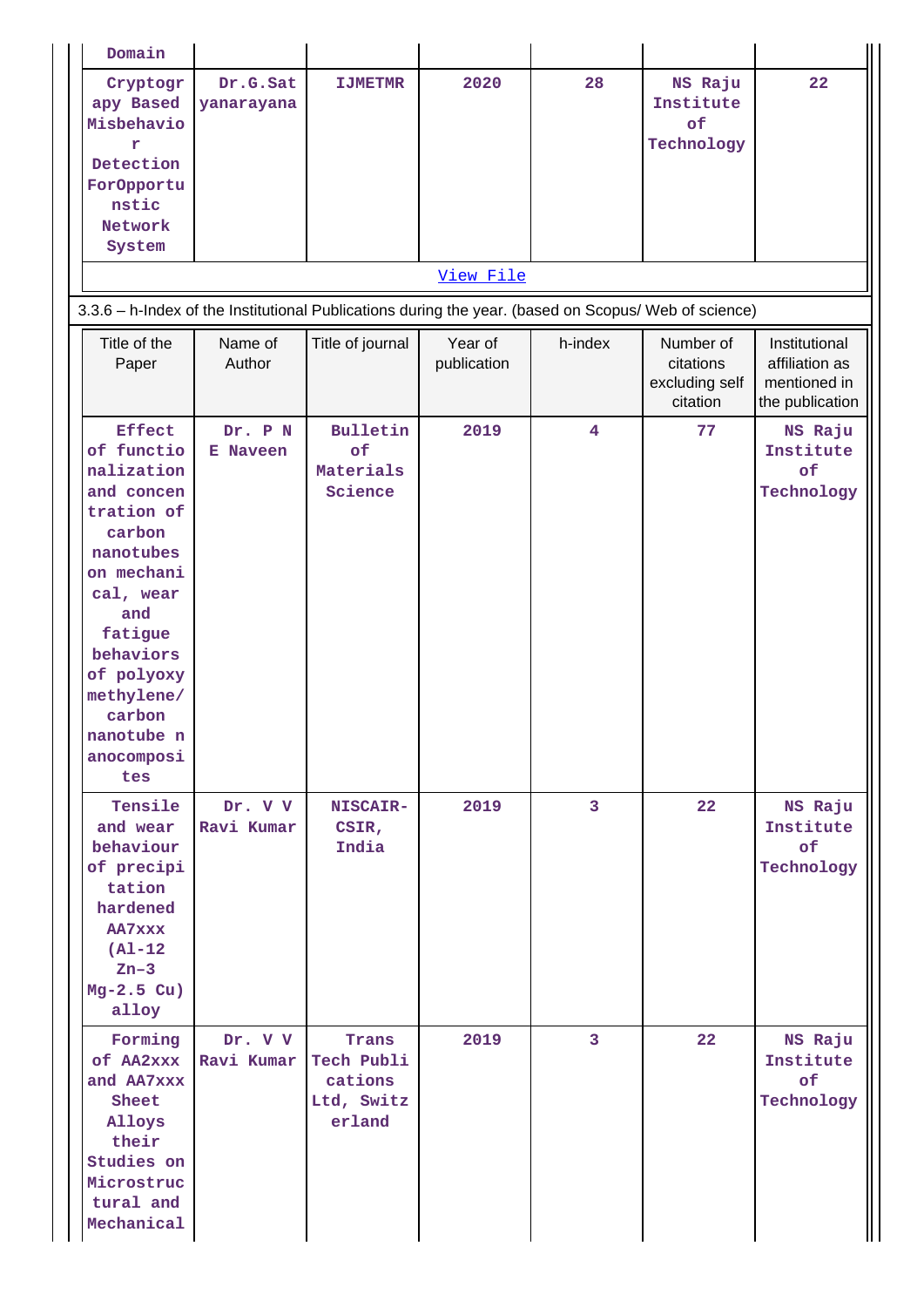| Domain | | | | | | |
|---|---|---|---|---|---|---|
| Cryptogrpy Based Misbehavior Detection ForOpportunstic Network System | Dr.G.Satyanarayana | IJMETMR | 2020 | 28 | NS Raju Institute of Technology | 22 |

[View File]

3.3.6 – h-Index of the Institutional Publications during the year. (based on Scopus/ Web of science)

| Title of the Paper | Name of Author | Title of journal | Year of publication | h-index | Number of citations excluding self citation | Institutional affiliation as mentioned in the publication |
|---|---|---|---|---|---|---|
| Effect of functionalization and concentration of carbon nanotubes on mechanical, wear and fatigue behaviors of polyoxymethylene/carbon nanotube nanocomposites | Dr. P N E Naveen | Bulletin of Materials Science | 2019 | 4 | 77 | NS Raju Institute of Technology |
| Tensile and wear behaviour of precipitation hardened AA7xxx (Al-12 Zn–3 Mg-2.5 Cu) alloy | Dr. V V Ravi Kumar | NISCAIR-CSIR, India | 2019 | 3 | 22 | NS Raju Institute of Technology |
| Forming of AA2xxx and AA7xxx Sheet Alloys their Studies on Microstructural and Mechanical | Dr. V V Ravi Kumar | Trans Tech Publications Ltd, Switzerland | 2019 | 3 | 22 | NS Raju Institute of Technology |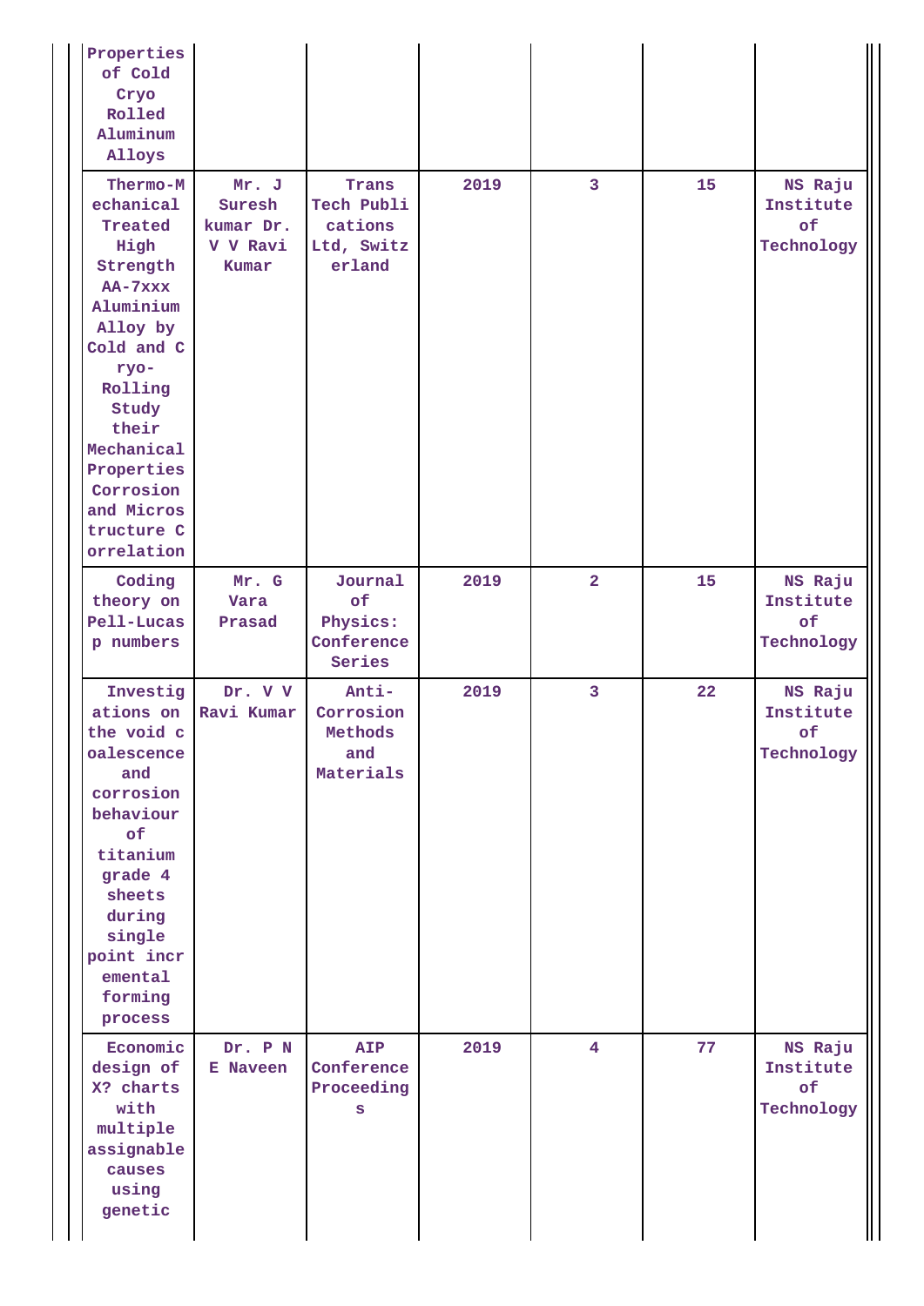| | | | | | | |
|---|---|---|---|---|---|---|
| Properties of Cold Cryo Rolled Aluminum Alloys | | | | | | |
| Thermo-Mechanical Treated High Strength AA-7xxx Aluminium Alloy by Cold and Cryo-Rolling Study their Mechanical Properties Corrosion and Microstructure Correlation | Mr. J Suresh kumar Dr. V V Ravi Kumar | Trans Tech Publications Ltd, Switzerland | 2019 | 3 | 15 | NS Raju Institute of Technology |
| Coding theory on Pell-Lucas p numbers | Mr. G Vara Prasad | Journal of Physics: Conference Series | 2019 | 2 | 15 | NS Raju Institute of Technology |
| Investigations on the void coalescence and corrosion behaviour of titanium grade 4 sheets during single point incremental forming process | Dr. V V Ravi Kumar | Anti-Corrosion Methods and Materials | 2019 | 3 | 22 | NS Raju Institute of Technology |
| Economic design of X? charts with multiple assignable causes using genetic | Dr. P N E Naveen | AIP Conference Proceedings | 2019 | 4 | 77 | NS Raju Institute of Technology |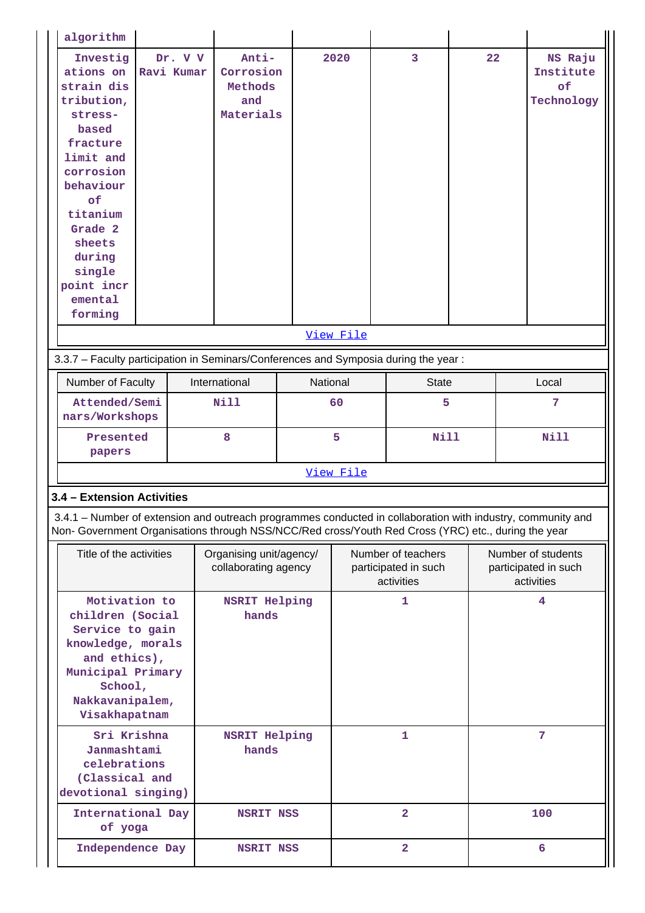| algorithm | | | | | | |
|---|---|---|---|---|---|---|
| Investigations on strain distribution, stress-based fracture limit and corrosion behaviour of titanium Grade 2 sheets during single point incremental forming | Dr. V V Ravi Kumar | Anti-Corrosion Methods and Materials | 2020 | 3 | 22 | NS Raju Institute of Technology |

View File

3.3.7 – Faculty participation in Seminars/Conferences and Symposia during the year :

| Number of Faculty | International | National | State | Local |
|---|---|---|---|---|
| Attended/Seminars/Workshops | Nill | 60 | 5 | 7 |
| Presented papers | 8 | 5 | Nill | Nill |

View File

**3.4 – Extension Activities**

3.4.1 – Number of extension and outreach programmes conducted in collaboration with industry, community and Non- Government Organisations through NSS/NCC/Red cross/Youth Red Cross (YRC) etc., during the year

| Title of the activities | Organising unit/agency/ collaborating agency | Number of teachers participated in such activities | Number of students participated in such activities |
|---|---|---|---|
| Motivation to children (Social Service to gain knowledge, morals and ethics), Municipal Primary School, Nakkavanipalem, Visakhapatnam | NSRIT Helping hands | 1 | 4 |
| Sri Krishna Janmashtami celebrations (Classical and devotional singing) | NSRIT Helping hands | 1 | 7 |
| International Day of yoga | NSRIT NSS | 2 | 100 |
| Independence Day | NSRIT NSS | 2 | 6 |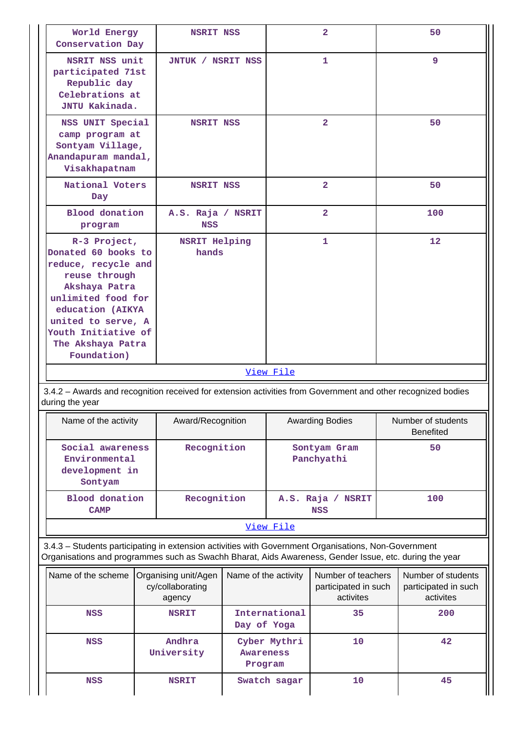| | | | |
|---|---|---|---|
| World Energy Conservation Day | NSRIT NSS | 2 | 50 |
| NSRIT NSS unit participated 71st Republic day Celebrations at JNTU Kakinada. | JNTUK / NSRIT NSS | 1 | 9 |
| NSS UNIT Special camp program at Sontyam Village, Anandapuram mandal, Visakhapatnam | NSRIT NSS | 2 | 50 |
| National Voters Day | NSRIT NSS | 2 | 50 |
| Blood donation program | A.S. Raja / NSRIT NSS | 2 | 100 |
| R-3 Project, Donated 60 books to reduce, recycle and reuse through Akshaya Patra unlimited food for education (AIKYA united to serve, A Youth Initiative of The Akshaya Patra Foundation) | NSRIT Helping hands | 1 | 12 |

View File

3.4.2 – Awards and recognition received for extension activities from Government and other recognized bodies during the year

| Name of the activity | Award/Recognition | Awarding Bodies | Number of students Benefited |
|---|---|---|---|
| Social awareness Environmental development in Sontyam | Recognition | Sontyam Gram Panchyathi | 50 |
| Blood donation CAMP | Recognition | A.S. Raja / NSRIT NSS | 100 |

View File

3.4.3 – Students participating in extension activities with Government Organisations, Non-Government Organisations and programmes such as Swachh Bharat, Aids Awareness, Gender Issue, etc. during the year

| Name of the scheme | Organising unit/Agency/collaborating agency | Name of the activity | Number of teachers participated in such activites | Number of students participated in such activites |
|---|---|---|---|---|
| NSS | NSRIT | International Day of Yoga | 35 | 200 |
| NSS | Andhra University | Cyber Mythri Awareness Program | 10 | 42 |
| NSS | NSRIT | Swatch sagar | 10 | 45 |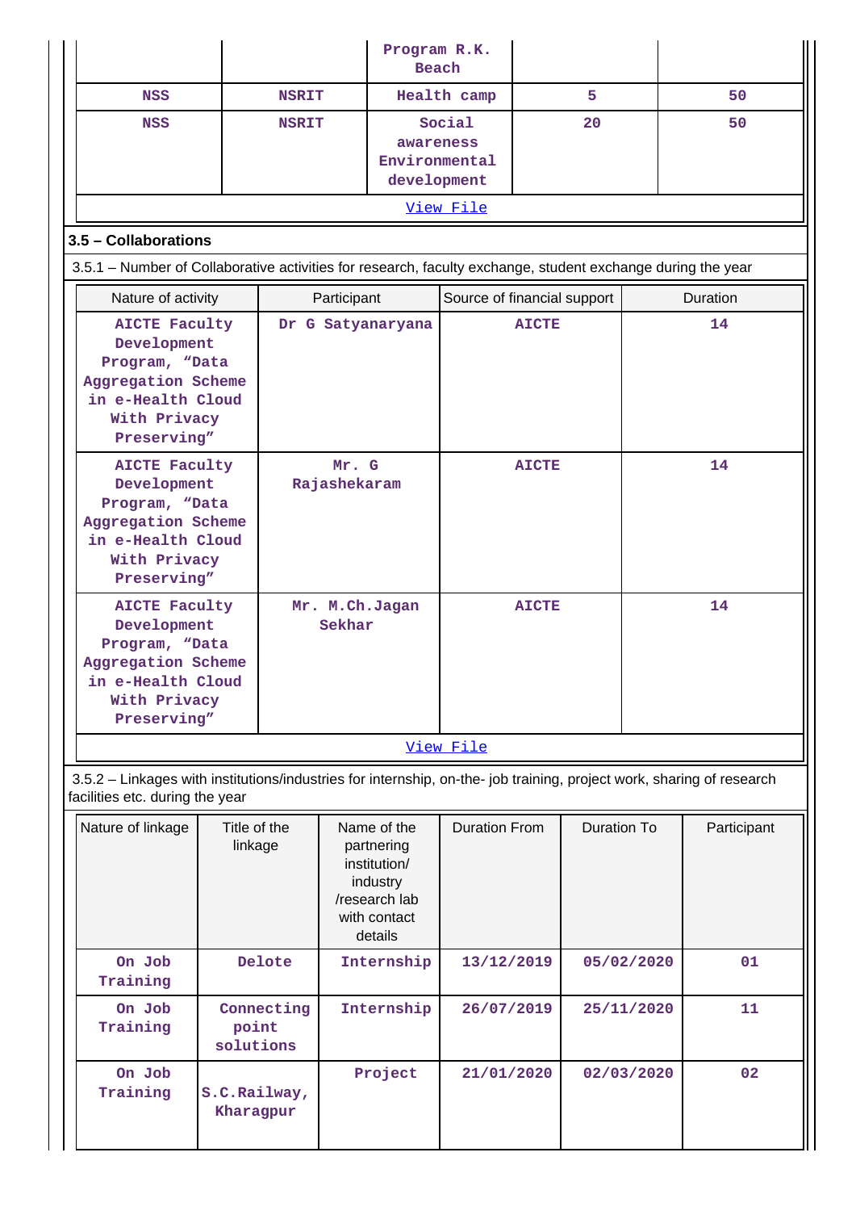|  |  | Program R.K. Beach |  |  |
|---|---|---|---|---|
| NSS | NSRIT | Health camp | 5 | 50 |
| NSS | NSRIT | Social awareness Environmental development | 20 | 50 |

View File

### 3.5 – Collaborations

3.5.1 – Number of Collaborative activities for research, faculty exchange, student exchange during the year

| Nature of activity | Participant | Source of financial support | Duration |
|---|---|---|---|
| AICTE Faculty Development Program, "Data Aggregation Scheme in e-Health Cloud With Privacy Preserving" | Dr G Satyanaryana | AICTE | 14 |
| AICTE Faculty Development Program, "Data Aggregation Scheme in e-Health Cloud With Privacy Preserving" | Mr. G Rajashekaram | AICTE | 14 |
| AICTE Faculty Development Program, "Data Aggregation Scheme in e-Health Cloud With Privacy Preserving" | Mr. M.Ch.Jagan Sekhar | AICTE | 14 |

View File

3.5.2 – Linkages with institutions/industries for internship, on-the- job training, project work, sharing of research facilities etc. during the year

| Nature of linkage | Title of the linkage | Name of the partnering institution/ industry /research lab with contact details | Duration From | Duration To | Participant |
|---|---|---|---|---|---|
| On Job Training | Delote | Internship | 13/12/2019 | 05/02/2020 | 01 |
| On Job Training | Connecting point solutions | Internship | 26/07/2019 | 25/11/2020 | 11 |
| On Job Training | S.C.Railway, Kharagpur | Project | 21/01/2020 | 02/03/2020 | 02 |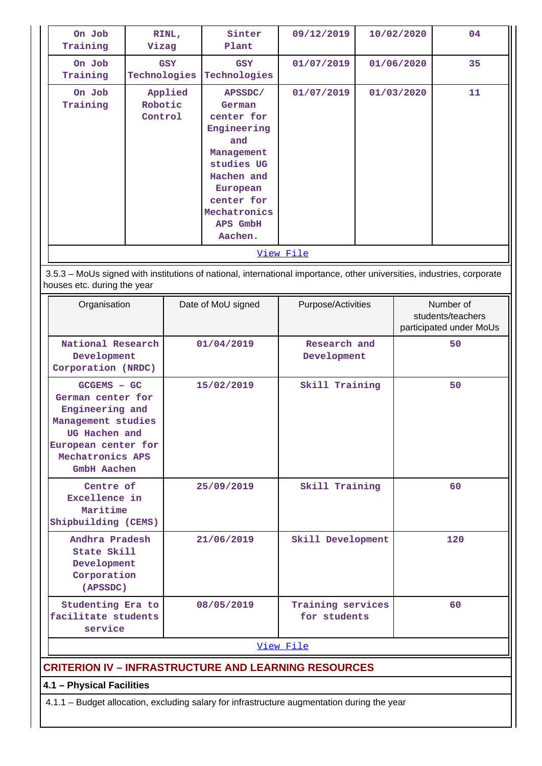| On Job Training | RINL, Vizag | Sinter Plant | 09/12/2019 | 10/02/2020 | 04 |
|---|---|---|---|---|---|
| On Job Training | GSY Technologies | GSY Technologies | 01/07/2019 | 01/06/2020 | 35 |
| On Job Training | Applied Robotic Control | APSSDC/ German center for Engineering and Management studies UG Hachen and European center for Mechatronics APS GmbH Aachen. | 01/07/2019 | 01/03/2020 | 11 |

View File

3.5.3 – MoUs signed with institutions of national, international importance, other universities, industries, corporate houses etc. during the year

| Organisation | Date of MoU signed | Purpose/Activities | Number of students/teachers participated under MoUs |
|---|---|---|---|
| National Research Development Corporation (NRDC) | 01/04/2019 | Research and Development | 50 |
| GCGEMS – GC German center for Engineering and Management studies UG Hachen and European center for Mechatronics APS GmbH Aachen | 15/02/2019 | Skill Training | 50 |
| Centre of Excellence in Maritime Shipbuilding (CEMS) | 25/09/2019 | Skill Training | 60 |
| Andhra Pradesh State Skill Development Corporation (APSSDC) | 21/06/2019 | Skill Development | 120 |
| Studenting Era to facilitate students service | 08/05/2019 | Training services for students | 60 |

View File

## CRITERION IV – INFRASTRUCTURE AND LEARNING RESOURCES

### 4.1 – Physical Facilities

4.1.1 – Budget allocation, excluding salary for infrastructure augmentation during the year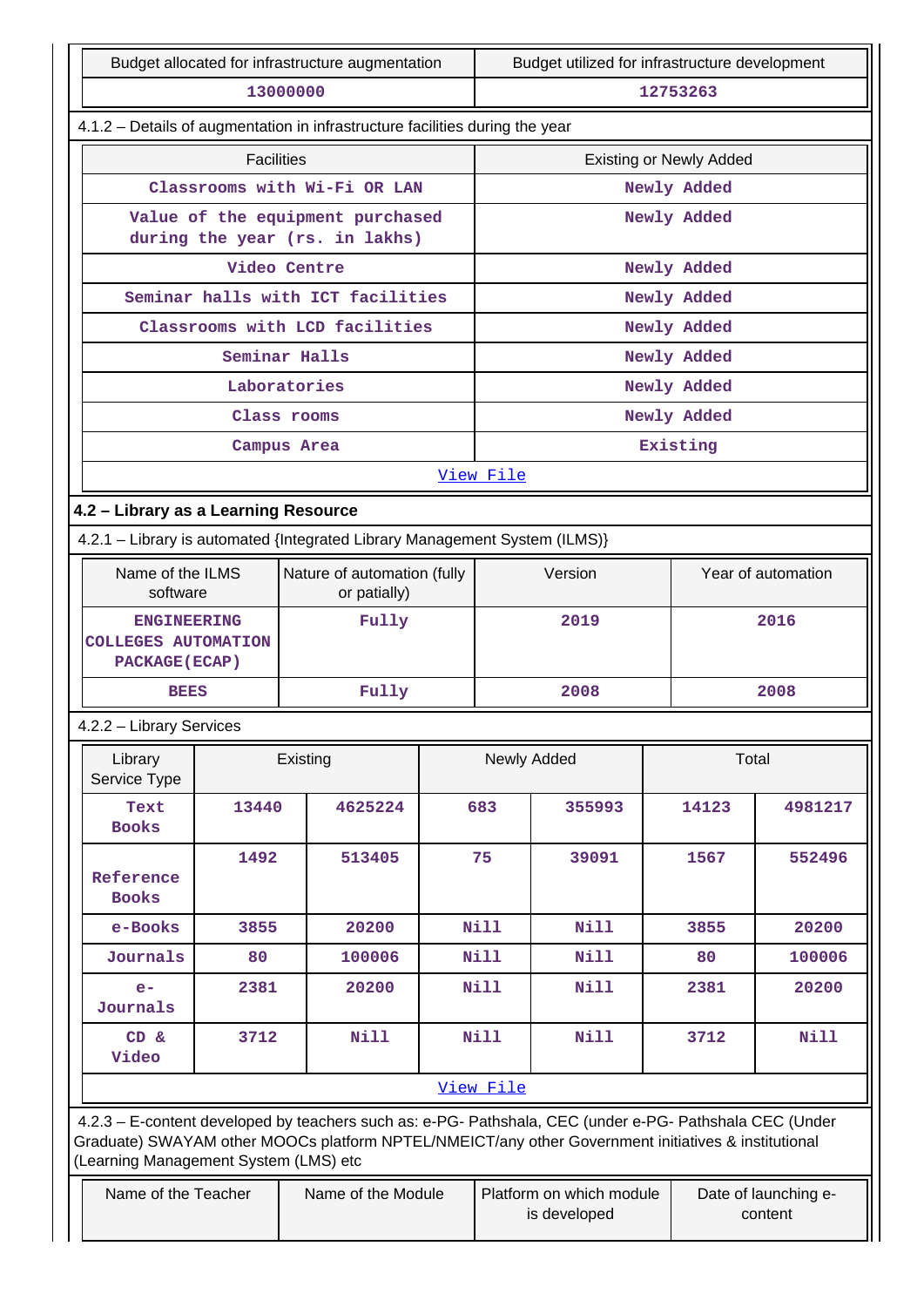| Budget allocated for infrastructure augmentation | Budget utilized for infrastructure development |
|---|---|
| 13000000 | 12753263 |

4.1.2 – Details of augmentation in infrastructure facilities during the year

| Facilities | Existing or Newly Added |
|---|---|
| Classrooms with Wi-Fi OR LAN | Newly Added |
| Value of the equipment purchased during the year (rs. in lakhs) | Newly Added |
| Video Centre | Newly Added |
| Seminar halls with ICT facilities | Newly Added |
| Classrooms with LCD facilities | Newly Added |
| Seminar Halls | Newly Added |
| Laboratories | Newly Added |
| Class rooms | Newly Added |
| Campus Area | Existing |
| View File | |

**4.2 – Library as a Learning Resource**

4.2.1 – Library is automated {Integrated Library Management System (ILMS)}

| Name of the ILMS software | Nature of automation (fully or patially) | Version | Year of automation |
|---|---|---|---|
| ENGINEERING COLLEGES AUTOMATION PACKAGE(ECAP) | Fully | 2019 | 2016 |
| BEES | Fully | 2008 | 2008 |

4.2.2 – Library Services

| Library Service Type | Existing | | Newly Added | | Total | |
|---|---|---|---|---|---|---|
| Text Books | 13440 | 4625224 | 683 | 355993 | 14123 | 4981217 |
| Reference Books | 1492 | 513405 | 75 | 39091 | 1567 | 552496 |
| e-Books | 3855 | 20200 | Nill | Nill | 3855 | 20200 |
| Journals | 80 | 100006 | Nill | Nill | 80 | 100006 |
| e-Journals | 2381 | 20200 | Nill | Nill | 2381 | 20200 |
| CD & Video | 3712 | Nill | Nill | Nill | 3712 | Nill |
| View File | | | | | | |

4.2.3 – E-content developed by teachers such as: e-PG- Pathshala, CEC (under e-PG- Pathshala CEC (Under Graduate) SWAYAM other MOOCs platform NPTEL/NMEICT/any other Government initiatives & institutional (Learning Management System (LMS) etc

| Name of the Teacher | Name of the Module | Platform on which module is developed | Date of launching e-content |
|---|---|---|---|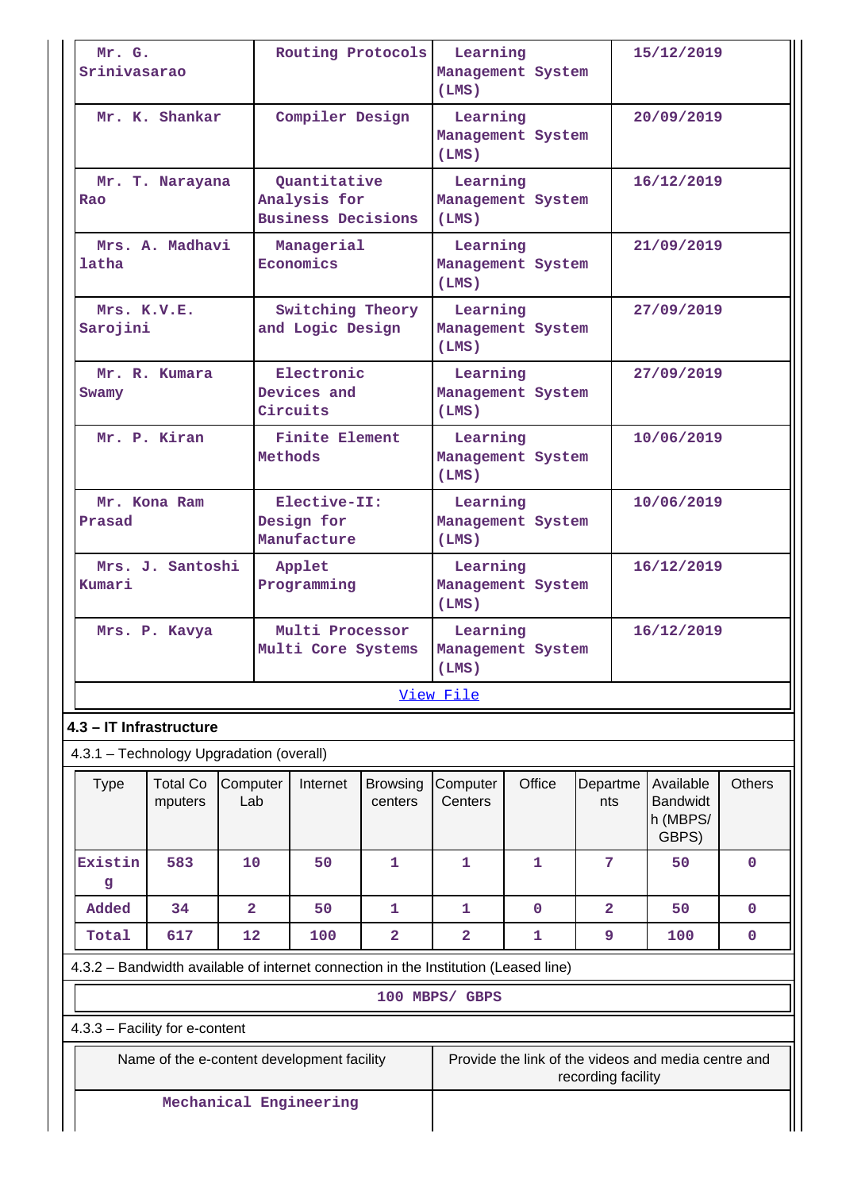| Mr. G. Srinivasarao | Routing Protocols | Learning Management System (LMS) | 15/12/2019 |
|---|---|---|---|
| Mr. K. Shankar | Compiler Design | Learning Management System (LMS) | 20/09/2019 |
| Mr. T. Narayana Rao | Quantitative Analysis for Business Decisions | Learning Management System (LMS) | 16/12/2019 |
| Mrs. A. Madhavi latha | Managerial Economics | Learning Management System (LMS) | 21/09/2019 |
| Mrs. K.V.E. Sarojini | Switching Theory and Logic Design | Learning Management System (LMS) | 27/09/2019 |
| Mr. R. Kumara Swamy | Electronic Devices and Circuits | Learning Management System (LMS) | 27/09/2019 |
| Mr. P. Kiran | Finite Element Methods | Learning Management System (LMS) | 10/06/2019 |
| Mr. Kona Ram Prasad | Elective-II: Design for Manufacture | Learning Management System (LMS) | 10/06/2019 |
| Mrs. J. Santoshi Kumari | Applet Programming | Learning Management System (LMS) | 16/12/2019 |
| Mrs. P. Kavya | Multi Processor Multi Core Systems | Learning Management System (LMS) | 16/12/2019 |

View File

## 4.3 – IT Infrastructure

4.3.1 – Technology Upgradation (overall)

| Type | Total Computers | Computer Lab | Internet | Browsing centers | Computer Centers | Office | Departments | Available Bandwidth (MBPS/ GBPS) | Others |
|---|---|---|---|---|---|---|---|---|---|
| Existing | 583 | 10 | 50 | 1 | 1 | 1 | 7 | 50 | 0 |
| Added | 34 | 2 | 50 | 1 | 1 | 0 | 2 | 50 | 0 |
| Total | 617 | 12 | 100 | 2 | 2 | 1 | 9 | 100 | 0 |

4.3.2 – Bandwidth available of internet connection in the Institution (Leased line)

100 MBPS/ GBPS

4.3.3 – Facility for e-content

| Name of the e-content development facility | Provide the link of the videos and media centre and recording facility |
|---|---|
| Mechanical Engineering | |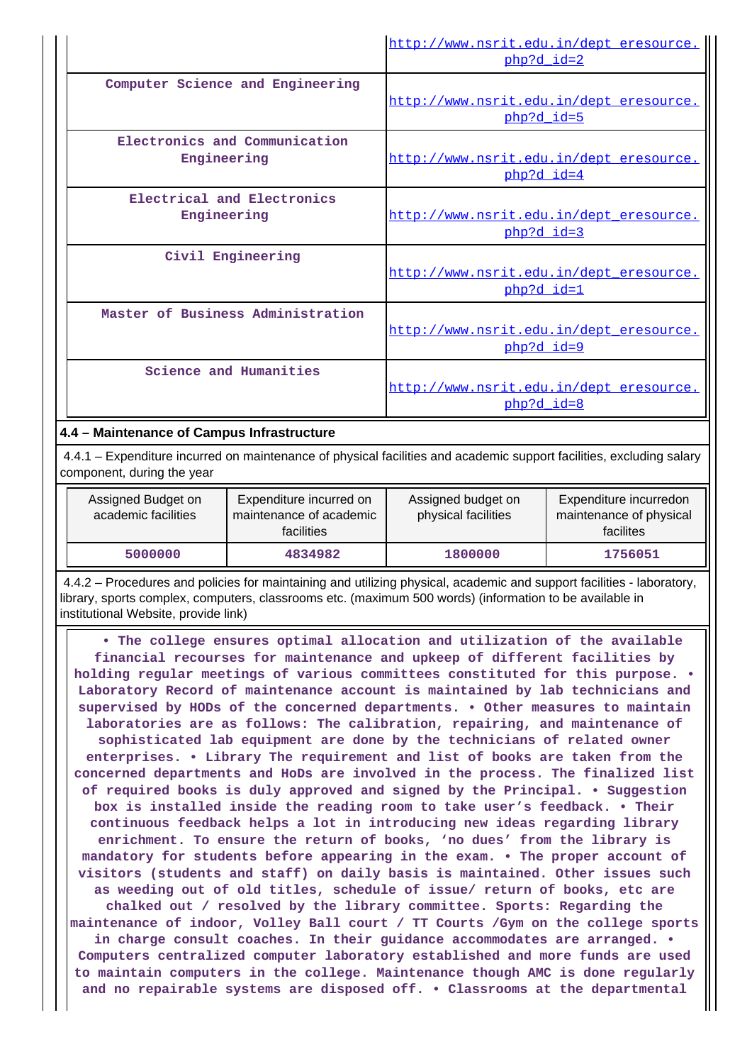| | |
|---|---|
| | http://www.nsrit.edu.in/dept_eresource.php?d_id=2 |
| Computer Science and Engineering | http://www.nsrit.edu.in/dept_eresource.php?d_id=5 |
| Electronics and Communication Engineering | http://www.nsrit.edu.in/dept_eresource.php?d_id=4 |
| Electrical and Electronics Engineering | http://www.nsrit.edu.in/dept_eresource.php?d_id=3 |
| Civil Engineering | http://www.nsrit.edu.in/dept_eresource.php?d_id=1 |
| Master of Business Administration | http://www.nsrit.edu.in/dept_eresource.php?d_id=9 |
| Science and Humanities | http://www.nsrit.edu.in/dept_eresource.php?d_id=8 |

**4.4 – Maintenance of Campus Infrastructure**

4.4.1 – Expenditure incurred on maintenance of physical facilities and academic support facilities, excluding salary component, during the year

| Assigned Budget on academic facilities | Expenditure incurred on maintenance of academic facilities | Assigned budget on physical facilities | Expenditure incurredon maintenance of physical facilites |
|---|---|---|---|
| 5000000 | 4834982 | 1800000 | 1756051 |

4.4.2 – Procedures and policies for maintaining and utilizing physical, academic and support facilities - laboratory, library, sports complex, computers, classrooms etc. (maximum 500 words) (information to be available in institutional Website, provide link)

• The college ensures optimal allocation and utilization of the available financial recourses for maintenance and upkeep of different facilities by holding regular meetings of various committees constituted for this purpose. • Laboratory Record of maintenance account is maintained by lab technicians and supervised by HODs of the concerned departments. • Other measures to maintain laboratories are as follows: The calibration, repairing, and maintenance of sophisticated lab equipment are done by the technicians of related owner enterprises. • Library The requirement and list of books are taken from the concerned departments and HoDs are involved in the process. The finalized list of required books is duly approved and signed by the Principal. • Suggestion box is installed inside the reading room to take user's feedback. • Their continuous feedback helps a lot in introducing new ideas regarding library enrichment. To ensure the return of books, 'no dues' from the library is mandatory for students before appearing in the exam. • The proper account of visitors (students and staff) on daily basis is maintained. Other issues such as weeding out of old titles, schedule of issue/ return of books, etc are chalked out / resolved by the library committee. Sports: Regarding the maintenance of indoor, Volley Ball court / TT Courts /Gym on the college sports in charge consult coaches. In their guidance accommodates are arranged. • Computers centralized computer laboratory established and more funds are used to maintain computers in the college. Maintenance though AMC is done regularly and no repairable systems are disposed off. • Classrooms at the departmental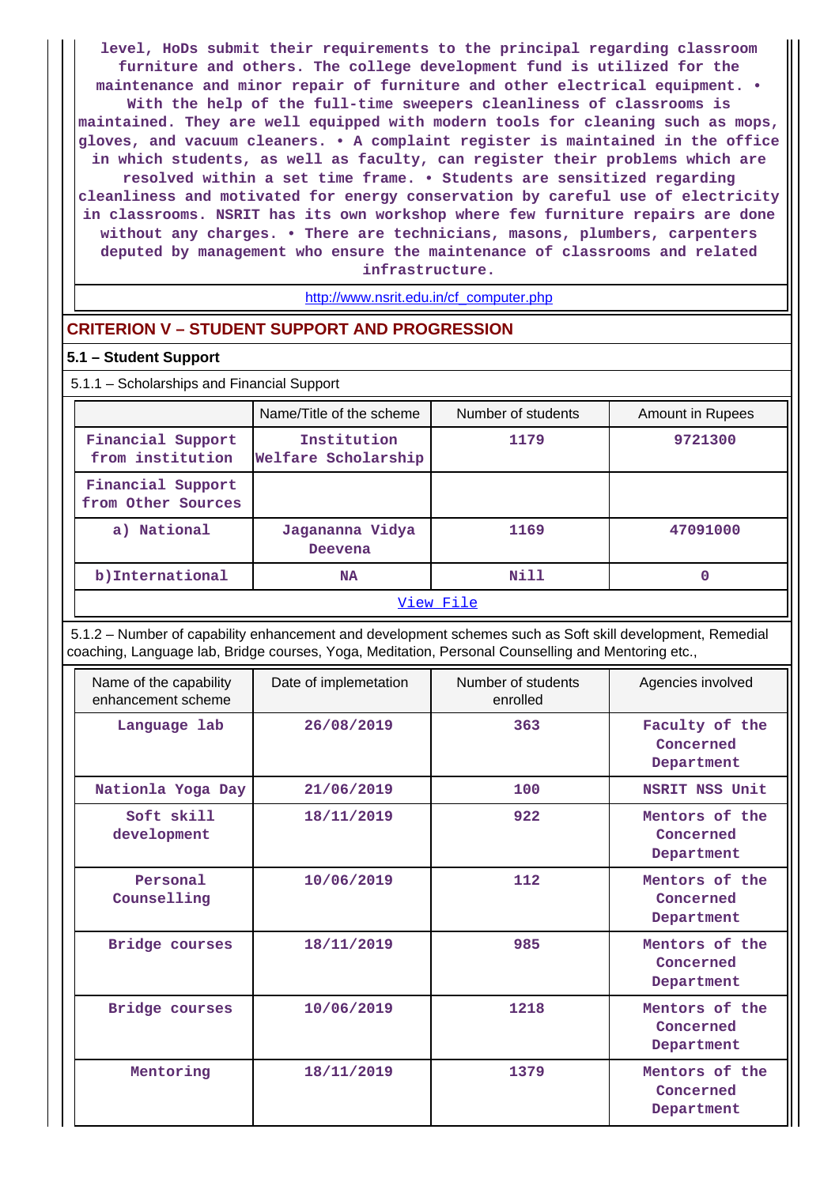level, HoDs submit their requirements to the principal regarding classroom furniture and others. The college development fund is utilized for the maintenance and minor repair of furniture and other electrical equipment. • With the help of the full-time sweepers cleanliness of classrooms is maintained. They are well equipped with modern tools for cleaning such as mops, gloves, and vacuum cleaners. • A complaint register is maintained in the office in which students, as well as faculty, can register their problems which are resolved within a set time frame. • Students are sensitized regarding cleanliness and motivated for energy conservation by careful use of electricity in classrooms. NSRIT has its own workshop where few furniture repairs are done without any charges. • There are technicians, masons, plumbers, carpenters deputed by management who ensure the maintenance of classrooms and related infrastructure.

http://www.nsrit.edu.in/cf_computer.php

## CRITERION V – STUDENT SUPPORT AND PROGRESSION

### 5.1 – Student Support

5.1.1 – Scholarships and Financial Support

| | Name/Title of the scheme | Number of students | Amount in Rupees |
|---|---|---|---|
| Financial Support from institution | Institution Welfare Scholarship | 1179 | 9721300 |
| Financial Support from Other Sources | | | |
| a) National | Jagananna Vidya Deevena | 1169 | 47091000 |
| b)International | NA | Nill | 0 |

View File

5.1.2 – Number of capability enhancement and development schemes such as Soft skill development, Remedial coaching, Language lab, Bridge courses, Yoga, Meditation, Personal Counselling and Mentoring etc.,

| Name of the capability enhancement scheme | Date of implemetation | Number of students enrolled | Agencies involved |
|---|---|---|---|
| Language lab | 26/08/2019 | 363 | Faculty of the Concerned Department |
| Nationla Yoga Day | 21/06/2019 | 100 | NSRIT NSS Unit |
| Soft skill development | 18/11/2019 | 922 | Mentors of the Concerned Department |
| Personal Counselling | 10/06/2019 | 112 | Mentors of the Concerned Department |
| Bridge courses | 18/11/2019 | 985 | Mentors of the Concerned Department |
| Bridge courses | 10/06/2019 | 1218 | Mentors of the Concerned Department |
| Mentoring | 18/11/2019 | 1379 | Mentors of the Concerned Department |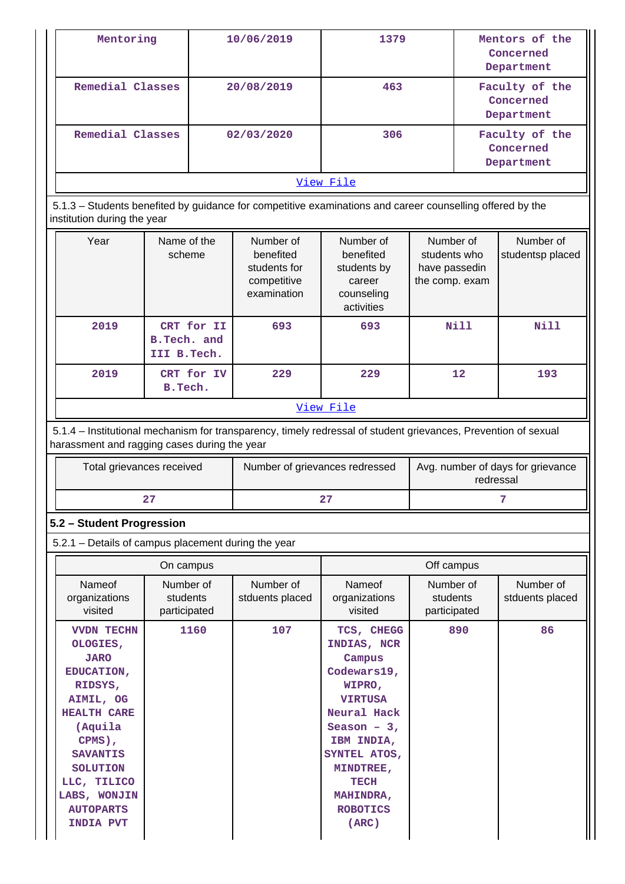| Mentoring | 10/06/2019 | 1379 | Mentors of the Concerned Department |
|---|---|---|---|
| Remedial Classes | 20/08/2019 | 463 | Faculty of the Concerned Department |
| Remedial Classes | 02/03/2020 | 306 | Faculty of the Concerned Department |
| View File | | | |

5.1.3 – Students benefited by guidance for competitive examinations and career counselling offered by the institution during the year

| Year | Name of the scheme | Number of benefited students for competitive examination | Number of benefited students by career counseling activities | Number of students who have passedin the comp. exam | Number of studentsp placed |
|---|---|---|---|---|---|
| 2019 | CRT for II B.Tech. and III B.Tech. | 693 | 693 | Nill | Nill |
| 2019 | CRT for IV B.Tech. | 229 | 229 | 12 | 193 |
| View File | | | | | |

5.1.4 – Institutional mechanism for transparency, timely redressal of student grievances, Prevention of sexual harassment and ragging cases during the year

| Total grievances received | Number of grievances redressed | Avg. number of days for grievance redressal |
|---|---|---|
| 27 | 27 | 7 |

## 5.2 – Student Progression

5.2.1 – Details of campus placement during the year

| On campus | | | Off campus | | |
|---|---|---|---|---|---|
| Nameof organizations visited | Number of students participated | Number of stduents placed | Nameof organizations visited | Number of students participated | Number of stduents placed |
| VVDN TECHNOLOGIES, JARO EDUCATION, RIDSYS, AIMIL, OG HEALTH CARE (Aquila CPMS), SAVANTIS SOLUTION LLC, TILICO LABS, WONJIN AUTOPARTS INDIA PVT | 1160 | 107 | TCS, CHEGG INDIAS, NCR Campus Codewars19, WIPRO, VIRTUSA Neural Hack Season – 3, IBM INDIA, SYNTEL ATOS, MINDTREE, TECH MAHINDRA, ROBOTICS (ARC) | 890 | 86 |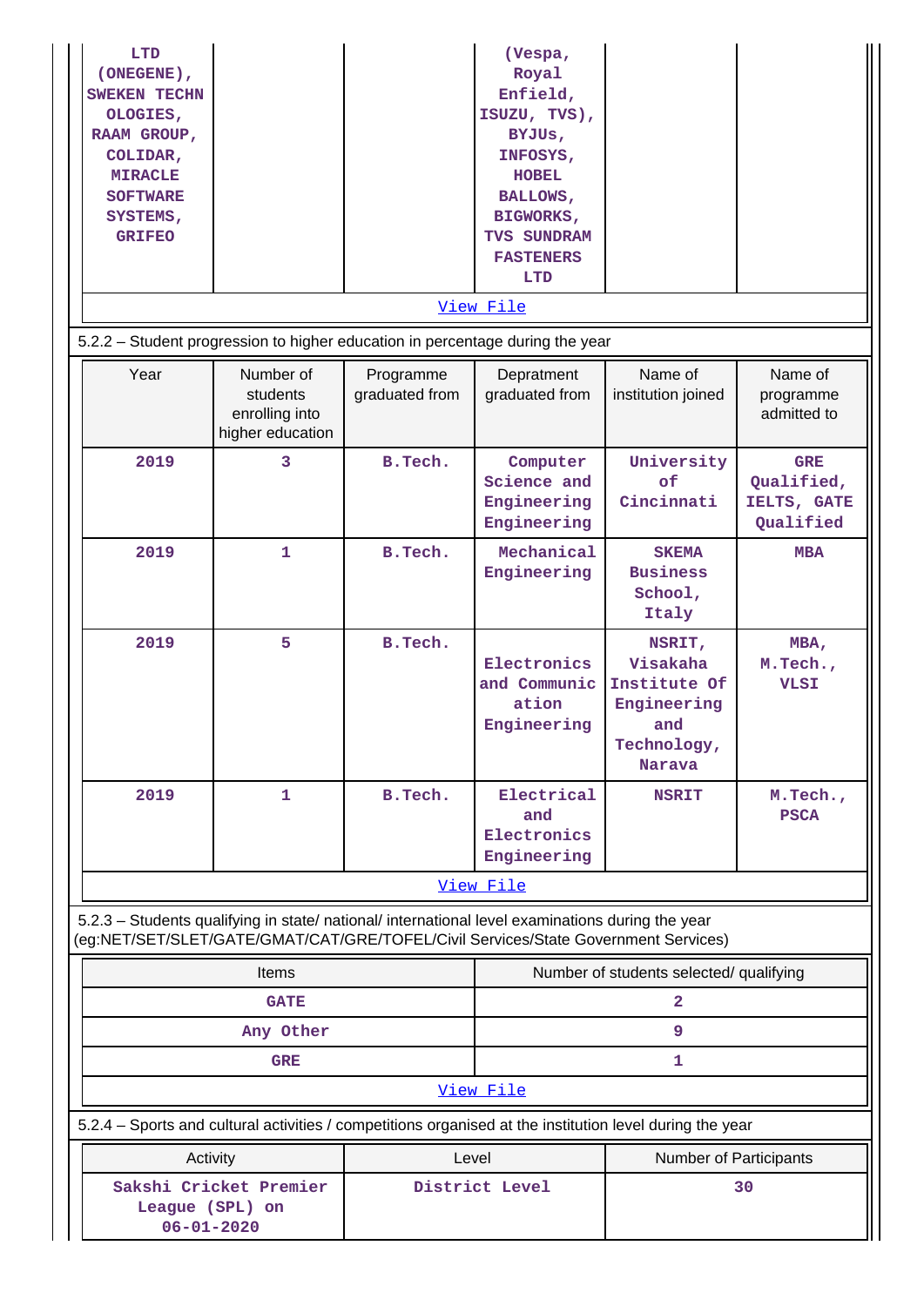| LTD (ONEGENE), SWEKEN TECHN OLOGIES, RAAM GROUP, COLIDAR, MIRACLE SOFTWARE SYSTEMS, GRIFEO | | | (Vespa, Royal Enfield, ISUZU, TVS), BYJUs, INFOSYS, HOBEL BALLOWS, BIGWORKS, TVS SUNDRAM FASTENERS LTD | | |
|---|---|---|---|---|---|

View File

5.2.2 – Student progression to higher education in percentage during the year

| Year | Number of students enrolling into higher education | Programme graduated from | Depratment graduated from | Name of institution joined | Name of programme admitted to |
|---|---|---|---|---|---|
| 2019 | 3 | B.Tech. | Computer Science and Engineering Engineering | University of Cincinnati | GRE Qualified, IELTS, GATE Qualified |
| 2019 | 1 | B.Tech. | Mechanical Engineering | SKEMA Business School, Italy | MBA |
| 2019 | 5 | B.Tech. | Electronics and Communic ation Engineering | NSRIT, Visakaha Institute Of Engineering and Technology, Narava | MBA, M.Tech., VLSI |
| 2019 | 1 | B.Tech. | Electrical and Electronics Engineering | NSRIT | M.Tech., PSCA |

View File

5.2.3 – Students qualifying in state/ national/ international level examinations during the year (eg:NET/SET/SLET/GATE/GMAT/CAT/GRE/TOFEL/Civil Services/State Government Services)

| Items | Number of students selected/ qualifying |
|---|---|
| GATE | 2 |
| Any Other | 9 |
| GRE | 1 |

View File

5.2.4 – Sports and cultural activities / competitions organised at the institution level during the year

| Activity | Level | Number of Participants |
|---|---|---|
| Sakshi Cricket Premier League (SPL) on 06-01-2020 | District Level | 30 |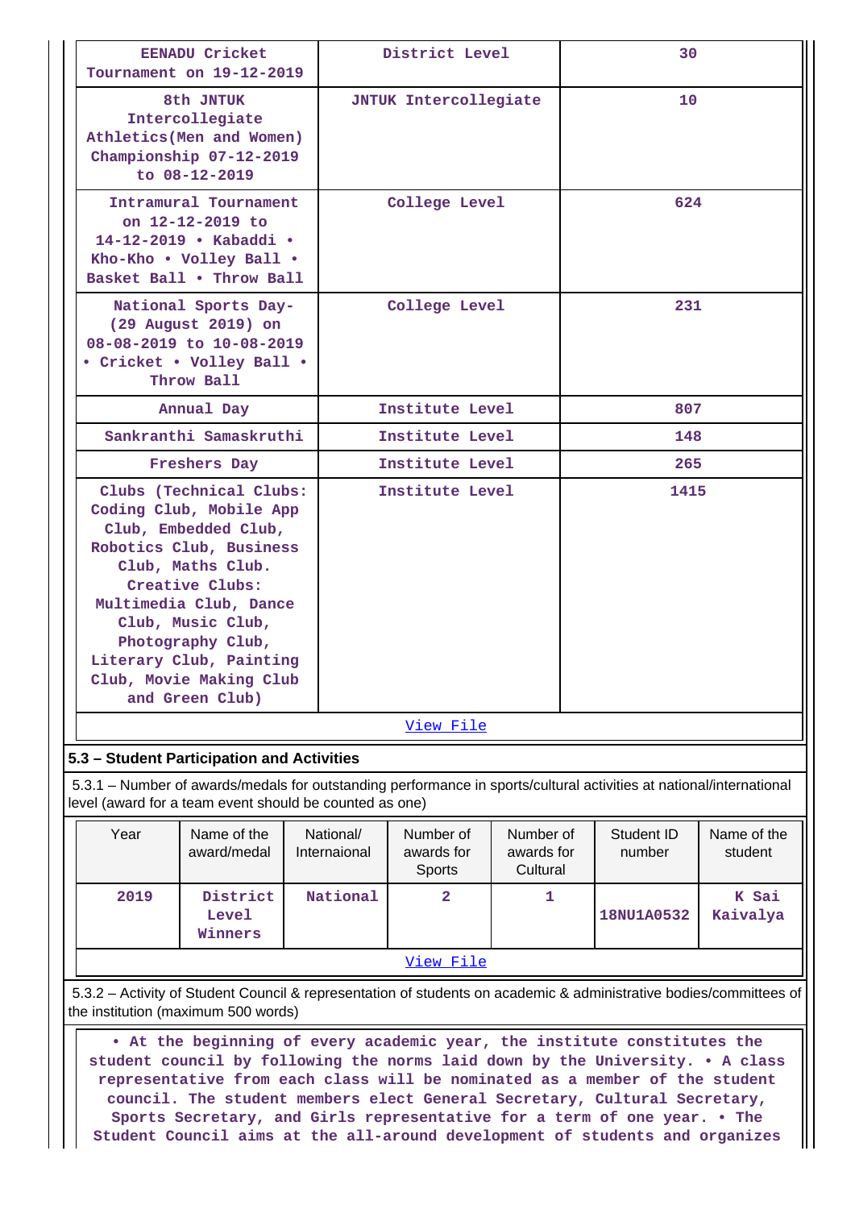| EEANDU Cricket Tournament on 19-12-2019 | District Level | 30 |
|---|---|---|
| 8th JNTUK Intercollegiate Athletics(Men and Women) Championship 07-12-2019 to 08-12-2019 | JNTUK Intercollegiate | 10 |
| Intramural Tournament on 12-12-2019 to 14-12-2019 • Kabaddi • Kho-Kho • Volley Ball • Basket Ball • Throw Ball | College Level | 624 |
| National Sports Day-(29 August 2019) on 08-08-2019 to 10-08-2019 • Cricket • Volley Ball • Throw Ball | College Level | 231 |
| Annual Day | Institute Level | 807 |
| Sankranthi Samaskruthi | Institute Level | 148 |
| Freshers Day | Institute Level | 265 |
| Clubs (Technical Clubs: Coding Club, Mobile App Club, Embedded Club, Robotics Club, Business Club, Maths Club. Creative Clubs: Multimedia Club, Dance Club, Music Club, Photography Club, Literary Club, Painting Club, Movie Making Club and Green Club) | Institute Level | 1415 |

View File

### 5.3 – Student Participation and Activities

5.3.1 – Number of awards/medals for outstanding performance in sports/cultural activities at national/international level (award for a team event should be counted as one)

| Year | Name of the award/medal | National/ Internaional | Number of awards for Sports | Number of awards for Cultural | Student ID number | Name of the student |
|---|---|---|---|---|---|---|
| 2019 | District Level Winners | National | 2 | 1 | 18NU1A0532 | K Sai Kaivalya |

View File

5.3.2 – Activity of Student Council & representation of students on academic & administrative bodies/committees of the institution (maximum 500 words)

• At the beginning of every academic year, the institute constitutes the student council by following the norms laid down by the University. • A class representative from each class will be nominated as a member of the student council. The student members elect General Secretary, Cultural Secretary, Sports Secretary, and Girls representative for a term of one year. • The Student Council aims at the all-around development of students and organizes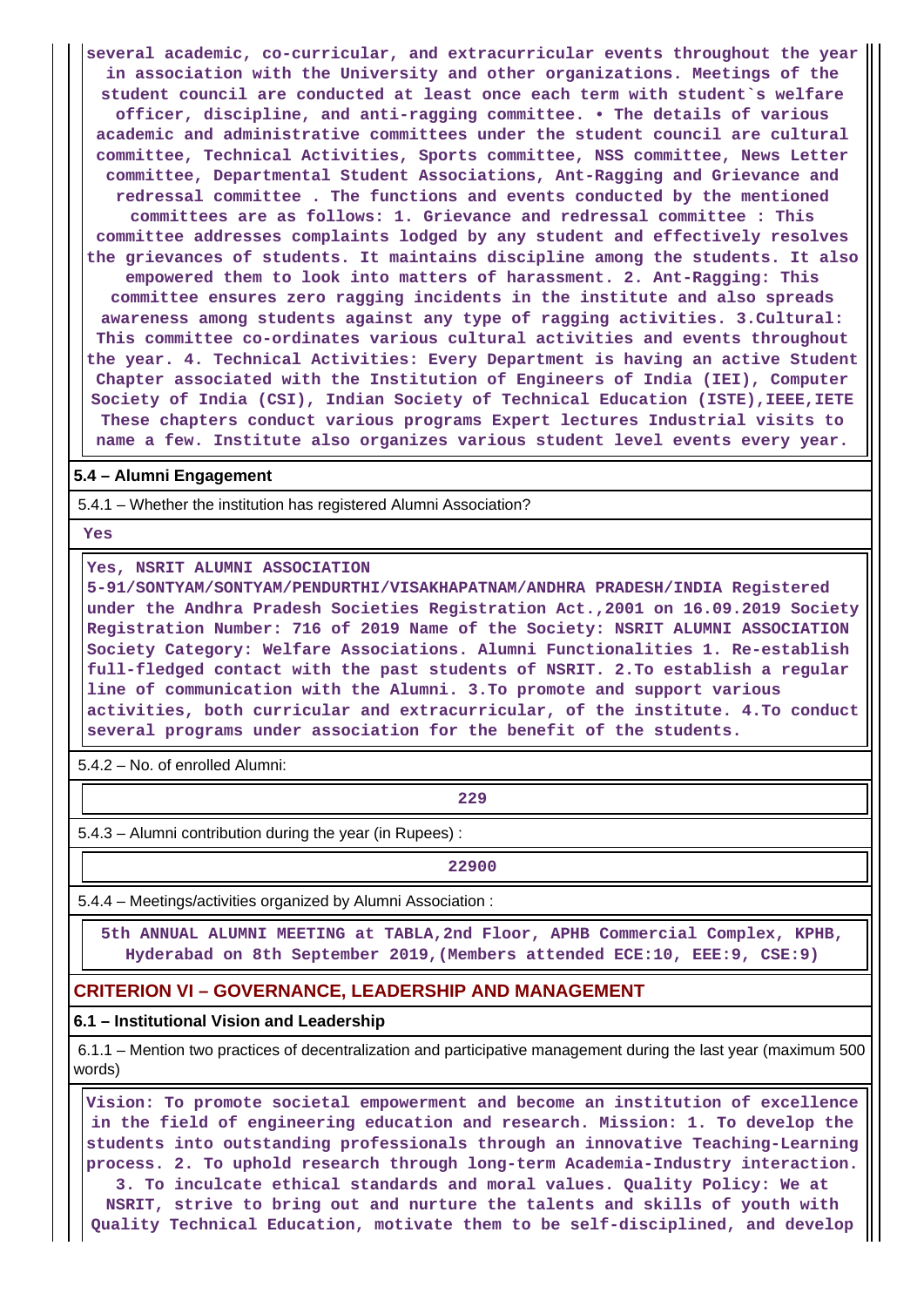several academic, co-curricular, and extracurricular events throughout the year in association with the University and other organizations. Meetings of the student council are conducted at least once each term with student`s welfare officer, discipline, and anti-ragging committee. • The details of various academic and administrative committees under the student council are cultural committee, Technical Activities, Sports committee, NSS committee, News Letter committee, Departmental Student Associations, Ant-Ragging and Grievance and redressal committee . The functions and events conducted by the mentioned committees are as follows: 1. Grievance and redressal committee : This committee addresses complaints lodged by any student and effectively resolves the grievances of students. It maintains discipline among the students. It also empowered them to look into matters of harassment. 2. Ant-Ragging: This committee ensures zero ragging incidents in the institute and also spreads awareness among students against any type of ragging activities. 3.Cultural: This committee co-ordinates various cultural activities and events throughout the year. 4. Technical Activities: Every Department is having an active Student Chapter associated with the Institution of Engineers of India (IEI), Computer Society of India (CSI), Indian Society of Technical Education (ISTE),IEEE,IETE These chapters conduct various programs Expert lectures Industrial visits to name a few. Institute also organizes various student level events every year.

**5.4 – Alumni Engagement**

5.4.1 – Whether the institution has registered Alumni Association?

Yes

Yes, NSRIT ALUMNI ASSOCIATION 5-91/SONTYAM/SONTYAM/PENDURTHI/VISAKHAPATNAM/ANDHRA PRADESH/INDIA Registered under the Andhra Pradesh Societies Registration Act.,2001 on 16.09.2019 Society Registration Number: 716 of 2019 Name of the Society: NSRIT ALUMNI ASSOCIATION Society Category: Welfare Associations. Alumni Functionalities 1. Re-establish full-fledged contact with the past students of NSRIT. 2.To establish a regular line of communication with the Alumni. 3.To promote and support various activities, both curricular and extracurricular, of the institute. 4.To conduct several programs under association for the benefit of the students.

5.4.2 – No. of enrolled Alumni:

229

5.4.3 – Alumni contribution during the year (in Rupees) :

22900

5.4.4 – Meetings/activities organized by Alumni Association :

5th ANNUAL ALUMNI MEETING at TABLA,2nd Floor, APHB Commercial Complex, KPHB, Hyderabad on 8th September 2019,(Members attended ECE:10, EEE:9, CSE:9)

## CRITERION VI – GOVERNANCE, LEADERSHIP AND MANAGEMENT

**6.1 – Institutional Vision and Leadership**

6.1.1 – Mention two practices of decentralization and participative management during the last year (maximum 500 words)

Vision: To promote societal empowerment and become an institution of excellence in the field of engineering education and research. Mission: 1. To develop the students into outstanding professionals through an innovative Teaching-Learning process. 2. To uphold research through long-term Academia-Industry interaction. 3. To inculcate ethical standards and moral values. Quality Policy: We at NSRIT, strive to bring out and nurture the talents and skills of youth with Quality Technical Education, motivate them to be self-disciplined, and develop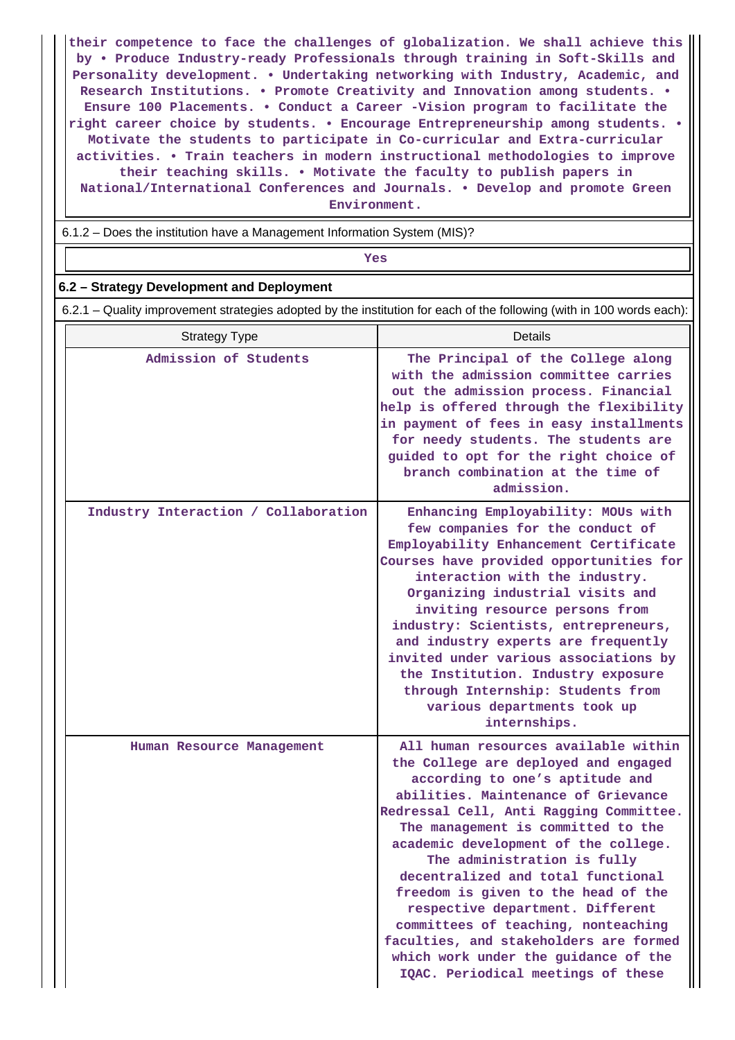their competence to face the challenges of globalization. We shall achieve this by • Produce Industry-ready Professionals through training in Soft-Skills and Personality development. • Undertaking networking with Industry, Academic, and Research Institutions. • Promote Creativity and Innovation among students. • Ensure 100 Placements. • Conduct a Career -Vision program to facilitate the right career choice by students. • Encourage Entrepreneurship among students. • Motivate the students to participate in Co-curricular and Extra-curricular activities. • Train teachers in modern instructional methodologies to improve their teaching skills. • Motivate the faculty to publish papers in National/International Conferences and Journals. • Develop and promote Green Environment.

6.1.2 – Does the institution have a Management Information System (MIS)?

Yes

## 6.2 – Strategy Development and Deployment

6.2.1 – Quality improvement strategies adopted by the institution for each of the following (with in 100 words each):

| Strategy Type | Details |
|---|---|
| Admission of Students | The Principal of the College along with the admission committee carries out the admission process. Financial help is offered through the flexibility in payment of fees in easy installments for needy students. The students are guided to opt for the right choice of branch combination at the time of admission. |
| Industry Interaction / Collaboration | Enhancing Employability: MOUs with few companies for the conduct of Employability Enhancement Certificate Courses have provided opportunities for interaction with the industry. Organizing industrial visits and inviting resource persons from industry: Scientists, entrepreneurs, and industry experts are frequently invited under various associations by the Institution. Industry exposure through Internship: Students from various departments took up internships. |
| Human Resource Management | All human resources available within the College are deployed and engaged according to one's aptitude and abilities. Maintenance of Grievance Redressal Cell, Anti Ragging Committee. The management is committed to the academic development of the college. The administration is fully decentralized and total functional freedom is given to the head of the respective department. Different committees of teaching, nonteaching faculties, and stakeholders are formed which work under the guidance of the IQAC. Periodical meetings of these |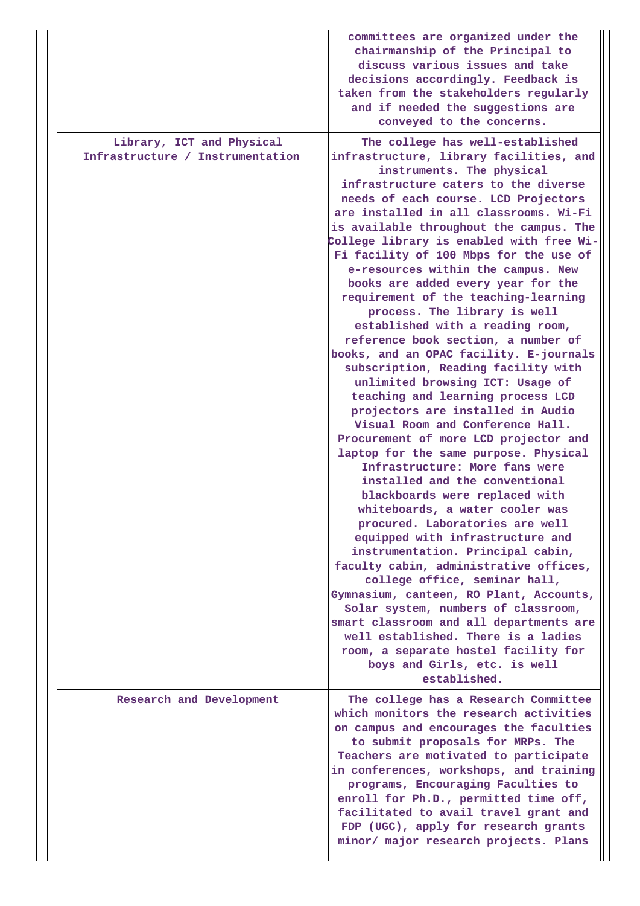| | |
|---|---|
| | committees are organized under the chairmanship of the Principal to discuss various issues and take decisions accordingly. Feedback is taken from the stakeholders regularly and if needed the suggestions are conveyed to the concerns. |
| Library, ICT and Physical Infrastructure / Instrumentation | The college has well-established infrastructure, library facilities, and instruments. The physical infrastructure caters to the diverse needs of each course. LCD Projectors are installed in all classrooms. Wi-Fi is available throughout the campus. The College library is enabled with free Wi-Fi facility of 100 Mbps for the use of e-resources within the campus. New books are added every year for the requirement of the teaching-learning process. The library is well established with a reading room, reference book section, a number of books, and an OPAC facility. E-journals subscription, Reading facility with unlimited browsing ICT: Usage of teaching and learning process LCD projectors are installed in Audio Visual Room and Conference Hall. Procurement of more LCD projector and laptop for the same purpose. Physical Infrastructure: More fans were installed and the conventional blackboards were replaced with whiteboards, a water cooler was procured. Laboratories are well equipped with infrastructure and instrumentation. Principal cabin, faculty cabin, administrative offices, college office, seminar hall, Gymnasium, canteen, RO Plant, Accounts, Solar system, numbers of classroom, smart classroom and all departments are well established. There is a ladies room, a separate hostel facility for boys and Girls, etc. is well established. |
| Research and Development | The college has a Research Committee which monitors the research activities on campus and encourages the faculties to submit proposals for MRPs. The Teachers are motivated to participate in conferences, workshops, and training programs, Encouraging Faculties to enroll for Ph.D., permitted time off, facilitated to avail travel grant and FDP (UGC), apply for research grants minor/ major research projects. Plans |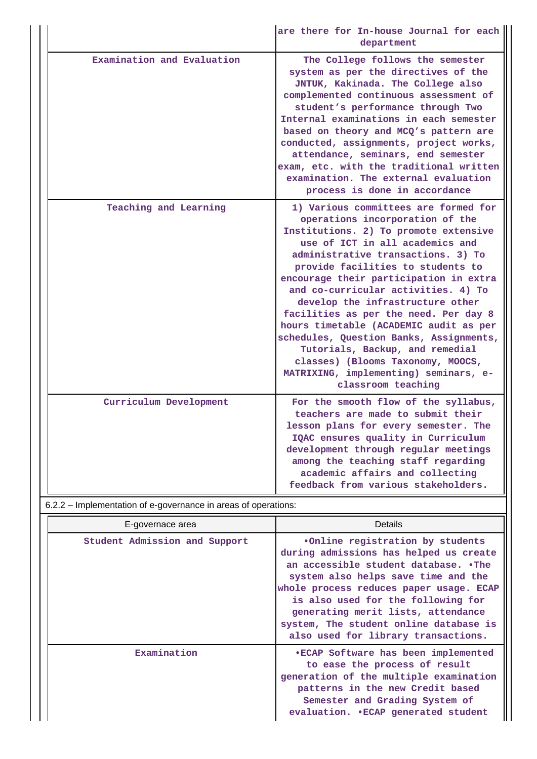|  | are there for In-house Journal for each department |
|---|---|
| Examination and Evaluation | The College follows the semester system as per the directives of the JNTUK, Kakinada. The College also complemented continuous assessment of student's performance through Two Internal examinations in each semester based on theory and MCQ's pattern are conducted, assignments, project works, attendance, seminars, end semester exam, etc. with the traditional written examination. The external evaluation process is done in accordance |
| Teaching and Learning | 1) Various committees are formed for operations incorporation of the Institutions. 2) To promote extensive use of ICT in all academics and administrative transactions. 3) To provide facilities to students to encourage their participation in extra and co-curricular activities. 4) To develop the infrastructure other facilities as per the need. Per day 8 hours timetable (ACADEMIC audit as per schedules, Question Banks, Assignments, Tutorials, Backup, and remedial classes) (Blooms Taxonomy, MOOCS, MATRIXING, implementing) seminars, e-classroom teaching |
| Curriculum Development | For the smooth flow of the syllabus, teachers are made to submit their lesson plans for every semester. The IQAC ensures quality in Curriculum development through regular meetings among the teaching staff regarding academic affairs and collecting feedback from various stakeholders. |

6.2.2 – Implementation of e-governance in areas of operations:

| E-governace area | Details |
|---|---|
| Student Admission and Support | •Online registration by students during admissions has helped us create an accessible student database. •The system also helps save time and the whole process reduces paper usage. ECAP is also used for the following for generating merit lists, attendance system, The student online database is also used for library transactions. |
| Examination | •ECAP Software has been implemented to ease the process of result generation of the multiple examination patterns in the new Credit based Semester and Grading System of evaluation. •ECAP generated student |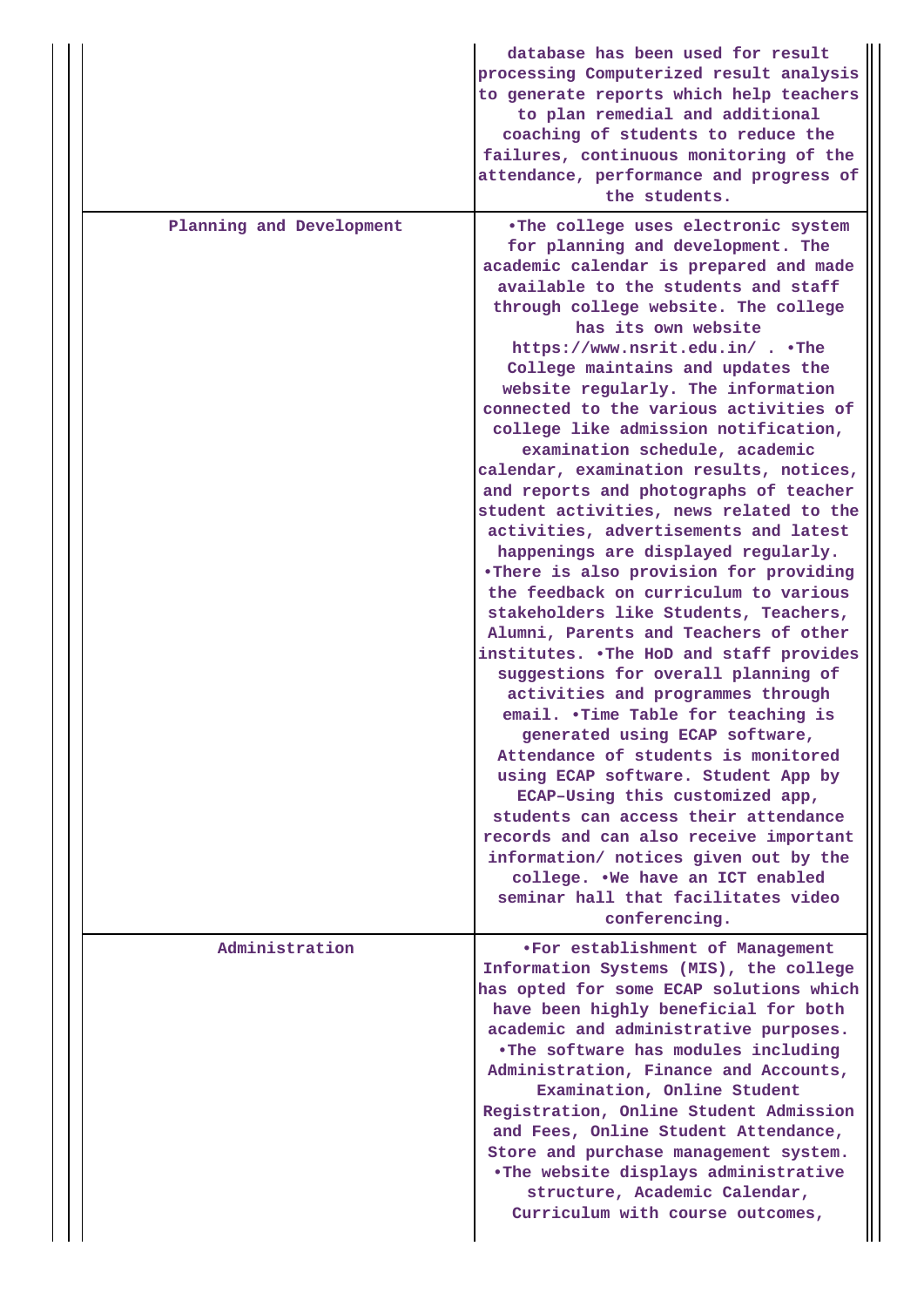| | |
|---|---|
| | database has been used for result processing Computerized result analysis to generate reports which help teachers to plan remedial and additional coaching of students to reduce the failures, continuous monitoring of the attendance, performance and progress of the students. |
| Planning and Development | •The college uses electronic system for planning and development. The academic calendar is prepared and made available to the students and staff through college website. The college has its own website https://www.nsrit.edu.in/ . •The College maintains and updates the website regularly. The information connected to the various activities of college like admission notification, examination schedule, academic calendar, examination results, notices, and reports and photographs of teacher student activities, news related to the activities, advertisements and latest happenings are displayed regularly. •There is also provision for providing the feedback on curriculum to various stakeholders like Students, Teachers, Alumni, Parents and Teachers of other institutes. •The HoD and staff provides suggestions for overall planning of activities and programmes through email. •Time Table for teaching is generated using ECAP software, Attendance of students is monitored using ECAP software. Student App by ECAP–Using this customized app, students can access their attendance records and can also receive important information/ notices given out by the college. •We have an ICT enabled seminar hall that facilitates video conferencing. |
| Administration | •For establishment of Management Information Systems (MIS), the college has opted for some ECAP solutions which have been highly beneficial for both academic and administrative purposes. •The software has modules including Administration, Finance and Accounts, Examination, Online Student Registration, Online Student Admission and Fees, Online Student Attendance, Store and purchase management system. •The website displays administrative structure, Academic Calendar, Curriculum with course outcomes, |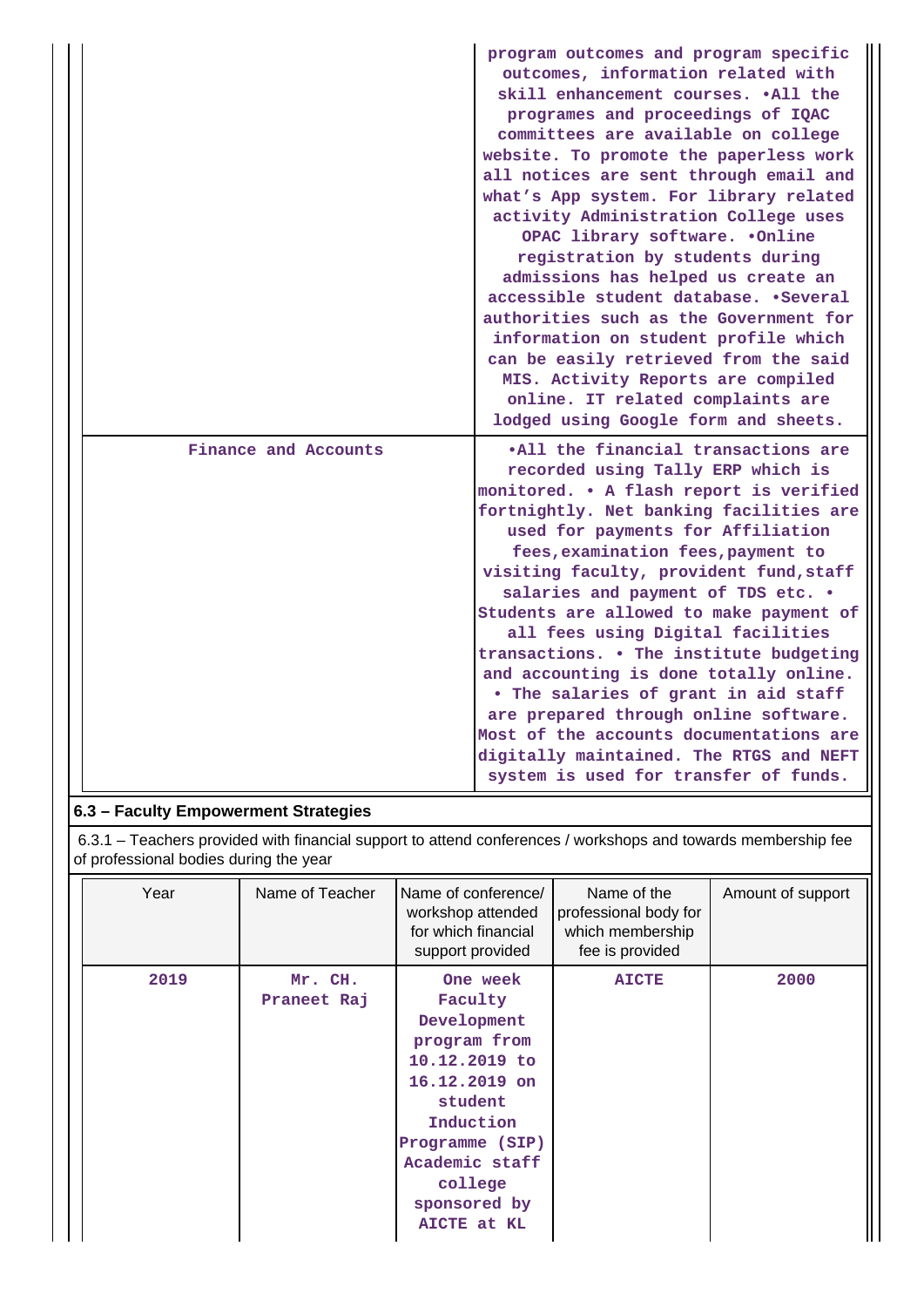| | |
|---|---|
| | program outcomes and program specific outcomes, information related with skill enhancement courses. •All the programes and proceedings of IQAC committees are available on college website. To promote the paperless work all notices are sent through email and what's App system. For library related activity Administration College uses OPAC library software. •Online registration by students during admissions has helped us create an accessible student database. •Several authorities such as the Government for information on student profile which can be easily retrieved from the said MIS. Activity Reports are compiled online. IT related complaints are lodged using Google form and sheets. |
| Finance and Accounts | •All the financial transactions are recorded using Tally ERP which is monitored. • A flash report is verified fortnightly. Net banking facilities are used for payments for Affiliation fees,examination fees,payment to visiting faculty, provident fund,staff salaries and payment of TDS etc. • Students are allowed to make payment of all fees using Digital facilities transactions. • The institute budgeting and accounting is done totally online. • The salaries of grant in aid staff are prepared through online software. Most of the accounts documentations are digitally maintained. The RTGS and NEFT system is used for transfer of funds. |

## 6.3 – Faculty Empowerment Strategies

6.3.1 – Teachers provided with financial support to attend conferences / workshops and towards membership fee of professional bodies during the year

| Year | Name of Teacher | Name of conference/ workshop attended for which financial support provided | Name of the professional body for which membership fee is provided | Amount of support |
|---|---|---|---|---|
| 2019 | Mr. CH. Praneet Raj | One week Faculty Development program from 10.12.2019 to 16.12.2019 on student Induction Programme (SIP) Academic staff college sponsored by AICTE at KL | AICTE | 2000 |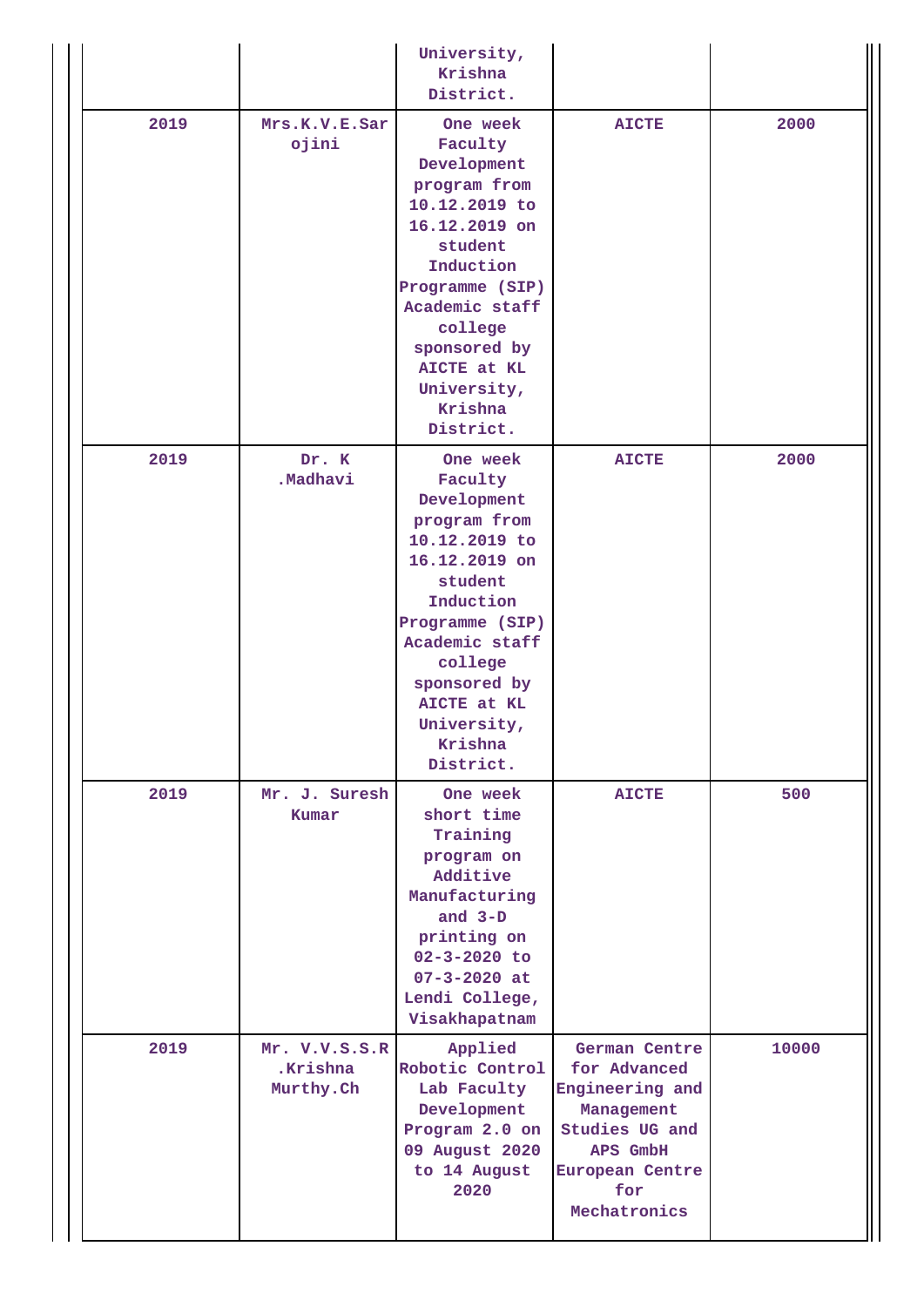| | | University, Krishna District. | | |
|---|---|---|---|---|
| 2019 | Mrs.K.V.E.Sarojini | One week Faculty Development program from 10.12.2019 to 16.12.2019 on student Induction Programme (SIP) Academic staff college sponsored by AICTE at KL University, Krishna District. | AICTE | 2000 |
| 2019 | Dr. K .Madhavi | One week Faculty Development program from 10.12.2019 to 16.12.2019 on student Induction Programme (SIP) Academic staff college sponsored by AICTE at KL University, Krishna District. | AICTE | 2000 |
| 2019 | Mr. J. Suresh Kumar | One week short time Training program on Additive Manufacturing and 3-D printing on 02-3-2020 to 07-3-2020 at Lendi College, Visakhapatnam | AICTE | 500 |
| 2019 | Mr. V.V.S.S.R .Krishna Murthy.Ch | Applied Robotic Control Lab Faculty Development Program 2.0 on 09 August 2020 to 14 August 2020 | German Centre for Advanced Engineering and Management Studies UG and APS GmbH European Centre for Mechatronics | 10000 |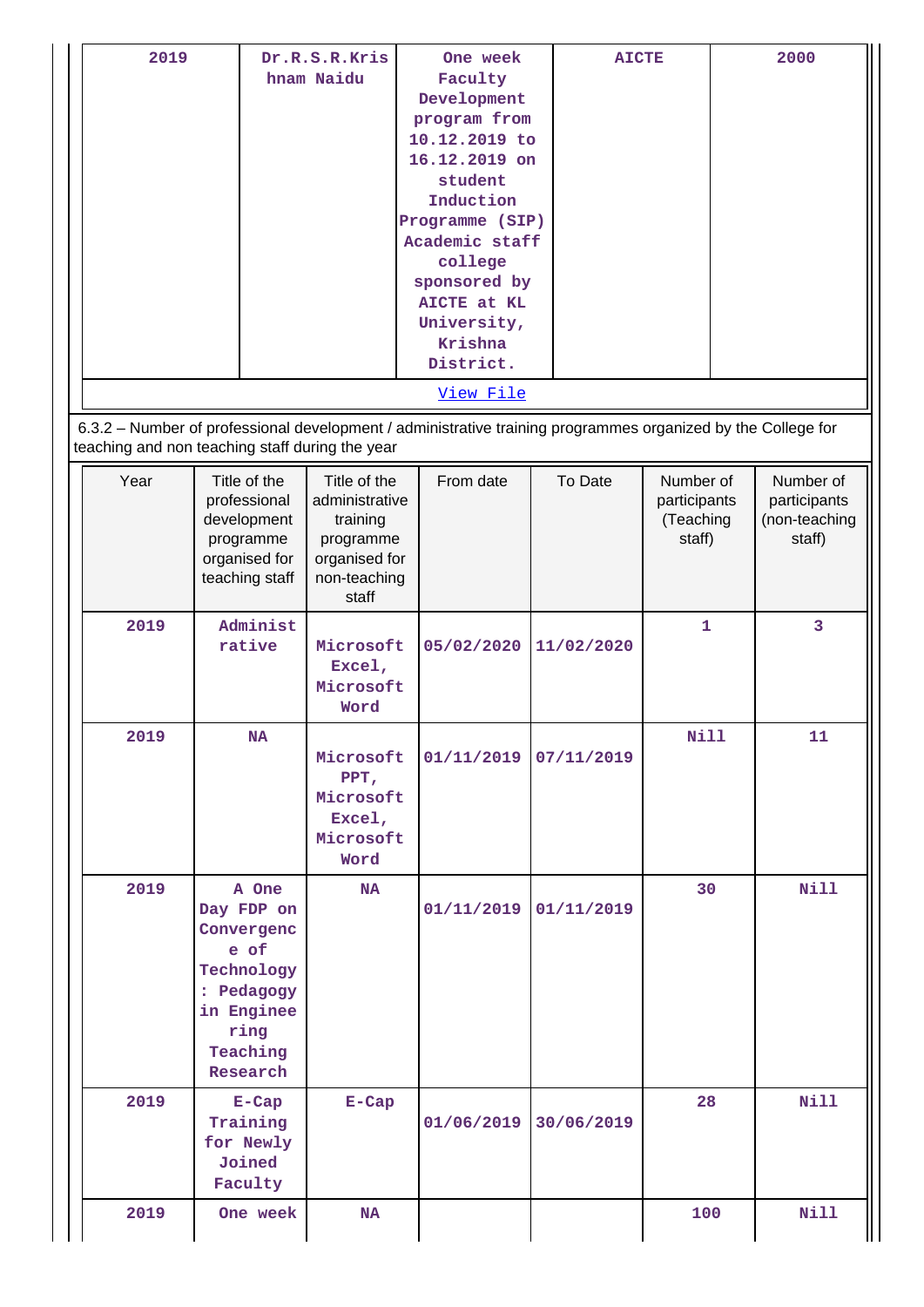| 2019 | Dr.R.S.R.Krishnam Naidu | One week Faculty Development program from 10.12.2019 to 16.12.2019 on student Induction Programme (SIP) Academic staff college sponsored by AICTE at KL University, Krishna District. | AICTE | 2000 |
|---|---|---|---|---|

[View File](#)

6.3.2 – Number of professional development / administrative training programmes organized by the College for teaching and non teaching staff during the year

| Year | Title of the professional development programme organised for teaching staff | Title of the administrative training programme organised for non-teaching staff | From date | To Date | Number of participants (Teaching staff) | Number of participants (non-teaching staff) |
|---|---|---|---|---|---|---|
| 2019 | Administrative | Microsoft Excel, Microsoft Word | 05/02/2020 | 11/02/2020 | 1 | 3 |
| 2019 | NA | Microsoft PPT, Microsoft Excel, Microsoft Word | 01/11/2019 | 07/11/2019 | Nill | 11 |
| 2019 | A One Day FDP on Convergence of Technology : Pedagogy in Engineering Teaching Research | NA | 01/11/2019 | 01/11/2019 | 30 | Nill |
| 2019 | E-Cap Training for Newly Joined Faculty | E-Cap | 01/06/2019 | 30/06/2019 | 28 | Nill |
| 2019 | One week | NA | | | 100 | Nill |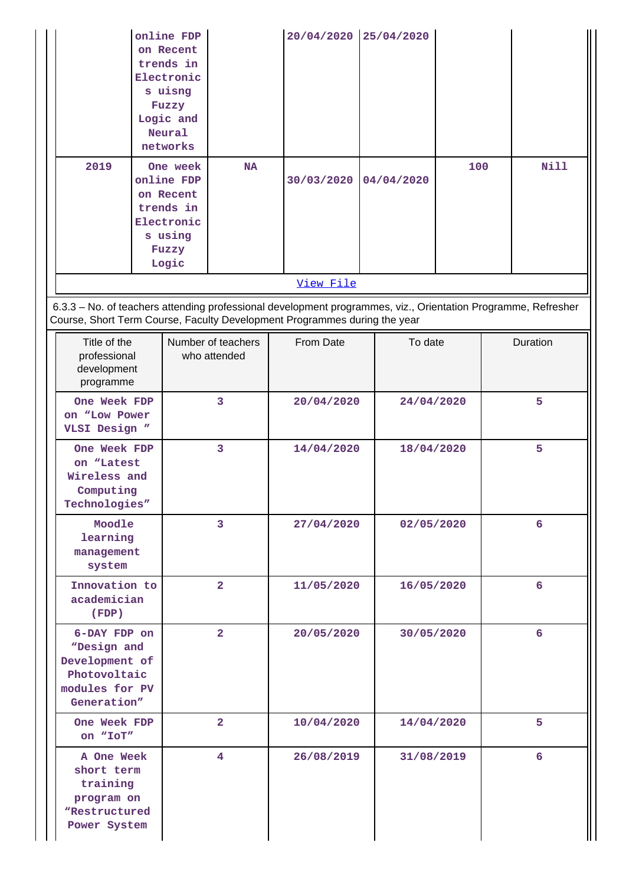|  | online FDP on Recent trends in Electronics uisng Fuzzy Logic and Neural networks |  | 20/04/2020 | 25/04/2020 |  |  |
|---|---|---|---|---|---|---|
| 2019 | One week online FDP on Recent trends in Electronics using Fuzzy Logic | NA | 30/03/2020 | 04/04/2020 | 100 | Nill |

View File

6.3.3 – No. of teachers attending professional development programmes, viz., Orientation Programme, Refresher Course, Short Term Course, Faculty Development Programmes during the year

| Title of the professional development programme | Number of teachers who attended | From Date | To date | Duration |
|---|---|---|---|---|
| One Week FDP on "Low Power VLSI Design " | 3 | 20/04/2020 | 24/04/2020 | 5 |
| One Week FDP on "Latest Wireless and Computing Technologies" | 3 | 14/04/2020 | 18/04/2020 | 5 |
| Moodle learning management system | 3 | 27/04/2020 | 02/05/2020 | 6 |
| Innovation to academician (FDP) | 2 | 11/05/2020 | 16/05/2020 | 6 |
| 6-DAY FDP on "Design and Development of Photovoltaic modules for PV Generation" | 2 | 20/05/2020 | 30/05/2020 | 6 |
| One Week FDP on "IoT" | 2 | 10/04/2020 | 14/04/2020 | 5 |
| A One Week short term training program on "Restructured Power System | 4 | 26/08/2019 | 31/08/2019 | 6 |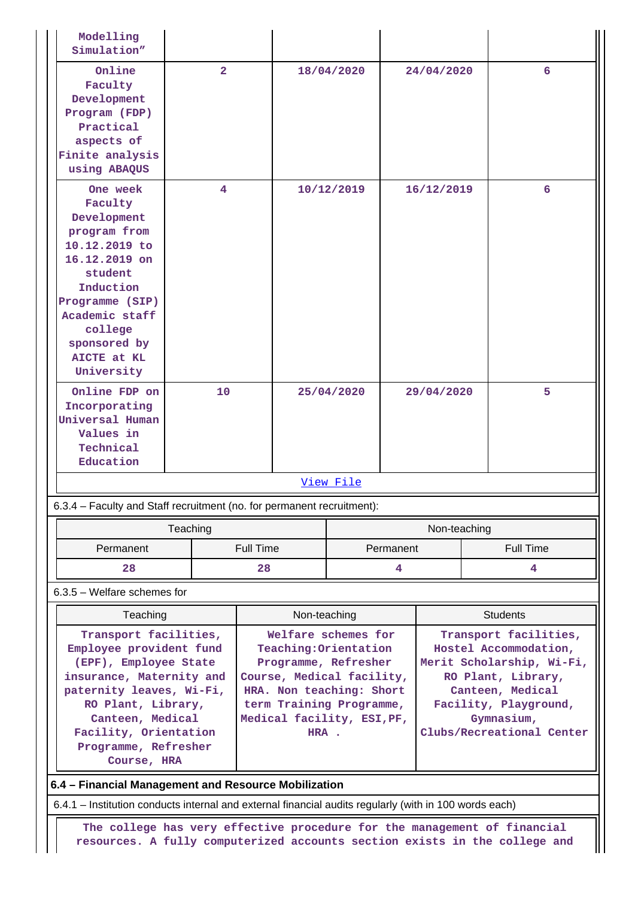| Modelling Simulation” | | | | |
|---|---|---|---|---|
| Online Faculty Development Program (FDP) Practical aspects of Finite analysis using ABAQUS | 2 | 18/04/2020 | 24/04/2020 | 6 |
| One week Faculty Development program from 10.12.2019 to 16.12.2019 on student Induction Programme (SIP) Academic staff college sponsored by AICTE at KL University | 4 | 10/12/2019 | 16/12/2019 | 6 |
| Online FDP on Incorporating Universal Human Values in Technical Education | 10 | 25/04/2020 | 29/04/2020 | 5 |

View File

6.3.4 – Faculty and Staff recruitment (no. for permanent recruitment):

| Teaching | | Non-teaching | |
|---|---|---|---|
| Permanent | Full Time | Permanent | Full Time |
| 28 | 28 | 4 | 4 |

6.3.5 – Welfare schemes for

| Teaching | Non-teaching | Students |
|---|---|---|
| Transport facilities, Employee provident fund (EPF), Employee State insurance, Maternity and paternity leaves, Wi-Fi, RO Plant, Library, Canteen, Medical Facility, Orientation Programme, Refresher Course, HRA | Welfare schemes for Teaching:Orientation Programme, Refresher Course, Medical facility, HRA. Non teaching: Short term Training Programme, Medical facility, ESI,PF, HRA . | Transport facilities, Hostel Accommodation, Merit Scholarship, Wi-Fi, RO Plant, Library, Canteen, Medical Facility, Playground, Gymnasium, Clubs/Recreational Center |

**6.4 – Financial Management and Resource Mobilization**

6.4.1 – Institution conducts internal and external financial audits regularly (with in 100 words each)

The college has very effective procedure for the management of financial resources. A fully computerized accounts section exists in the college and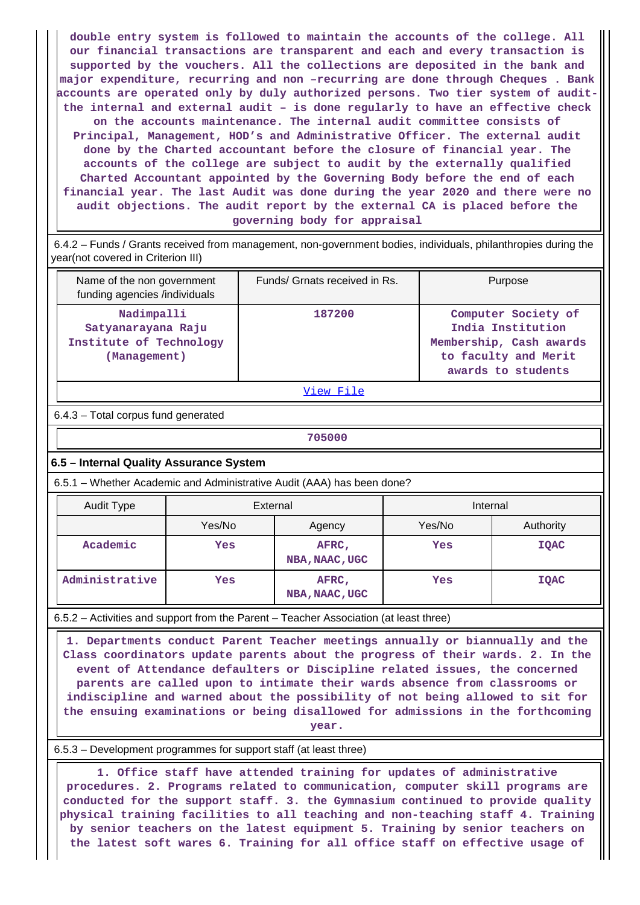double entry system is followed to maintain the accounts of the college. All our financial transactions are transparent and each and every transaction is supported by the vouchers. All the collections are deposited in the bank and major expenditure, recurring and non –recurring are done through Cheques . Bank accounts are operated only by duly authorized persons. Two tier system of audit- the internal and external audit – is done regularly to have an effective check on the accounts maintenance. The internal audit committee consists of Principal, Management, HOD's and Administrative Officer. The external audit done by the Charted accountant before the closure of financial year. The accounts of the college are subject to audit by the externally qualified Charted Accountant appointed by the Governing Body before the end of each financial year. The last Audit was done during the year 2020 and there were no audit objections. The audit report by the external CA is placed before the governing body for appraisal

6.4.2 – Funds / Grants received from management, non-government bodies, individuals, philanthropies during the year(not covered in Criterion III)

| Name of the non government funding agencies /individuals | Funds/ Grnats received in Rs. | Purpose |
|---|---|---|
| Nadimpalli Satyanarayana Raju Institute of Technology (Management) | 187200 | Computer Society of India Institution Membership, Cash awards to faculty and Merit awards to students |

View File

6.4.3 – Total corpus fund generated

| 705000 |
|---|

### 6.5 – Internal Quality Assurance System

6.5.1 – Whether Academic and Administrative Audit (AAA) has been done?

| Audit Type | External | | Internal | |
|---|---|---|---|---|
| | Yes/No | Agency | Yes/No | Authority |
| Academic | Yes | AFRC, NBA, NAAC, UGC | Yes | IQAC |
| Administrative | Yes | AFRC, NBA, NAAC, UGC | Yes | IQAC |

6.5.2 – Activities and support from the Parent – Teacher Association (at least three)

1. Departments conduct Parent Teacher meetings annually or biannually and the Class coordinators update parents about the progress of their wards. 2. In the event of Attendance defaulters or Discipline related issues, the concerned parents are called upon to intimate their wards absence from classrooms or indiscipline and warned about the possibility of not being allowed to sit for the ensuing examinations or being disallowed for admissions in the forthcoming year.

6.5.3 – Development programmes for support staff (at least three)

1. Office staff have attended training for updates of administrative procedures. 2. Programs related to communication, computer skill programs are conducted for the support staff. 3. the Gymnasium continued to provide quality physical training facilities to all teaching and non-teaching staff 4. Training by senior teachers on the latest equipment 5. Training by senior teachers on the latest soft wares 6. Training for all office staff on effective usage of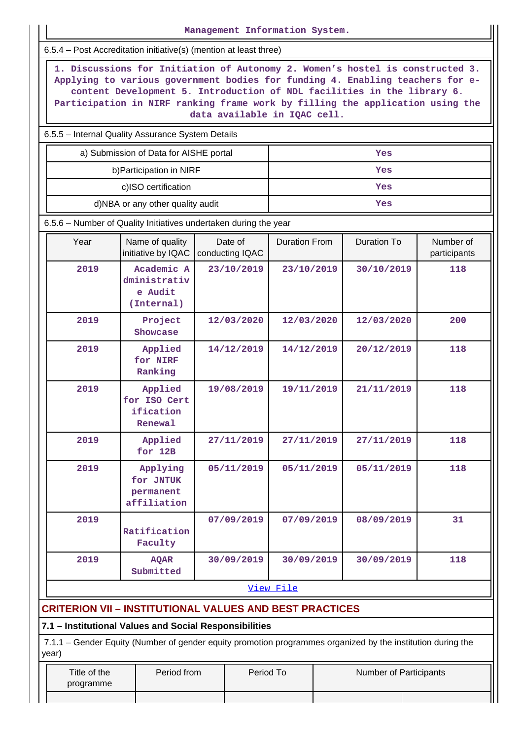Management Information System.

6.5.4 – Post Accreditation initiative(s) (mention at least three)

1. Discussions for Initiation of Autonomy 2. Women's hostel is constructed 3. Applying to various government bodies for funding 4. Enabling teachers for e-content Development 5. Introduction of NDL facilities in the library 6. Participation in NIRF ranking frame work by filling the application using the data available in IQAC cell.

6.5.5 – Internal Quality Assurance System Details

| | |
|---|---|
| a) Submission of Data for AISHE portal | Yes |
| b)Participation in NIRF | Yes |
| c)ISO certification | Yes |
| d)NBA or any other quality audit | Yes |

6.5.6 – Number of Quality Initiatives undertaken during the year

| Year | Name of quality initiative by IQAC | Date of conducting IQAC | Duration From | Duration To | Number of participants |
|---|---|---|---|---|---|
| 2019 | Academic Administrative Audit (Internal) | 23/10/2019 | 23/10/2019 | 30/10/2019 | 118 |
| 2019 | Project Showcase | 12/03/2020 | 12/03/2020 | 12/03/2020 | 200 |
| 2019 | Applied for NIRF Ranking | 14/12/2019 | 14/12/2019 | 20/12/2019 | 118 |
| 2019 | Applied for ISO Certification Renewal | 19/08/2019 | 19/11/2019 | 21/11/2019 | 118 |
| 2019 | Applied for 12B | 27/11/2019 | 27/11/2019 | 27/11/2019 | 118 |
| 2019 | Applying for JNTUK permanent affiliation | 05/11/2019 | 05/11/2019 | 05/11/2019 | 118 |
| 2019 | Ratification Faculty | 07/09/2019 | 07/09/2019 | 08/09/2019 | 31 |
| 2019 | AQAR Submitted | 30/09/2019 | 30/09/2019 | 30/09/2019 | 118 |

View File

## CRITERION VII – INSTITUTIONAL VALUES AND BEST PRACTICES

### 7.1 – Institutional Values and Social Responsibilities

7.1.1 – Gender Equity (Number of gender equity promotion programmes organized by the institution during the year)

| Title of the programme | Period from | Period To | Number of Participants | |
|---|---|---|---|---|
| | | | | |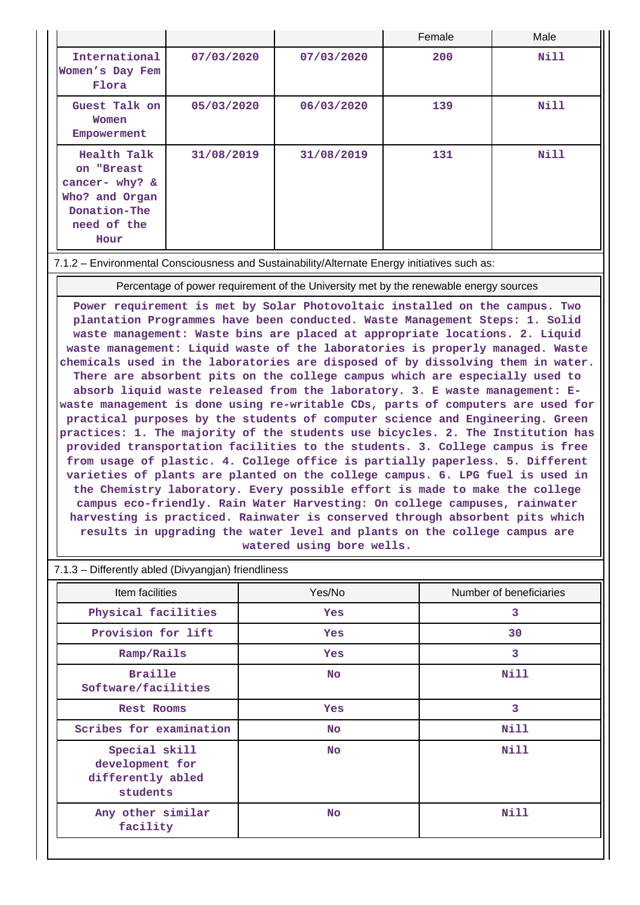| | | | Female | Male |
|---|---|---|---|---|
| International Women's Day Fem Flora | 07/03/2020 | 07/03/2020 | 200 | Nill |
| Guest Talk on Women Empowerment | 05/03/2020 | 06/03/2020 | 139 | Nill |
| Health Talk on "Breast cancer- why? & Who? and Organ Donation-The need of the Hour | 31/08/2019 | 31/08/2019 | 131 | Nill |

7.1.2 – Environmental Consciousness and Sustainability/Alternate Energy initiatives such as:

| Percentage of power requirement of the University met by the renewable energy sources |
|---|
| Power requirement is met by Solar Photovoltaic installed on the campus. Two plantation Programmes have been conducted. Waste Management Steps: 1. Solid waste management: Waste bins are placed at appropriate locations. 2. Liquid waste management: Liquid waste of the laboratories is properly managed. Waste chemicals used in the laboratories are disposed of by dissolving them in water. There are absorbent pits on the college campus which are especially used to absorb liquid waste released from the laboratory. 3. E waste management: E-waste management is done using re-writable CDs, parts of computers are used for practical purposes by the students of computer science and Engineering. Green practices: 1. The majority of the students use bicycles. 2. The Institution has provided transportation facilities to the students. 3. College campus is free from usage of plastic. 4. College office is partially paperless. 5. Different varieties of plants are planted on the college campus. 6. LPG fuel is used in the Chemistry laboratory. Every possible effort is made to make the college campus eco-friendly. Rain Water Harvesting: On college campuses, rainwater harvesting is practiced. Rainwater is conserved through absorbent pits which results in upgrading the water level and plants on the college campus are watered using bore wells. |

7.1.3 – Differently abled (Divyangjan) friendliness

| Item facilities | Yes/No | Number of beneficiaries |
|---|---|---|
| Physical facilities | Yes | 3 |
| Provision for lift | Yes | 30 |
| Ramp/Rails | Yes | 3 |
| Braille Software/facilities | No | Nill |
| Rest Rooms | Yes | 3 |
| Scribes for examination | No | Nill |
| Special skill development for differently abled students | No | Nill |
| Any other similar facility | No | Nill |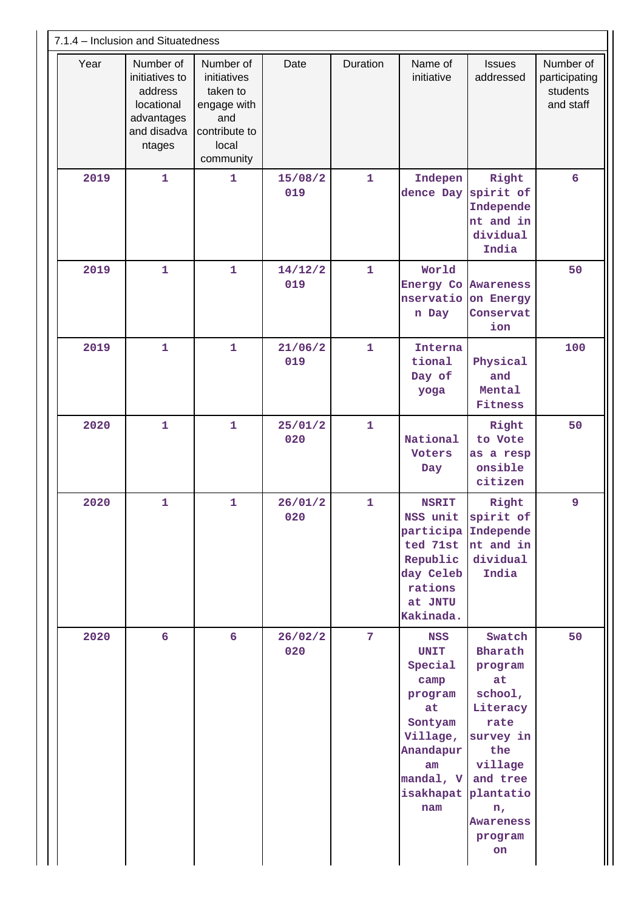7.1.4 – Inclusion and Situatedness

| Year | Number of initiatives to address locational advantages and disadvantages | Number of initiatives taken to engage with and contribute to local community | Date | Duration | Name of initiative | Issues addressed | Number of participating students and staff |
|---|---|---|---|---|---|---|---|
| 2019 | 1 | 1 | 15/08/2019 | 1 | Independence Day | Right spirit of Independent and individual India | 6 |
| 2019 | 1 | 1 | 14/12/2019 | 1 | World Energy Conservation Day | Awareness on Energy Conservation | 50 |
| 2019 | 1 | 1 | 21/06/2019 | 1 | International Day of yoga | Physical and Mental Fitness | 100 |
| 2020 | 1 | 1 | 25/01/2020 | 1 | National Voters Day | Right to Vote as a responsible citizen | 50 |
| 2020 | 1 | 1 | 26/01/2020 | 1 | NSRIT NSS unit participated 71st Republic day Celebrations at JNTU Kakinada. | Right spirit of Independent and individual India | 9 |
| 2020 | 6 | 6 | 26/02/2020 | 7 | NSS UNIT Special camp program at Sontyam Village, Anandapuram mandal, Visakhapatnam | Swatch Bharath program at school, Literacy rate survey in the village and tree plantation, Awareness program on | 50 |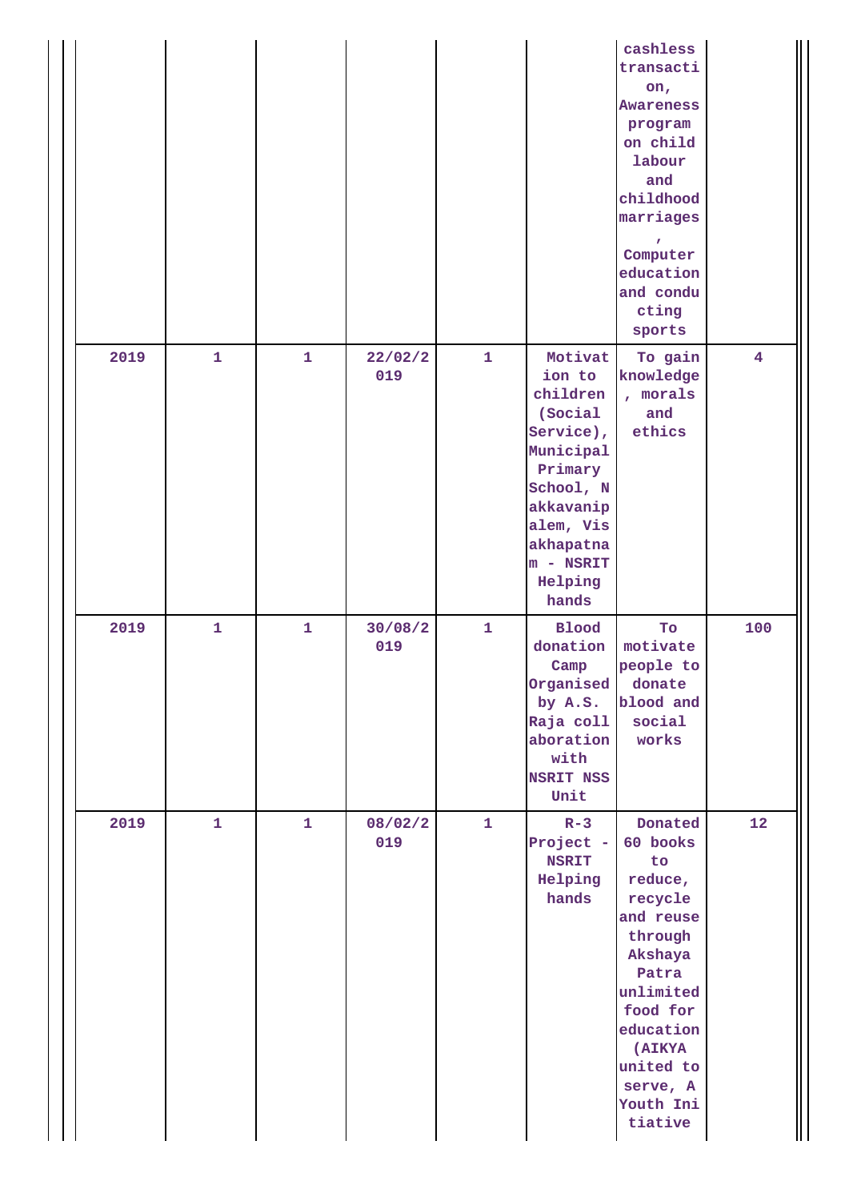| | | | | | | | |
|---|---|---|---|---|---|---|---|
| | | | | | | cashless transaction, Awareness program on child labour and childhood marriages , Computer education and conducting sports | |
| 2019 | 1 | 1 | 22/02/2019 | 1 | Motivation to children (Social Service), Municipal Primary School, Nakkavanipalem, Visakhapatnam - NSRIT Helping hands | To gain knowledge , morals and ethics | 4 |
| 2019 | 1 | 1 | 30/08/2019 | 1 | Blood donation Camp Organised by A.S. Raja collaboration with NSRIT NSS Unit | To motivate people to donate blood and social works | 100 |
| 2019 | 1 | 1 | 08/02/2019 | 1 | R-3 Project - NSRIT Helping hands | Donated 60 books to reduce, recycle and reuse through Akshaya Patra unlimited food for education (AIKYA united to serve, A Youth Initiative | 12 |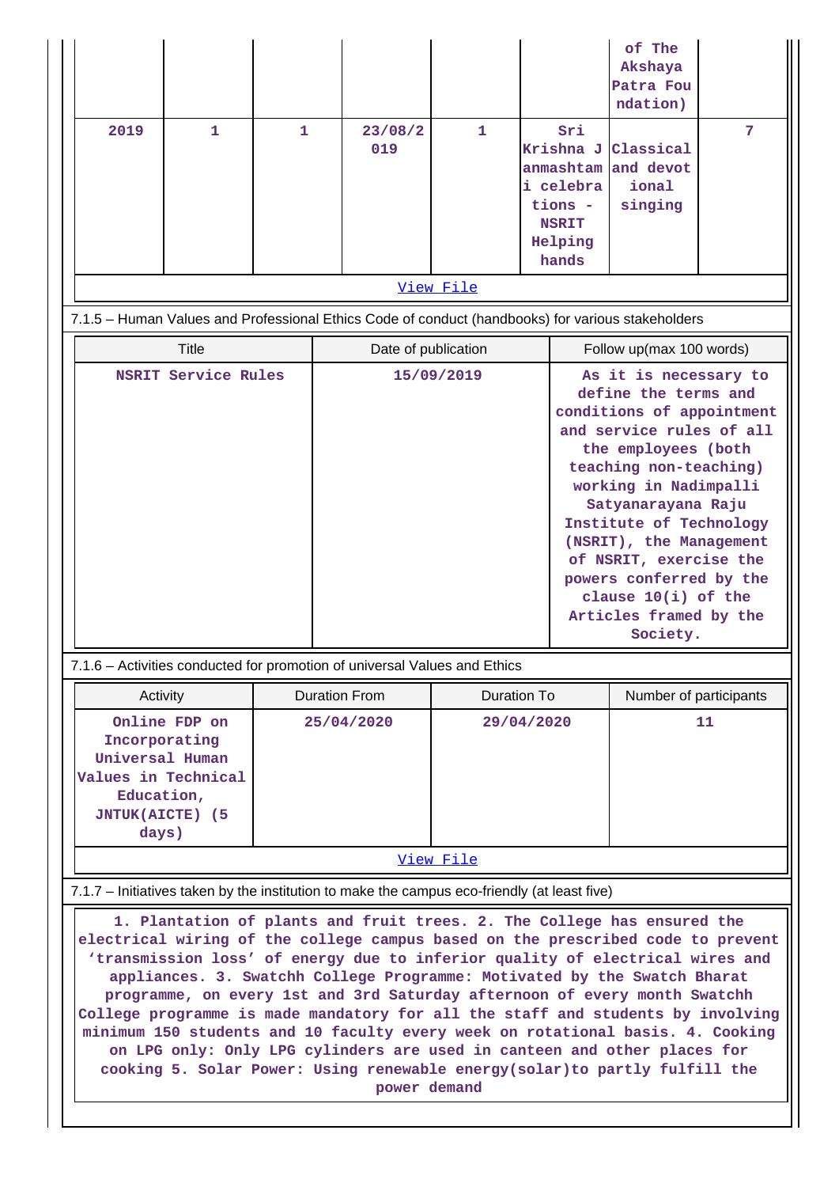|  |  |  |  |  |  | of The Akshaya Patra Foundation) |  |
|---|---|---|---|---|---|---|---|
| 2019 | 1 | 1 | 23/08/2019 | 1 | Sri Krishna Janmashtami celebrations - NSRIT Helping hands | Classical and devotional singing | 7 |

View File

7.1.5 – Human Values and Professional Ethics Code of conduct (handbooks) for various stakeholders

| Title | Date of publication | Follow up(max 100 words) |
|---|---|---|
| NSRIT Service Rules | 15/09/2019 | As it is necessary to define the terms and conditions of appointment and service rules of all the employees (both teaching non-teaching) working in Nadimpalli Satyanarayana Raju Institute of Technology (NSRIT), the Management of NSRIT, exercise the powers conferred by the clause 10(i) of the Articles framed by the Society. |

7.1.6 – Activities conducted for promotion of universal Values and Ethics

| Activity | Duration From | Duration To | Number of participants |
|---|---|---|---|
| Online FDP on Incorporating Universal Human Values in Technical Education, JNTUK(AICTE) (5 days) | 25/04/2020 | 29/04/2020 | 11 |

View File

7.1.7 – Initiatives taken by the institution to make the campus eco-friendly (at least five)

1. Plantation of plants and fruit trees. 2. The College has ensured the electrical wiring of the college campus based on the prescribed code to prevent 'transmission loss' of energy due to inferior quality of electrical wires and appliances. 3. Swatchh College Programme: Motivated by the Swatch Bharat programme, on every 1st and 3rd Saturday afternoon of every month Swatchh College programme is made mandatory for all the staff and students by involving minimum 150 students and 10 faculty every week on rotational basis. 4. Cooking on LPG only: Only LPG cylinders are used in canteen and other places for cooking 5. Solar Power: Using renewable energy(solar)to partly fulfill the power demand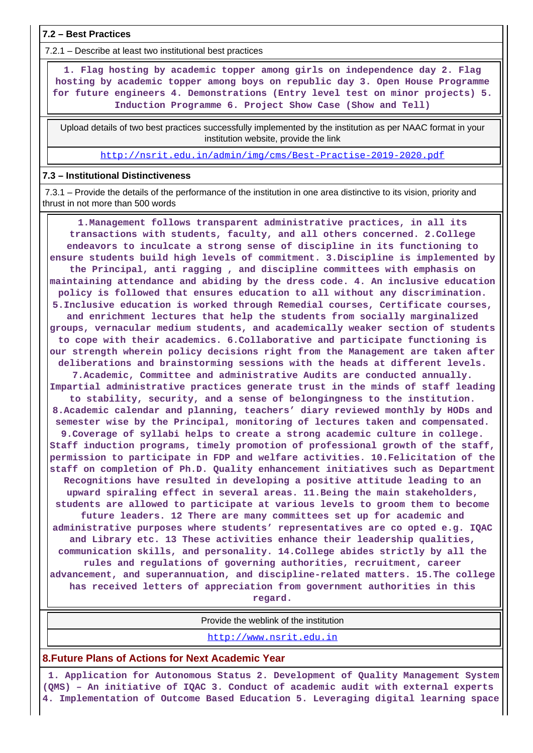### 7.2 – Best Practices

7.2.1 – Describe at least two institutional best practices

**1. Flag hosting by academic topper among girls on independence day 2. Flag hosting by academic topper among boys on republic day 3. Open House Programme for future engineers 4. Demonstrations (Entry level test on minor projects) 5. Induction Programme 6. Project Show Case (Show and Tell)**

Upload details of two best practices successfully implemented by the institution as per NAAC format in your institution website, provide the link

http://nsrit.edu.in/admin/img/cms/Best-Practise-2019-2020.pdf

### 7.3 – Institutional Distinctiveness

7.3.1 – Provide the details of the performance of the institution in one area distinctive to its vision, priority and thrust in not more than 500 words

**1.Management follows transparent administrative practices, in all its transactions with students, faculty, and all others concerned. 2.College endeavors to inculcate a strong sense of discipline in its functioning to ensure students build high levels of commitment. 3.Discipline is implemented by the Principal, anti ragging , and discipline committees with emphasis on maintaining attendance and abiding by the dress code. 4. An inclusive education policy is followed that ensures education to all without any discrimination. 5.Inclusive education is worked through Remedial courses, Certificate courses, and enrichment lectures that help the students from socially marginalized groups, vernacular medium students, and academically weaker section of students to cope with their academics. 6.Collaborative and participate functioning is our strength wherein policy decisions right from the Management are taken after deliberations and brainstorming sessions with the heads at different levels. 7.Academic, Committee and administrative Audits are conducted annually. Impartial administrative practices generate trust in the minds of staff leading to stability, security, and a sense of belongingness to the institution. 8.Academic calendar and planning, teachers' diary reviewed monthly by HODs and semester wise by the Principal, monitoring of lectures taken and compensated. 9.Coverage of syllabi helps to create a strong academic culture in college. Staff induction programs, timely promotion of professional growth of the staff, permission to participate in FDP and welfare activities. 10.Felicitation of the staff on completion of Ph.D. Quality enhancement initiatives such as Department Recognitions have resulted in developing a positive attitude leading to an upward spiraling effect in several areas. 11.Being the main stakeholders, students are allowed to participate at various levels to groom them to become future leaders. 12 There are many committees set up for academic and administrative purposes where students' representatives are co opted e.g. IQAC and Library etc. 13 These activities enhance their leadership qualities, communication skills, and personality. 14.College abides strictly by all the rules and regulations of governing authorities, recruitment, career advancement, and superannuation, and discipline-related matters. 15.The college has received letters of appreciation from government authorities in this regard.**

Provide the weblink of the institution

http://www.nsrit.edu.in

## 8.Future Plans of Actions for Next Academic Year

**1. Application for Autonomous Status 2. Development of Quality Management System (QMS) – An initiative of IQAC 3. Conduct of academic audit with external experts 4. Implementation of Outcome Based Education 5. Leveraging digital learning space**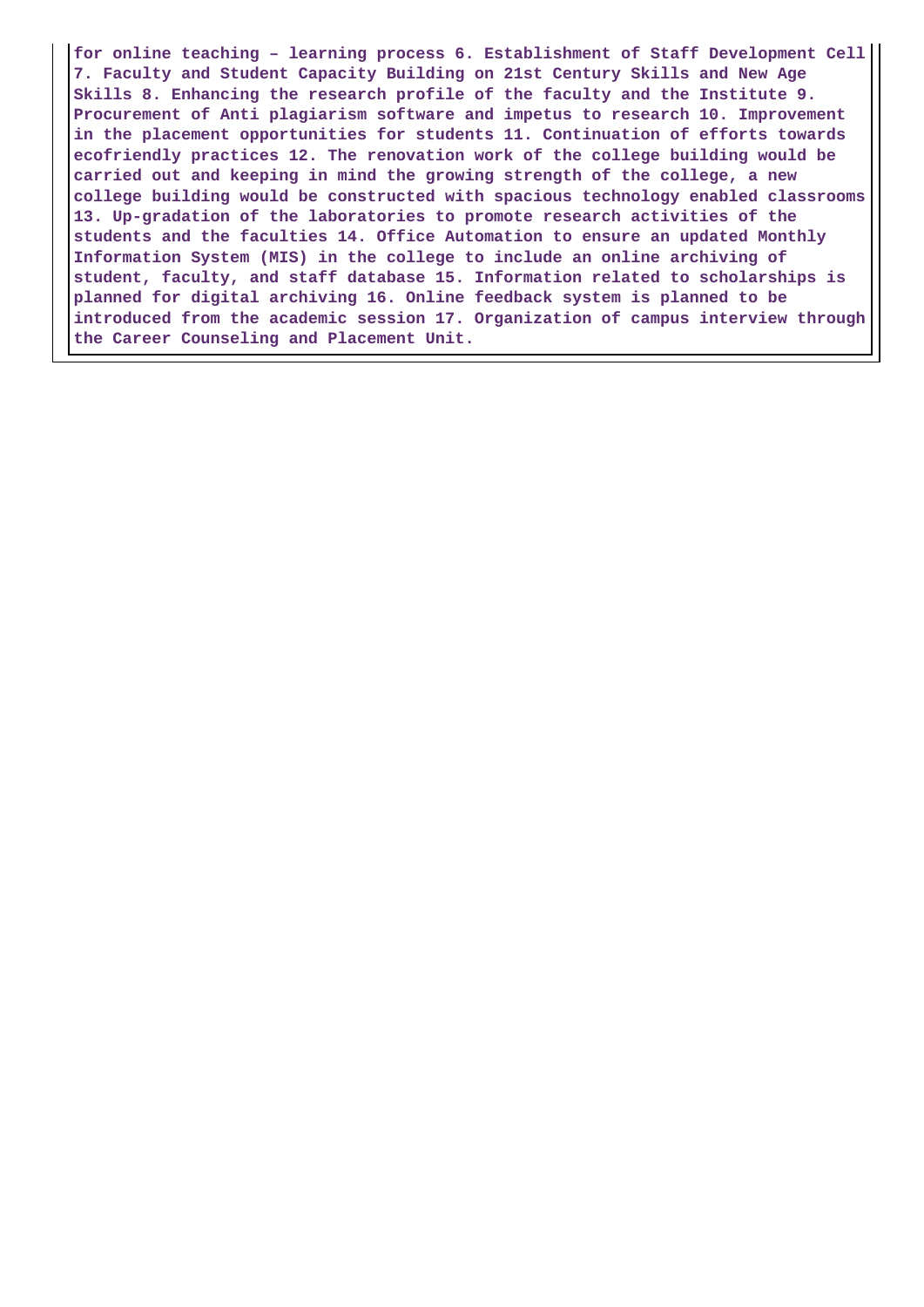**for online teaching – learning process 6. Establishment of Staff Development Cell 7. Faculty and Student Capacity Building on 21st Century Skills and New Age Skills 8. Enhancing the research profile of the faculty and the Institute 9. Procurement of Anti plagiarism software and impetus to research 10. Improvement in the placement opportunities for students 11. Continuation of efforts towards ecofriendly practices 12. The renovation work of the college building would be carried out and keeping in mind the growing strength of the college, a new college building would be constructed with spacious technology enabled classrooms 13. Up-gradation of the laboratories to promote research activities of the students and the faculties 14. Office Automation to ensure an updated Monthly Information System (MIS) in the college to include an online archiving of student, faculty, and staff database 15. Information related to scholarships is planned for digital archiving 16. Online feedback system is planned to be introduced from the academic session 17. Organization of campus interview through the Career Counseling and Placement Unit.**